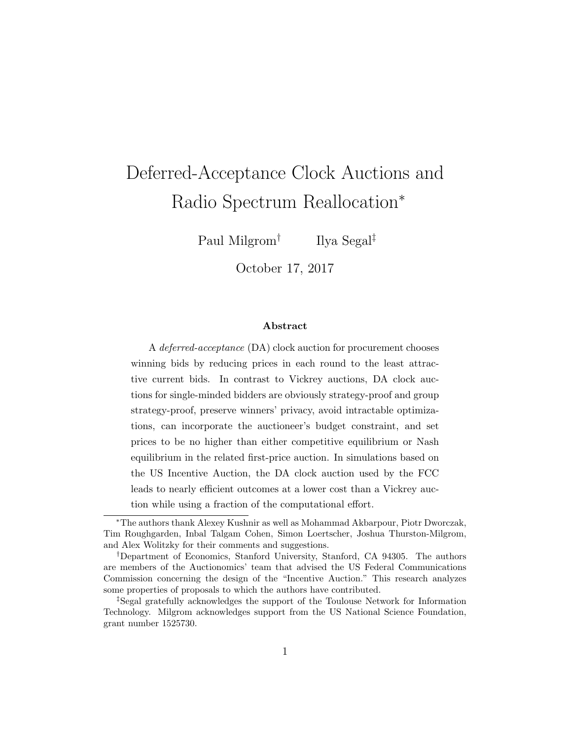# Deferred-Acceptance Clock Auctions and Radio Spectrum Reallocation*

Paul Milgrom[†] Ilya Segal[‡]

October 17, 2017

## Abstract

A *deferred-acceptance* (DA) clock auction for procurement chooses winning bids by reducing prices in each round to the least attractive current bids. In contrast to Vickrey auctions, DA clock auctions for single-minded bidders are obviously strategy-proof and group strategy-proof, preserve winners' privacy, avoid intractable optimizations, can incorporate the auctioneer's budget constraint, and set prices to be no higher than either competitive equilibrium or Nash equilibrium in the related first-price auction. In simulations based on the US Incentive Auction, the DA clock auction used by the FCC leads to nearly efficient outcomes at a lower cost than a Vickrey auction while using a fraction of the computational effort.

---

*The authors thank Alexey Kushnir as well as Mohammad Akbarpour, Piotr Dworczak, Tim Roughgarden, Inbal Talgam Cohen, Simon Loertscher, Joshua Thurston-Milgrom, and Alex Wolitzky for their comments and suggestions.

[†]Department of Economics, Stanford University, Stanford, CA 94305. The authors are members of the Auctionomics' team that advised the US Federal Communications Commission concerning the design of the "Incentive Auction." This research analyzes some properties of proposals to which the authors have contributed.

[‡]Segal gratefully acknowledges the support of the Toulouse Network for Information Technology. Milgrom acknowledges support from the US National Science Foundation, grant number 1525730.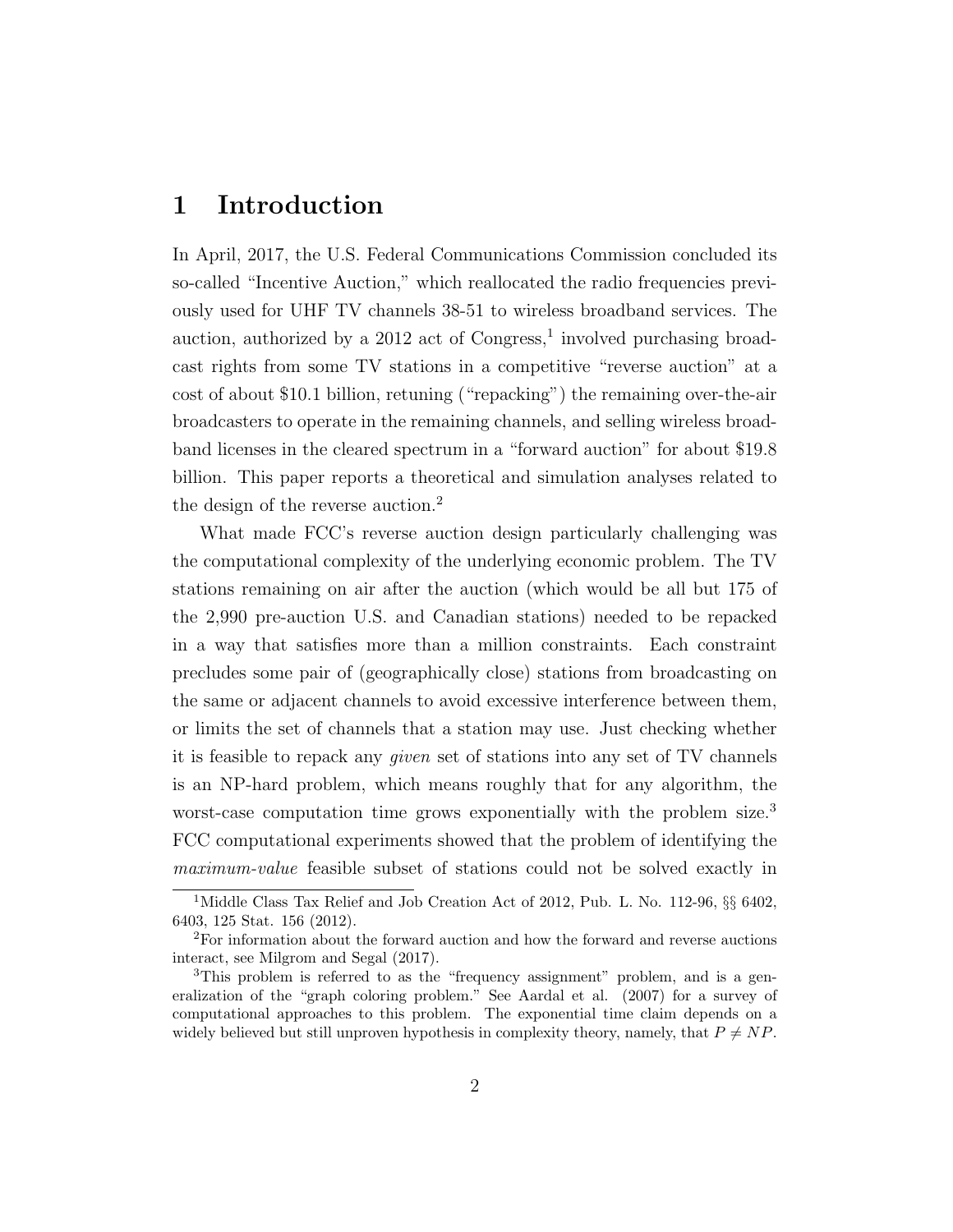# 1 Introduction

In April, 2017, the U.S. Federal Communications Commission concluded its so-called "Incentive Auction," which reallocated the radio frequencies previously used for UHF TV channels 38-51 to wireless broadband services. The auction, authorized by a 2012 act of Congress,[1] involved purchasing broadcast rights from some TV stations in a competitive "reverse auction" at a cost of about \$10.1 billion, retuning ("repacking") the remaining over-the-air broadcasters to operate in the remaining channels, and selling wireless broadband licenses in the cleared spectrum in a "forward auction" for about \$19.8 billion. This paper reports a theoretical and simulation analyses related to the design of the reverse auction.[2]

What made FCC's reverse auction design particularly challenging was the computational complexity of the underlying economic problem. The TV stations remaining on air after the auction (which would be all but 175 of the 2,990 pre-auction U.S. and Canadian stations) needed to be repacked in a way that satisfies more than a million constraints. Each constraint precludes some pair of (geographically close) stations from broadcasting on the same or adjacent channels to avoid excessive interference between them, or limits the set of channels that a station may use. Just checking whether it is feasible to repack any *given* set of stations into any set of TV channels is an NP-hard problem, which means roughly that for any algorithm, the worst-case computation time grows exponentially with the problem size.[3] FCC computational experiments showed that the problem of identifying the *maximum-value* feasible subset of stations could not be solved exactly in

[1] Middle Class Tax Relief and Job Creation Act of 2012, Pub. L. No. 112-96, §§ 6402, 6403, 125 Stat. 156 (2012).

[2] For information about the forward auction and how the forward and reverse auctions interact, see Milgrom and Segal (2017).

[3] This problem is referred to as the "frequency assignment" problem, and is a generalization of the "graph coloring problem." See Aardal et al. (2007) for a survey of computational approaches to this problem. The exponential time claim depends on a widely believed but still unproven hypothesis in complexity theory, namely, that $P \neq NP$.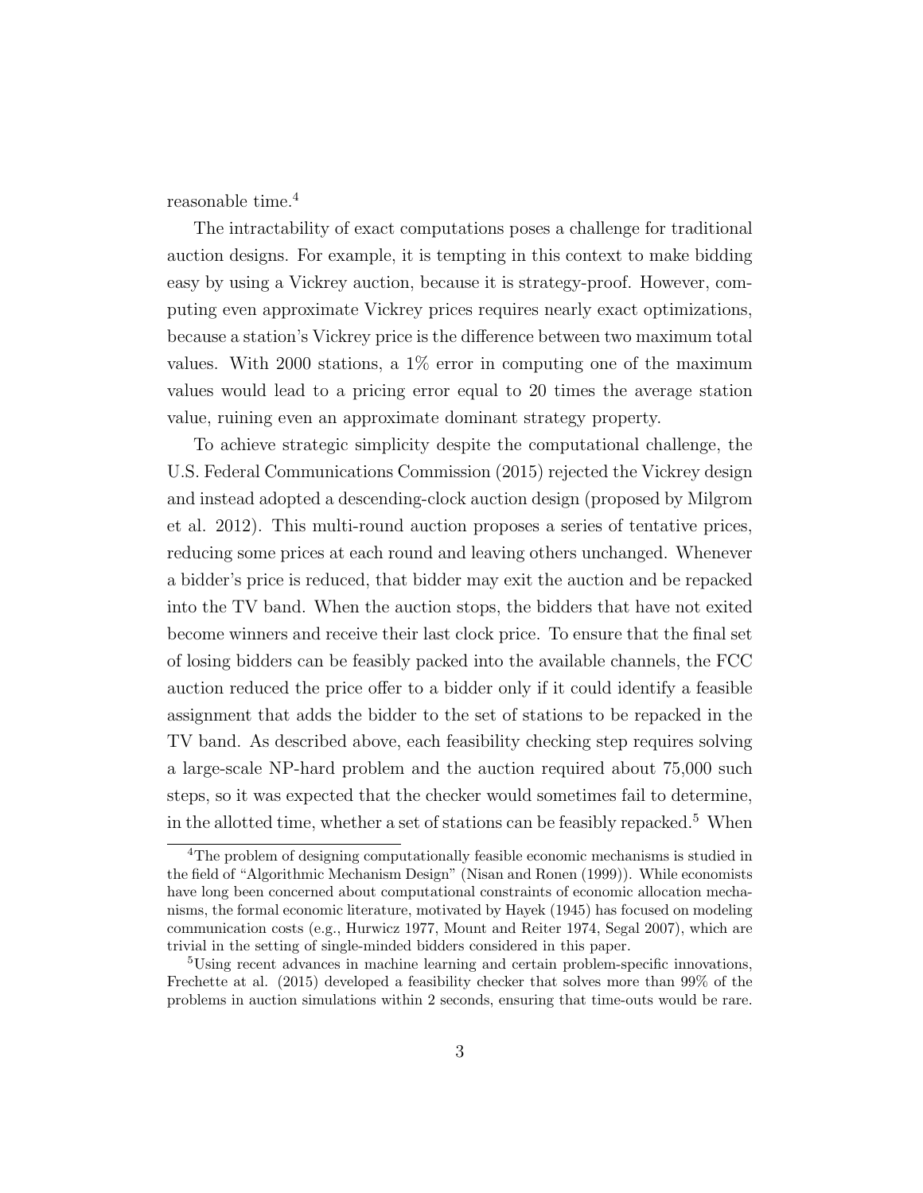reasonable time.[4]

The intractability of exact computations poses a challenge for traditional auction designs. For example, it is tempting in this context to make bidding easy by using a Vickrey auction, because it is strategy-proof. However, computing even approximate Vickrey prices requires nearly exact optimizations, because a station's Vickrey price is the difference between two maximum total values. With 2000 stations, a 1% error in computing one of the maximum values would lead to a pricing error equal to 20 times the average station value, ruining even an approximate dominant strategy property.

To achieve strategic simplicity despite the computational challenge, the U.S. Federal Communications Commission (2015) rejected the Vickrey design and instead adopted a descending-clock auction design (proposed by Milgrom et al. 2012). This multi-round auction proposes a series of tentative prices, reducing some prices at each round and leaving others unchanged. Whenever a bidder's price is reduced, that bidder may exit the auction and be repacked into the TV band. When the auction stops, the bidders that have not exited become winners and receive their last clock price. To ensure that the final set of losing bidders can be feasibly packed into the available channels, the FCC auction reduced the price offer to a bidder only if it could identify a feasible assignment that adds the bidder to the set of stations to be repacked in the TV band. As described above, each feasibility checking step requires solving a large-scale NP-hard problem and the auction required about 75,000 such steps, so it was expected that the checker would sometimes fail to determine, in the allotted time, whether a set of stations can be feasibly repacked.[5] When

---

[4] The problem of designing computationally feasible economic mechanisms is studied in the field of "Algorithmic Mechanism Design" (Nisan and Ronen (1999)). While economists have long been concerned about computational constraints of economic allocation mechanisms, the formal economic literature, motivated by Hayek (1945) has focused on modeling communication costs (e.g., Hurwicz 1977, Mount and Reiter 1974, Segal 2007), which are trivial in the setting of single-minded bidders considered in this paper.

[5] Using recent advances in machine learning and certain problem-specific innovations, Frechette at al. (2015) developed a feasibility checker that solves more than 99% of the problems in auction simulations within 2 seconds, ensuring that time-outs would be rare.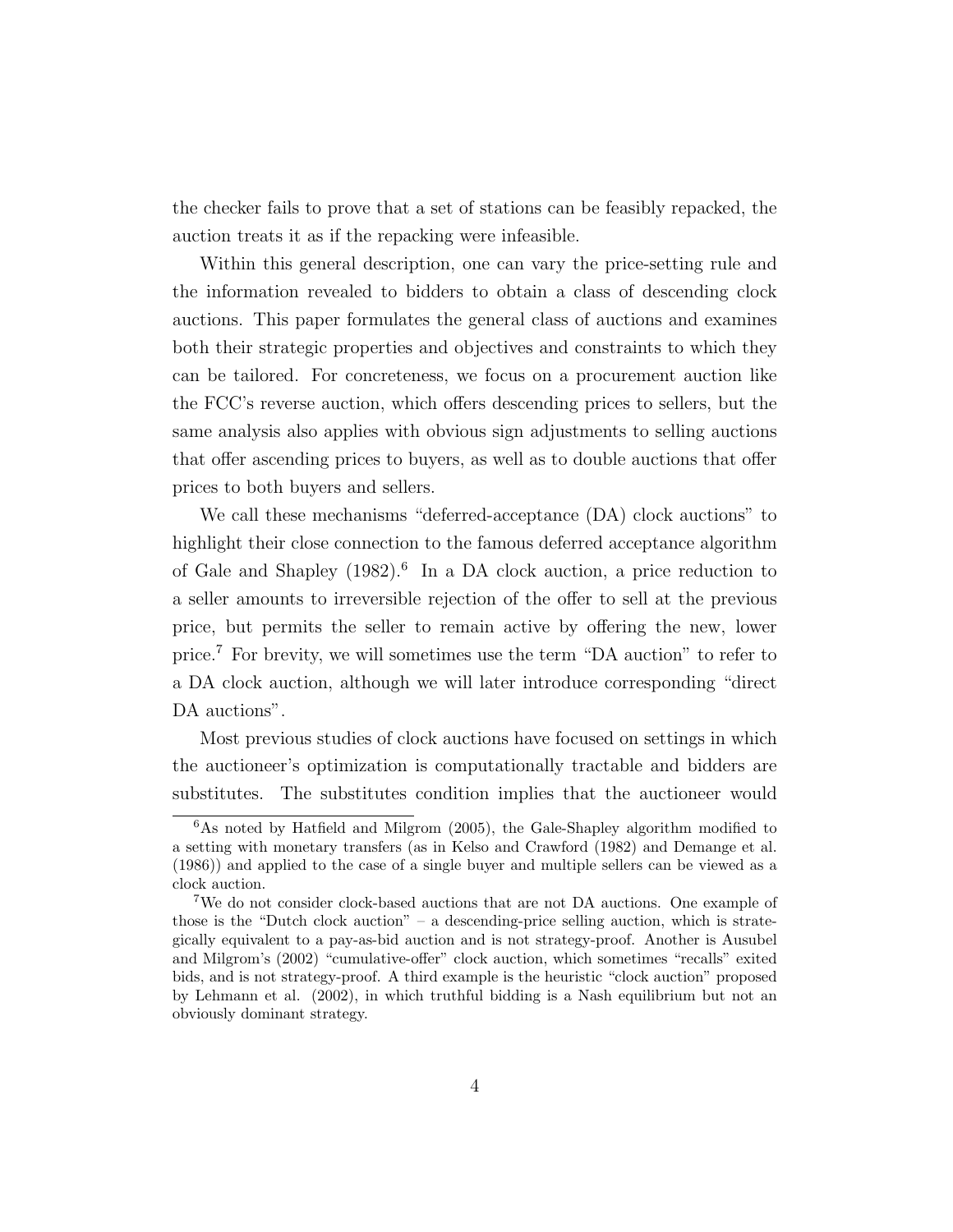the checker fails to prove that a set of stations can be feasibly repacked, the auction treats it as if the repacking were infeasible.

Within this general description, one can vary the price-setting rule and the information revealed to bidders to obtain a class of descending clock auctions. This paper formulates the general class of auctions and examines both their strategic properties and objectives and constraints to which they can be tailored. For concreteness, we focus on a procurement auction like the FCC's reverse auction, which offers descending prices to sellers, but the same analysis also applies with obvious sign adjustments to selling auctions that offer ascending prices to buyers, as well as to double auctions that offer prices to both buyers and sellers.

We call these mechanisms "deferred-acceptance (DA) clock auctions" to highlight their close connection to the famous deferred acceptance algorithm of Gale and Shapley (1982).[6] In a DA clock auction, a price reduction to a seller amounts to irreversible rejection of the offer to sell at the previous price, but permits the seller to remain active by offering the new, lower price.[7] For brevity, we will sometimes use the term "DA auction" to refer to a DA clock auction, although we will later introduce corresponding "direct DA auctions".

Most previous studies of clock auctions have focused on settings in which the auctioneer's optimization is computationally tractable and bidders are substitutes. The substitutes condition implies that the auctioneer would

---

[6] As noted by Hatfield and Milgrom (2005), the Gale-Shapley algorithm modified to a setting with monetary transfers (as in Kelso and Crawford (1982) and Demange et al. (1986)) and applied to the case of a single buyer and multiple sellers can be viewed as a clock auction.

[7] We do not consider clock-based auctions that are not DA auctions. One example of those is the "Dutch clock auction" – a descending-price selling auction, which is strategically equivalent to a pay-as-bid auction and is not strategy-proof. Another is Ausubel and Milgrom's (2002) "cumulative-offer" clock auction, which sometimes "recalls" exited bids, and is not strategy-proof. A third example is the heuristic "clock auction" proposed by Lehmann et al. (2002), in which truthful bidding is a Nash equilibrium but not an obviously dominant strategy.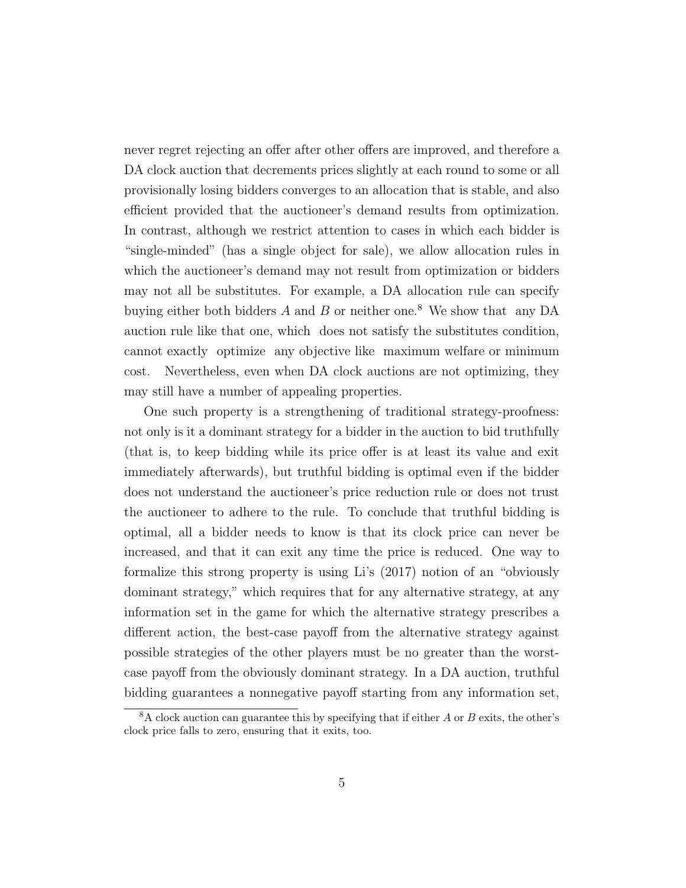never regret rejecting an offer after other offers are improved, and therefore a DA clock auction that decrements prices slightly at each round to some or all provisionally losing bidders converges to an allocation that is stable, and also efficient provided that the auctioneer's demand results from optimization. In contrast, although we restrict attention to cases in which each bidder is "single-minded" (has a single object for sale), we allow allocation rules in which the auctioneer's demand may not result from optimization or bidders may not all be substitutes. For example, a DA allocation rule can specify buying either both bidders $A$ and $B$ or neither one.[8] We show that any DA auction rule like that one, which does not satisfy the substitutes condition, cannot exactly optimize any objective like maximum welfare or minimum cost. Nevertheless, even when DA clock auctions are not optimizing, they may still have a number of appealing properties.

One such property is a strengthening of traditional strategy-proofness: not only is it a dominant strategy for a bidder in the auction to bid truthfully (that is, to keep bidding while its price offer is at least its value and exit immediately afterwards), but truthful bidding is optimal even if the bidder does not understand the auctioneer's price reduction rule or does not trust the auctioneer to adhere to the rule. To conclude that truthful bidding is optimal, all a bidder needs to know is that its clock price can never be increased, and that it can exit any time the price is reduced. One way to formalize this strong property is using Li's (2017) notion of an "obviously dominant strategy," which requires that for any alternative strategy, at any information set in the game for which the alternative strategy prescribes a different action, the best-case payoff from the alternative strategy against possible strategies of the other players must be no greater than the worst-case payoff from the obviously dominant strategy. In a DA auction, truthful bidding guarantees a nonnegative payoff starting from any information set,

[8] A clock auction can guarantee this by specifying that if either $A$ or $B$ exits, the other's clock price falls to zero, ensuring that it exits, too.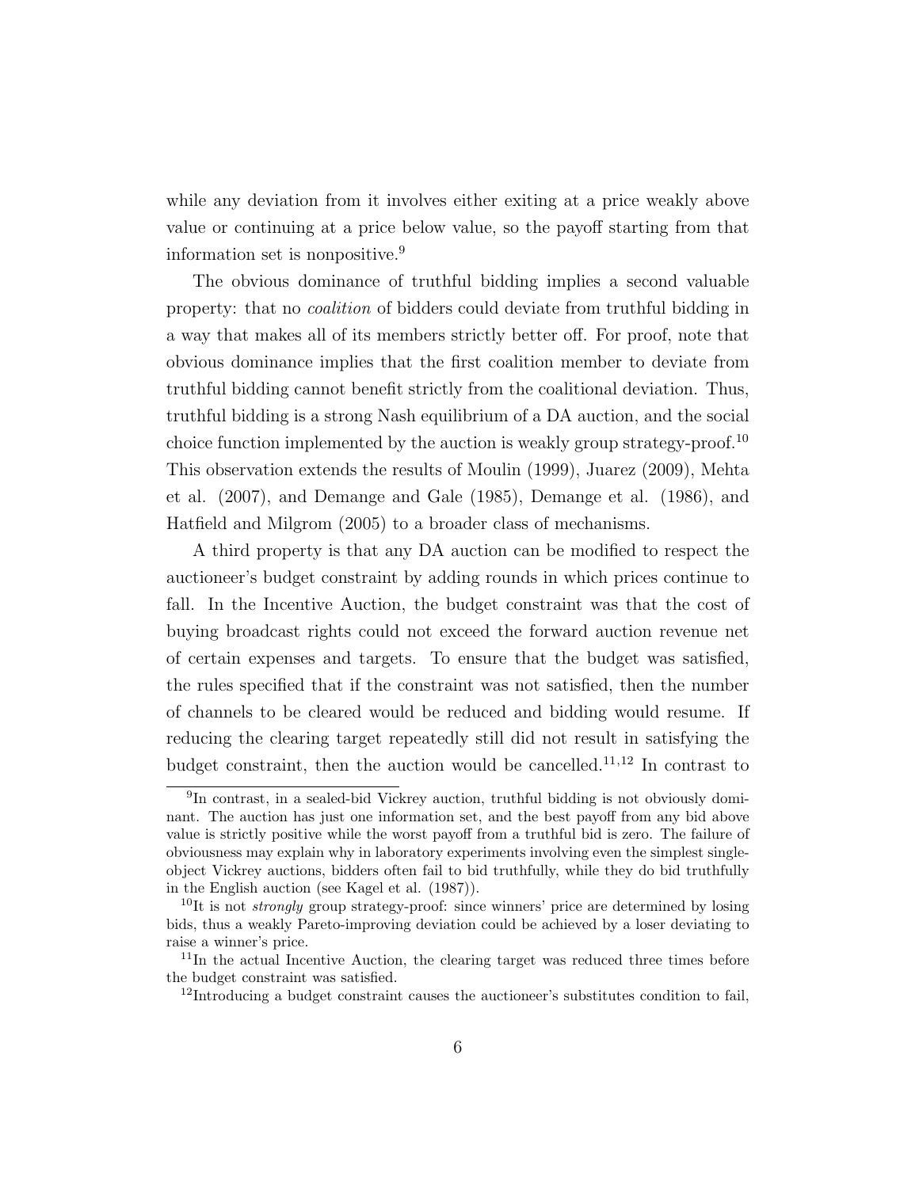while any deviation from it involves either exiting at a price weakly above value or continuing at a price below value, so the payoff starting from that information set is nonpositive.[9]

The obvious dominance of truthful bidding implies a second valuable property: that no *coalition* of bidders could deviate from truthful bidding in a way that makes all of its members strictly better off. For proof, note that obvious dominance implies that the first coalition member to deviate from truthful bidding cannot benefit strictly from the coalitional deviation. Thus, truthful bidding is a strong Nash equilibrium of a DA auction, and the social choice function implemented by the auction is weakly group strategy-proof.[10] This observation extends the results of Moulin (1999), Juarez (2009), Mehta et al. (2007), and Demange and Gale (1985), Demange et al. (1986), and Hatfield and Milgrom (2005) to a broader class of mechanisms.

A third property is that any DA auction can be modified to respect the auctioneer's budget constraint by adding rounds in which prices continue to fall. In the Incentive Auction, the budget constraint was that the cost of buying broadcast rights could not exceed the forward auction revenue net of certain expenses and targets. To ensure that the budget was satisfied, the rules specified that if the constraint was not satisfied, then the number of channels to be cleared would be reduced and bidding would resume. If reducing the clearing target repeatedly still did not result in satisfying the budget constraint, then the auction would be cancelled.[11,12] In contrast to

[9] In contrast, in a sealed-bid Vickrey auction, truthful bidding is not obviously dominant. The auction has just one information set, and the best payoff from any bid above value is strictly positive while the worst payoff from a truthful bid is zero. The failure of obviousness may explain why in laboratory experiments involving even the simplest single-object Vickrey auctions, bidders often fail to bid truthfully, while they do bid truthfully in the English auction (see Kagel et al. (1987)).

[10] It is not *strongly* group strategy-proof: since winners' price are determined by losing bids, thus a weakly Pareto-improving deviation could be achieved by a loser deviating to raise a winner's price.

[11] In the actual Incentive Auction, the clearing target was reduced three times before the budget constraint was satisfied.

[12] Introducing a budget constraint causes the auctioneer's substitutes condition to fail,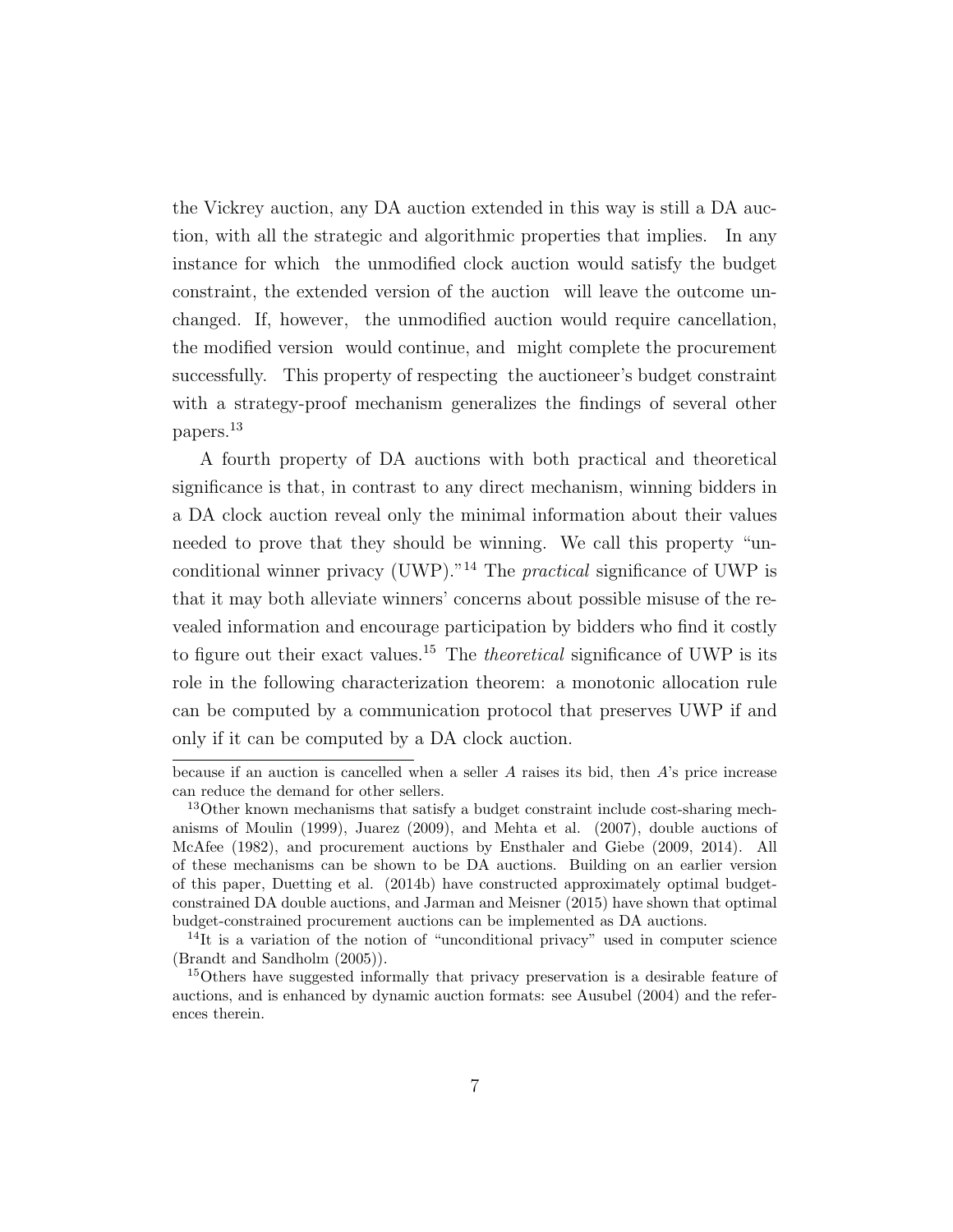the Vickrey auction, any DA auction extended in this way is still a DA auction, with all the strategic and algorithmic properties that implies. In any instance for which the unmodified clock auction would satisfy the budget constraint, the extended version of the auction will leave the outcome unchanged. If, however, the unmodified auction would require cancellation, the modified version would continue, and might complete the procurement successfully. This property of respecting the auctioneer's budget constraint with a strategy-proof mechanism generalizes the findings of several other papers.[13]

A fourth property of DA auctions with both practical and theoretical significance is that, in contrast to any direct mechanism, winning bidders in a DA clock auction reveal only the minimal information about their values needed to prove that they should be winning. We call this property "unconditional winner privacy (UWP)."[14] The *practical* significance of UWP is that it may both alleviate winners' concerns about possible misuse of the revealed information and encourage participation by bidders who find it costly to figure out their exact values.[15] The *theoretical* significance of UWP is its role in the following characterization theorem: a monotonic allocation rule can be computed by a communication protocol that preserves UWP if and only if it can be computed by a DA clock auction.

---

because if an auction is cancelled when a seller $A$ raises its bid, then $A$'s price increase can reduce the demand for other sellers.

[13] Other known mechanisms that satisfy a budget constraint include cost-sharing mechanisms of Moulin (1999), Juarez (2009), and Mehta et al. (2007), double auctions of McAfee (1982), and procurement auctions by Ensthaler and Giebe (2009, 2014). All of these mechanisms can be shown to be DA auctions. Building on an earlier version of this paper, Duetting et al. (2014b) have constructed approximately optimal budget-constrained DA double auctions, and Jarman and Meisner (2015) have shown that optimal budget-constrained procurement auctions can be implemented as DA auctions.

[14] It is a variation of the notion of "unconditional privacy" used in computer science (Brandt and Sandholm (2005)).

[15] Others have suggested informally that privacy preservation is a desirable feature of auctions, and is enhanced by dynamic auction formats: see Ausubel (2004) and the references therein.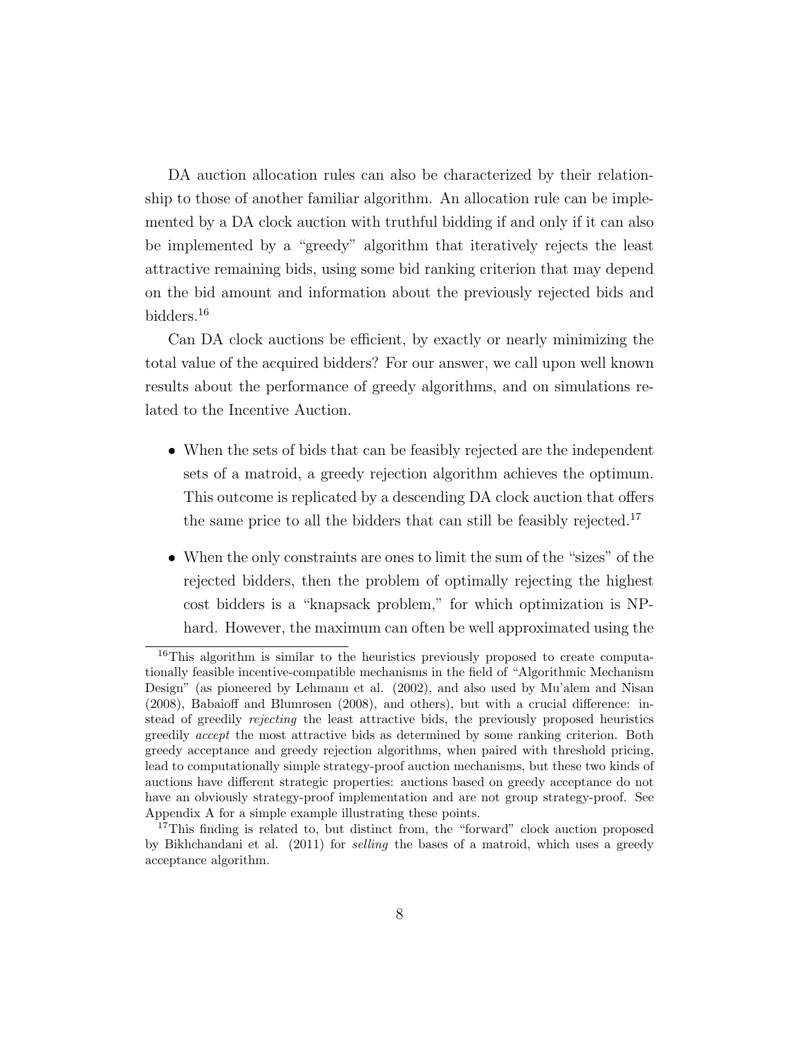DA auction allocation rules can also be characterized by their relationship to those of another familiar algorithm. An allocation rule can be implemented by a DA clock auction with truthful bidding if and only if it can also be implemented by a "greedy" algorithm that iteratively rejects the least attractive remaining bids, using some bid ranking criterion that may depend on the bid amount and information about the previously rejected bids and bidders.[16]

Can DA clock auctions be efficient, by exactly or nearly minimizing the total value of the acquired bidders? For our answer, we call upon well known results about the performance of greedy algorithms, and on simulations related to the Incentive Auction.

- When the sets of bids that can be feasibly rejected are the independent sets of a matroid, a greedy rejection algorithm achieves the optimum. This outcome is replicated by a descending DA clock auction that offers the same price to all the bidders that can still be feasibly rejected.[17]
- When the only constraints are ones to limit the sum of the "sizes" of the rejected bidders, then the problem of optimally rejecting the highest cost bidders is a "knapsack problem," for which optimization is NP-hard. However, the maximum can often be well approximated using the

[16] This algorithm is similar to the heuristics previously proposed to create computationally feasible incentive-compatible mechanisms in the field of "Algorithmic Mechanism Design" (as pioneered by Lehmann et al. (2002), and also used by Mu'alem and Nisan (2008), Babaioff and Blumrosen (2008), and others), but with a crucial difference: instead of greedily *rejecting* the least attractive bids, the previously proposed heuristics greedily *accept* the most attractive bids as determined by some ranking criterion. Both greedy acceptance and greedy rejection algorithms, when paired with threshold pricing, lead to computationally simple strategy-proof auction mechanisms, but these two kinds of auctions have different strategic properties: auctions based on greedy acceptance do not have an obviously strategy-proof implementation and are not group strategy-proof. See Appendix A for a simple example illustrating these points.

[17] This finding is related to, but distinct from, the "forward" clock auction proposed by Bikhchandani et al. (2011) for *selling* the bases of a matroid, which uses a greedy acceptance algorithm.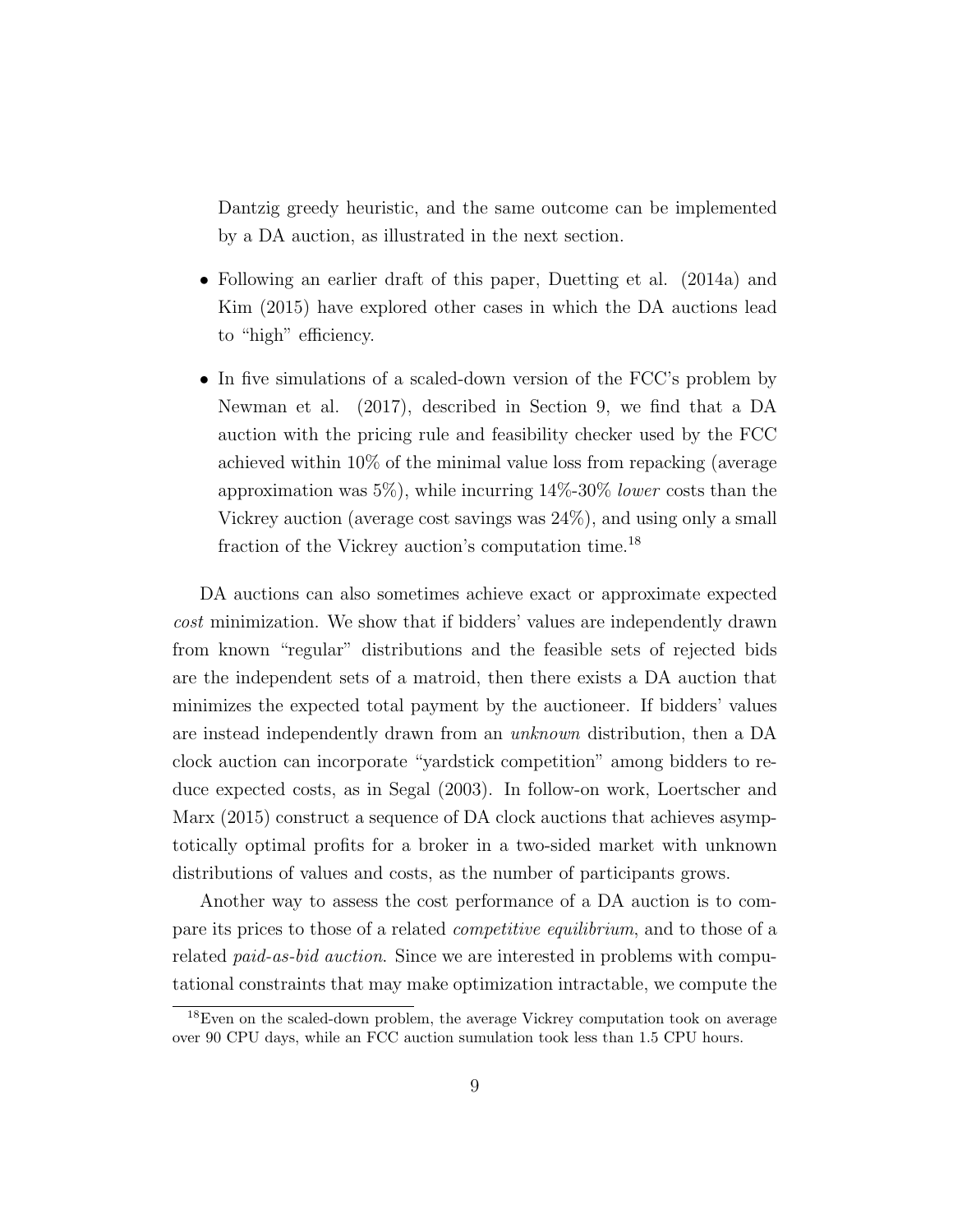Dantzig greedy heuristic, and the same outcome can be implemented by a DA auction, as illustrated in the next section.

- Following an earlier draft of this paper, Duetting et al. (2014a) and Kim (2015) have explored other cases in which the DA auctions lead to "high" efficiency.

- In five simulations of a scaled-down version of the FCC's problem by Newman et al. (2017), described in Section 9, we find that a DA auction with the pricing rule and feasibility checker used by the FCC achieved within 10% of the minimal value loss from repacking (average approximation was 5%), while incurring 14%-30% *lower* costs than the Vickrey auction (average cost savings was 24%), and using only a small fraction of the Vickrey auction's computation time.[18]

DA auctions can also sometimes achieve exact or approximate expected *cost* minimization. We show that if bidders' values are independently drawn from known "regular" distributions and the feasible sets of rejected bids are the independent sets of a matroid, then there exists a DA auction that minimizes the expected total payment by the auctioneer. If bidders' values are instead independently drawn from an *unknown* distribution, then a DA clock auction can incorporate "yardstick competition" among bidders to reduce expected costs, as in Segal (2003). In follow-on work, Loertscher and Marx (2015) construct a sequence of DA clock auctions that achieves asymptotically optimal profits for a broker in a two-sided market with unknown distributions of values and costs, as the number of participants grows.

Another way to assess the cost performance of a DA auction is to compare its prices to those of a related *competitive equilibrium*, and to those of a related *paid-as-bid auction*. Since we are interested in problems with computational constraints that may make optimization intractable, we compute the

[18] Even on the scaled-down problem, the average Vickrey computation took on average over 90 CPU days, while an FCC auction sumulation took less than 1.5 CPU hours.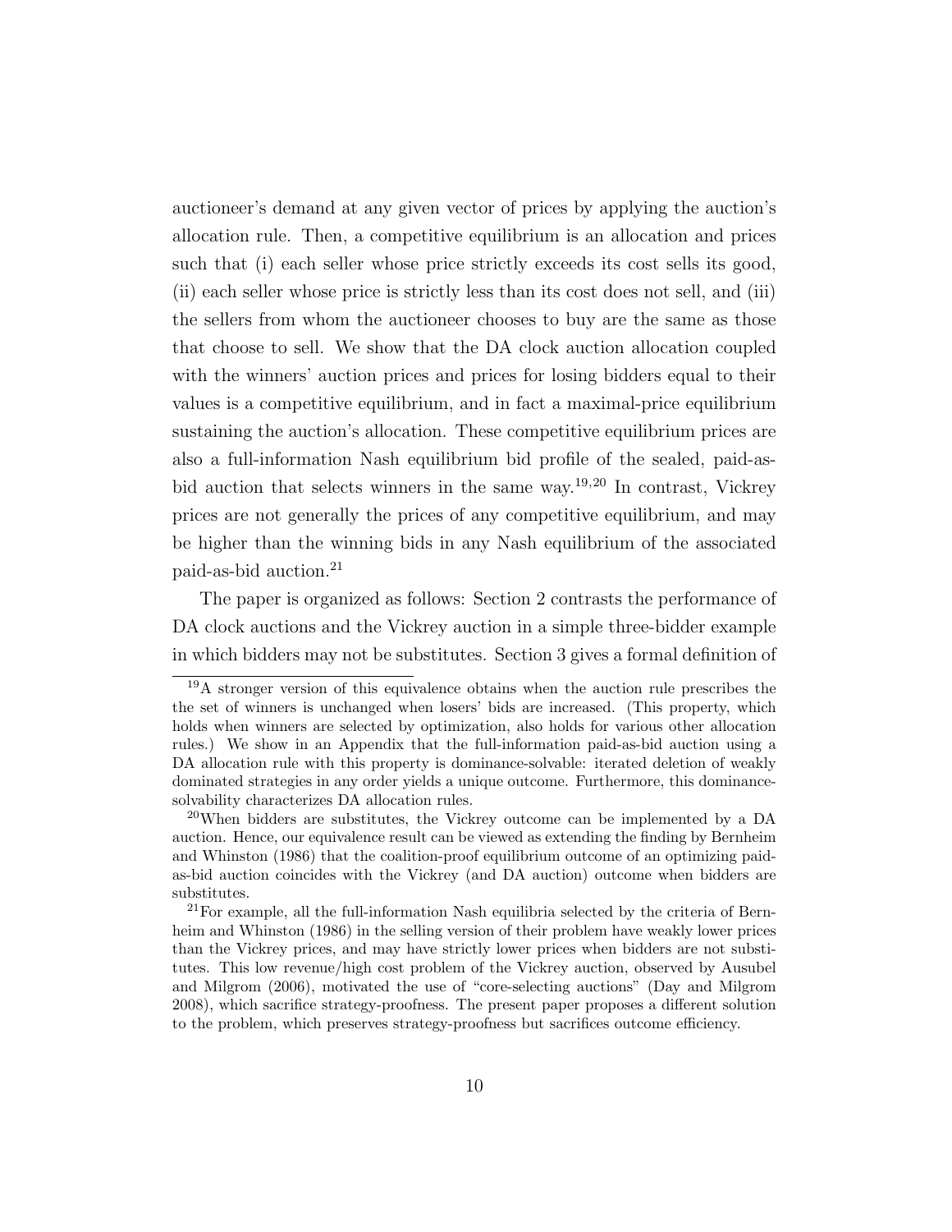auctioneer's demand at any given vector of prices by applying the auction's allocation rule. Then, a competitive equilibrium is an allocation and prices such that (i) each seller whose price strictly exceeds its cost sells its good, (ii) each seller whose price is strictly less than its cost does not sell, and (iii) the sellers from whom the auctioneer chooses to buy are the same as those that choose to sell. We show that the DA clock auction allocation coupled with the winners' auction prices and prices for losing bidders equal to their values is a competitive equilibrium, and in fact a maximal-price equilibrium sustaining the auction's allocation. These competitive equilibrium prices are also a full-information Nash equilibrium bid profile of the sealed, paid-as-bid auction that selects winners in the same way.[19,20] In contrast, Vickrey prices are not generally the prices of any competitive equilibrium, and may be higher than the winning bids in any Nash equilibrium of the associated paid-as-bid auction.[21]

The paper is organized as follows: Section 2 contrasts the performance of DA clock auctions and the Vickrey auction in a simple three-bidder example in which bidders may not be substitutes. Section 3 gives a formal definition of

[19] A stronger version of this equivalence obtains when the auction rule prescribes the the set of winners is unchanged when losers' bids are increased. (This property, which holds when winners are selected by optimization, also holds for various other allocation rules.) We show in an Appendix that the full-information paid-as-bid auction using a DA allocation rule with this property is dominance-solvable: iterated deletion of weakly dominated strategies in any order yields a unique outcome. Furthermore, this dominance-solvability characterizes DA allocation rules.

[20] When bidders are substitutes, the Vickrey outcome can be implemented by a DA auction. Hence, our equivalence result can be viewed as extending the finding by Bernheim and Whinston (1986) that the coalition-proof equilibrium outcome of an optimizing paid-as-bid auction coincides with the Vickrey (and DA auction) outcome when bidders are substitutes.

[21] For example, all the full-information Nash equilibria selected by the criteria of Bernheim and Whinston (1986) in the selling version of their problem have weakly lower prices than the Vickrey prices, and may have strictly lower prices when bidders are not substitutes. This low revenue/high cost problem of the Vickrey auction, observed by Ausubel and Milgrom (2006), motivated the use of "core-selecting auctions" (Day and Milgrom 2008), which sacrifice strategy-proofness. The present paper proposes a different solution to the problem, which preserves strategy-proofness but sacrifices outcome efficiency.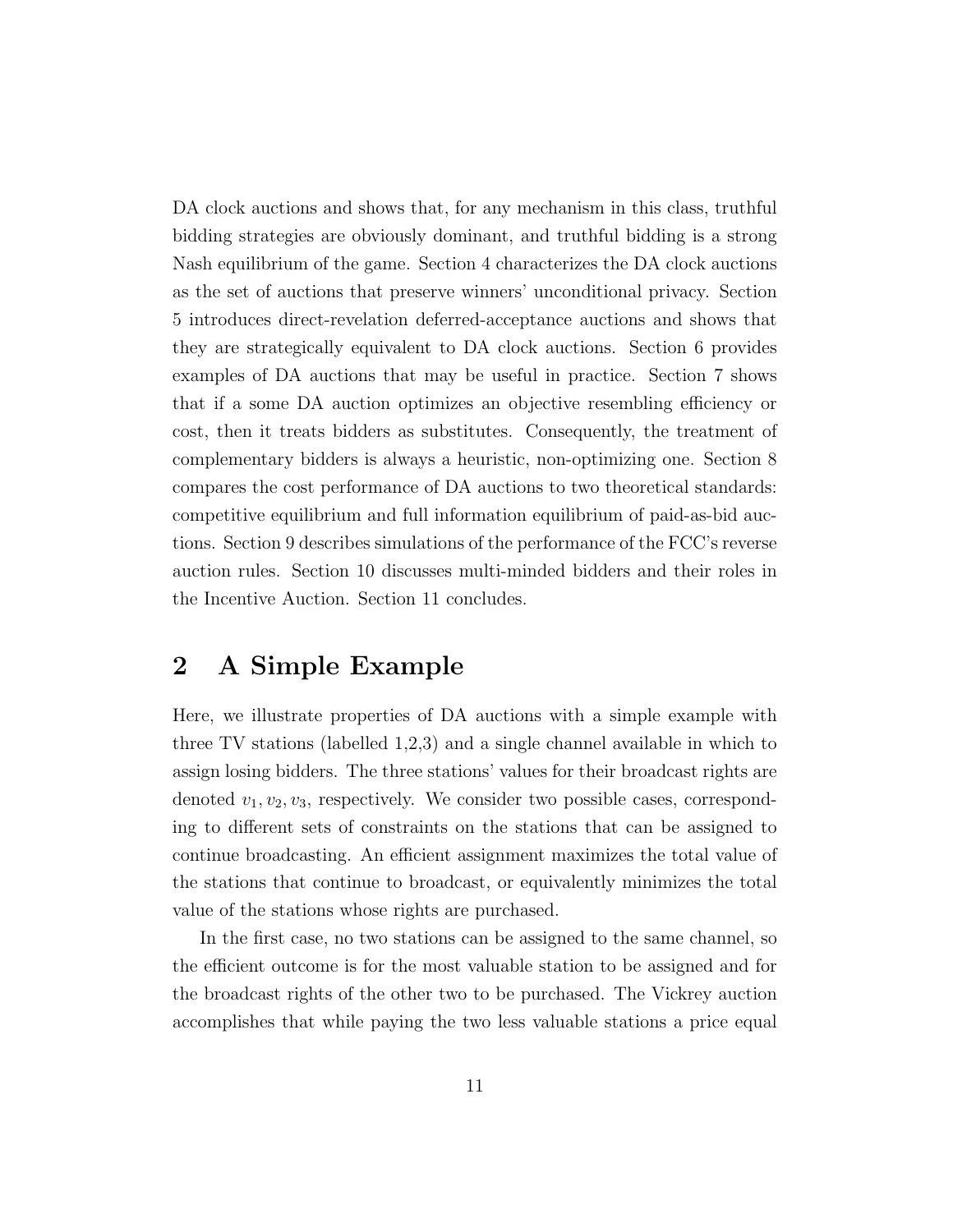DA clock auctions and shows that, for any mechanism in this class, truthful bidding strategies are obviously dominant, and truthful bidding is a strong Nash equilibrium of the game. Section 4 characterizes the DA clock auctions as the set of auctions that preserve winners' unconditional privacy. Section 5 introduces direct-revelation deferred-acceptance auctions and shows that they are strategically equivalent to DA clock auctions. Section 6 provides examples of DA auctions that may be useful in practice. Section 7 shows that if a some DA auction optimizes an objective resembling efficiency or cost, then it treats bidders as substitutes. Consequently, the treatment of complementary bidders is always a heuristic, non-optimizing one. Section 8 compares the cost performance of DA auctions to two theoretical standards: competitive equilibrium and full information equilibrium of paid-as-bid auctions. Section 9 describes simulations of the performance of the FCC's reverse auction rules. Section 10 discusses multi-minded bidders and their roles in the Incentive Auction. Section 11 concludes.

## 2 A Simple Example

Here, we illustrate properties of DA auctions with a simple example with three TV stations (labelled 1,2,3) and a single channel available in which to assign losing bidders. The three stations' values for their broadcast rights are denoted $v_1, v_2, v_3$, respectively. We consider two possible cases, corresponding to different sets of constraints on the stations that can be assigned to continue broadcasting. An efficient assignment maximizes the total value of the stations that continue to broadcast, or equivalently minimizes the total value of the stations whose rights are purchased.

In the first case, no two stations can be assigned to the same channel, so the efficient outcome is for the most valuable station to be assigned and for the broadcast rights of the other two to be purchased. The Vickrey auction accomplishes that while paying the two less valuable stations a price equal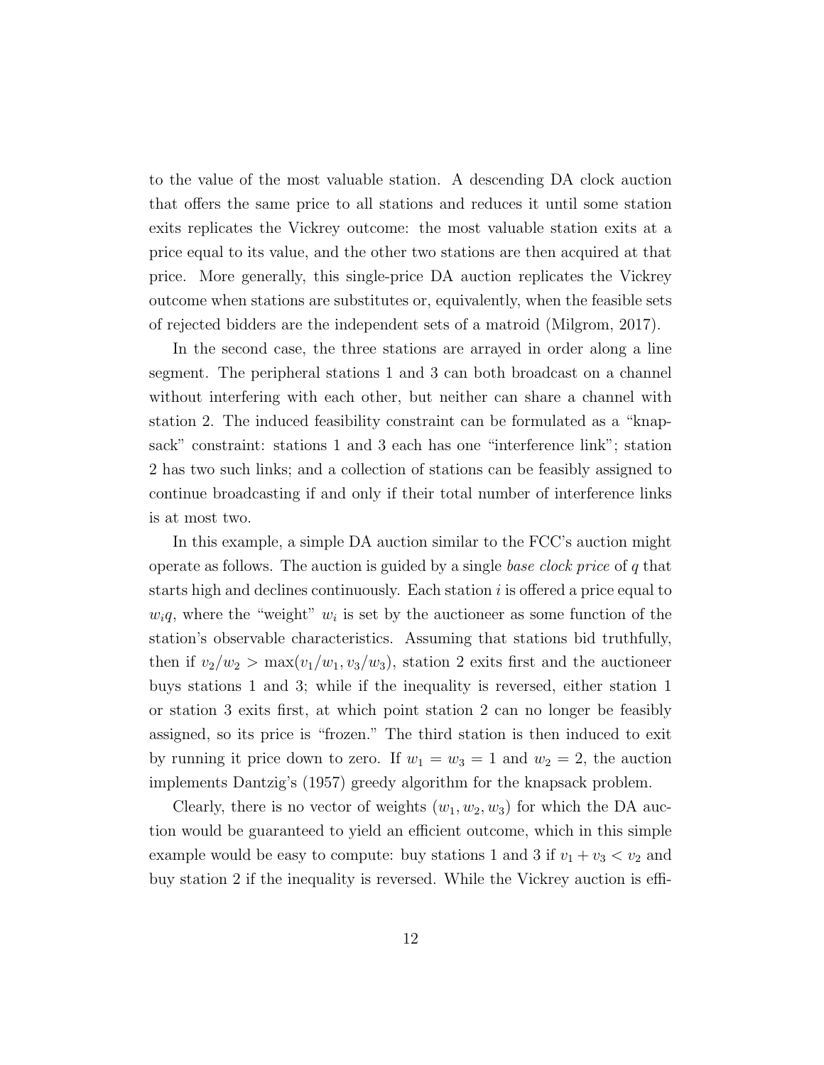to the value of the most valuable station. A descending DA clock auction that offers the same price to all stations and reduces it until some station exits replicates the Vickrey outcome: the most valuable station exits at a price equal to its value, and the other two stations are then acquired at that price. More generally, this single-price DA auction replicates the Vickrey outcome when stations are substitutes or, equivalently, when the feasible sets of rejected bidders are the independent sets of a matroid (Milgrom, 2017).

In the second case, the three stations are arrayed in order along a line segment. The peripheral stations 1 and 3 can both broadcast on a channel without interfering with each other, but neither can share a channel with station 2. The induced feasibility constraint can be formulated as a "knapsack" constraint: stations 1 and 3 each has one "interference link"; station 2 has two such links; and a collection of stations can be feasibly assigned to continue broadcasting if and only if their total number of interference links is at most two.

In this example, a simple DA auction similar to the FCC's auction might operate as follows. The auction is guided by a single *base clock price* of $q$ that starts high and declines continuously. Each station $i$ is offered a price equal to $w_i q$, where the "weight" $w_i$ is set by the auctioneer as some function of the station's observable characteristics. Assuming that stations bid truthfully, then if $v_2/w_2 > \max(v_1/w_1, v_3/w_3)$, station 2 exits first and the auctioneer buys stations 1 and 3; while if the inequality is reversed, either station 1 or station 3 exits first, at which point station 2 can no longer be feasibly assigned, so its price is "frozen." The third station is then induced to exit by running it price down to zero. If $w_1 = w_3 = 1$ and $w_2 = 2$, the auction implements Dantzig's (1957) greedy algorithm for the knapsack problem.

Clearly, there is no vector of weights $(w_1, w_2, w_3)$ for which the DA auction would be guaranteed to yield an efficient outcome, which in this simple example would be easy to compute: buy stations 1 and 3 if $v_1 + v_3 < v_2$ and buy station 2 if the inequality is reversed. While the Vickrey auction is effi-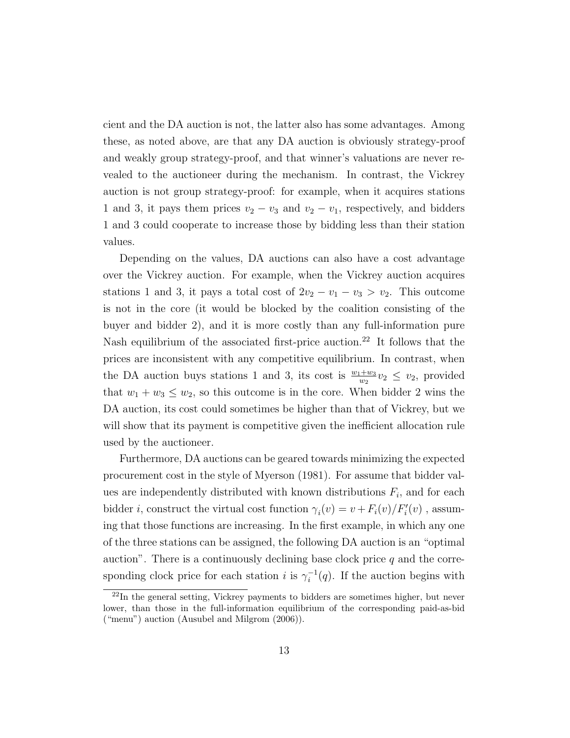cient and the DA auction is not, the latter also has some advantages. Among these, as noted above, are that any DA auction is obviously strategy-proof and weakly group strategy-proof, and that winner's valuations are never revealed to the auctioneer during the mechanism. In contrast, the Vickrey auction is not group strategy-proof: for example, when it acquires stations 1 and 3, it pays them prices $v_2 - v_3$ and $v_2 - v_1$, respectively, and bidders 1 and 3 could cooperate to increase those by bidding less than their station values.

Depending on the values, DA auctions can also have a cost advantage over the Vickrey auction. For example, when the Vickrey auction acquires stations 1 and 3, it pays a total cost of $2v_2 - v_1 - v_3 > v_2$. This outcome is not in the core (it would be blocked by the coalition consisting of the buyer and bidder 2), and it is more costly than any full-information pure Nash equilibrium of the associated first-price auction.[22] It follows that the prices are inconsistent with any competitive equilibrium. In contrast, when the DA auction buys stations 1 and 3, its cost is $\frac{w_1+w_3}{w_2}v_2 \leq v_2$, provided that $w_1 + w_3 \leq w_2$, so this outcome is in the core. When bidder 2 wins the DA auction, its cost could sometimes be higher than that of Vickrey, but we will show that its payment is competitive given the inefficient allocation rule used by the auctioneer.

Furthermore, DA auctions can be geared towards minimizing the expected procurement cost in the style of Myerson (1981). For assume that bidder values are independently distributed with known distributions $F_i$, and for each bidder $i$, construct the virtual cost function $\gamma_i(v) = v + F_i(v)/F_i'(v)$ , assuming that those functions are increasing. In the first example, in which any one of the three stations can be assigned, the following DA auction is an "optimal auction". There is a continuously declining base clock price $q$ and the corresponding clock price for each station $i$ is $\gamma_i^{-1}(q)$. If the auction begins with

[22]In the general setting, Vickrey payments to bidders are sometimes higher, but never lower, than those in the full-information equilibrium of the corresponding paid-as-bid ("menu") auction (Ausubel and Milgrom (2006)).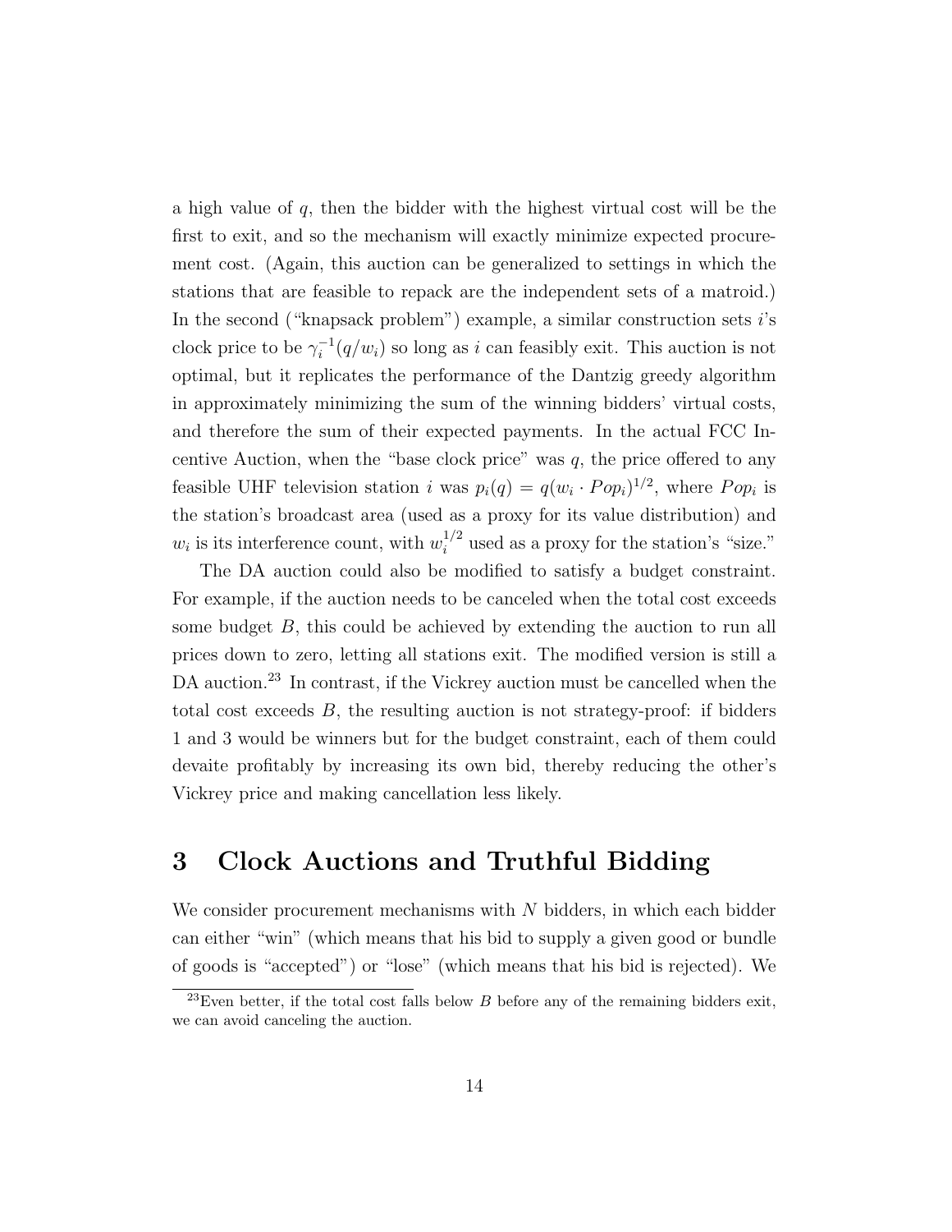a high value of $q$, then the bidder with the highest virtual cost will be the first to exit, and so the mechanism will exactly minimize expected procurement cost. (Again, this auction can be generalized to settings in which the stations that are feasible to repack are the independent sets of a matroid.) In the second ("knapsack problem") example, a similar construction sets $i$'s clock price to be $\gamma_i^{-1}(q/w_i)$ so long as $i$ can feasibly exit. This auction is not optimal, but it replicates the performance of the Dantzig greedy algorithm in approximately minimizing the sum of the winning bidders' virtual costs, and therefore the sum of their expected payments. In the actual FCC Incentive Auction, when the "base clock price" was $q$, the price offered to any feasible UHF television station $i$ was $p_i(q) = q(w_i \cdot Pop_i)^{1/2}$, where $Pop_i$ is the station's broadcast area (used as a proxy for its value distribution) and $w_i$ is its interference count, with $w_i^{1/2}$ used as a proxy for the station's "size."

The DA auction could also be modified to satisfy a budget constraint. For example, if the auction needs to be canceled when the total cost exceeds some budget $B$, this could be achieved by extending the auction to run all prices down to zero, letting all stations exit. The modified version is still a DA auction.[23] In contrast, if the Vickrey auction must be cancelled when the total cost exceeds $B$, the resulting auction is not strategy-proof: if bidders 1 and 3 would be winners but for the budget constraint, each of them could devaite profitably by increasing its own bid, thereby reducing the other's Vickrey price and making cancellation less likely.

# 3 Clock Auctions and Truthful Bidding

We consider procurement mechanisms with $N$ bidders, in which each bidder can either "win" (which means that his bid to supply a given good or bundle of goods is "accepted") or "lose" (which means that his bid is rejected). We

[23] Even better, if the total cost falls below $B$ before any of the remaining bidders exit, we can avoid canceling the auction.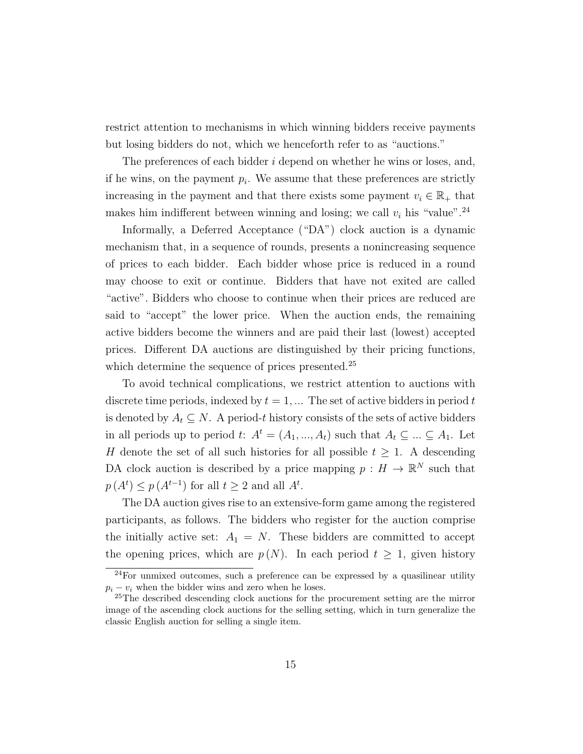restrict attention to mechanisms in which winning bidders receive payments but losing bidders do not, which we henceforth refer to as "auctions."

The preferences of each bidder $i$ depend on whether he wins or loses, and, if he wins, on the payment $p_i$. We assume that these preferences are strictly increasing in the payment and that there exists some payment $v_i \in \mathbb{R}_+$ that makes him indifferent between winning and losing; we call $v_i$ his "value".[24]

Informally, a Deferred Acceptance ("DA") clock auction is a dynamic mechanism that, in a sequence of rounds, presents a nonincreasing sequence of prices to each bidder. Each bidder whose price is reduced in a round may choose to exit or continue. Bidders that have not exited are called "active". Bidders who choose to continue when their prices are reduced are said to "accept" the lower price. When the auction ends, the remaining active bidders become the winners and are paid their last (lowest) accepted prices. Different DA auctions are distinguished by their pricing functions, which determine the sequence of prices presented.[25]

To avoid technical complications, we restrict attention to auctions with discrete time periods, indexed by $t = 1, \ldots$ The set of active bidders in period $t$ is denoted by $A_t \subseteq N$. A period-$t$ history consists of the sets of active bidders in all periods up to period $t$: $A^t = (A_1, \ldots, A_t)$ such that $A_t \subseteq \ldots \subseteq A_1$. Let $H$ denote the set of all such histories for all possible $t \geq 1$. A descending DA clock auction is described by a price mapping $p : H \to \mathbb{R}^N$ such that $p(A^t) \leq p(A^{t-1})$ for all $t \geq 2$ and all $A^t$.

The DA auction gives rise to an extensive-form game among the registered participants, as follows. The bidders who register for the auction comprise the initially active set: $A_1 = N$. These bidders are committed to accept the opening prices, which are $p(N)$. In each period $t \geq 1$, given history

---

[24] For unmixed outcomes, such a preference can be expressed by a quasilinear utility $p_i - v_i$ when the bidder wins and zero when he loses.

[25] The described descending clock auctions for the procurement setting are the mirror image of the ascending clock auctions for the selling setting, which in turn generalize the classic English auction for selling a single item.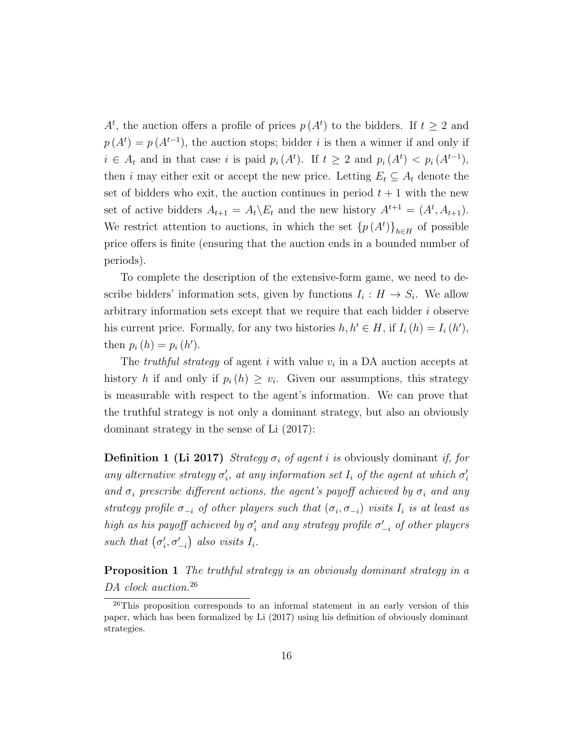$A^t$, the auction offers a profile of prices $p(A^t)$ to the bidders. If $t \geq 2$ and $p(A^t) = p(A^{t-1})$, the auction stops; bidder $i$ is then a winner if and only if $i \in A_t$ and in that case $i$ is paid $p_i(A^t)$. If $t \geq 2$ and $p_i(A^t) < p_i(A^{t-1})$, then $i$ may either exit or accept the new price. Letting $E_t \subseteq A_t$ denote the set of bidders who exit, the auction continues in period $t+1$ with the new set of active bidders $A_{t+1} = A_t \backslash E_t$ and the new history $A^{t+1} = (A^t, A_{t+1})$. We restrict attention to auctions, in which the set $\{p(A^t)\}_{h \in H}$ of possible price offers is finite (ensuring that the auction ends in a bounded number of periods).

To complete the description of the extensive-form game, we need to describe bidders' information sets, given by functions $I_i : H \to S_i$. We allow arbitrary information sets except that we require that each bidder $i$ observe his current price. Formally, for any two histories $h, h' \in H$, if $I_i(h) = I_i(h')$, then $p_i(h) = p_i(h')$.

The *truthful strategy* of agent $i$ with value $v_i$ in a DA auction accepts at history $h$ if and only if $p_i(h) \geq v_i$. Given our assumptions, this strategy is measurable with respect to the agent's information. We can prove that the truthful strategy is not only a dominant strategy, but also an obviously dominant strategy in the sense of Li (2017):

**Definition 1 (Li 2017)** *Strategy $\sigma_i$ of agent $i$ is* obviously dominant *if, for any alternative strategy $\sigma_i'$, at any information set $I_i$ of the agent at which $\sigma_i'$ and $\sigma_i$ prescribe different actions, the agent's payoff achieved by $\sigma_i$ and any strategy profile $\sigma_{-i}$ of other players such that $(\sigma_i, \sigma_{-i})$ visits $I_i$ is at least as high as his payoff achieved by $\sigma_i'$ and any strategy profile $\sigma_{-i}'$ of other players such that $(\sigma_i', \sigma_{-i}')$ also visits $I_i$.*

**Proposition 1** *The truthful strategy is an obviously dominant strategy in a DA clock auction.*[26]

[26] This proposition corresponds to an informal statement in an early version of this paper, which has been formalized by Li (2017) using his definition of obviously dominant strategies.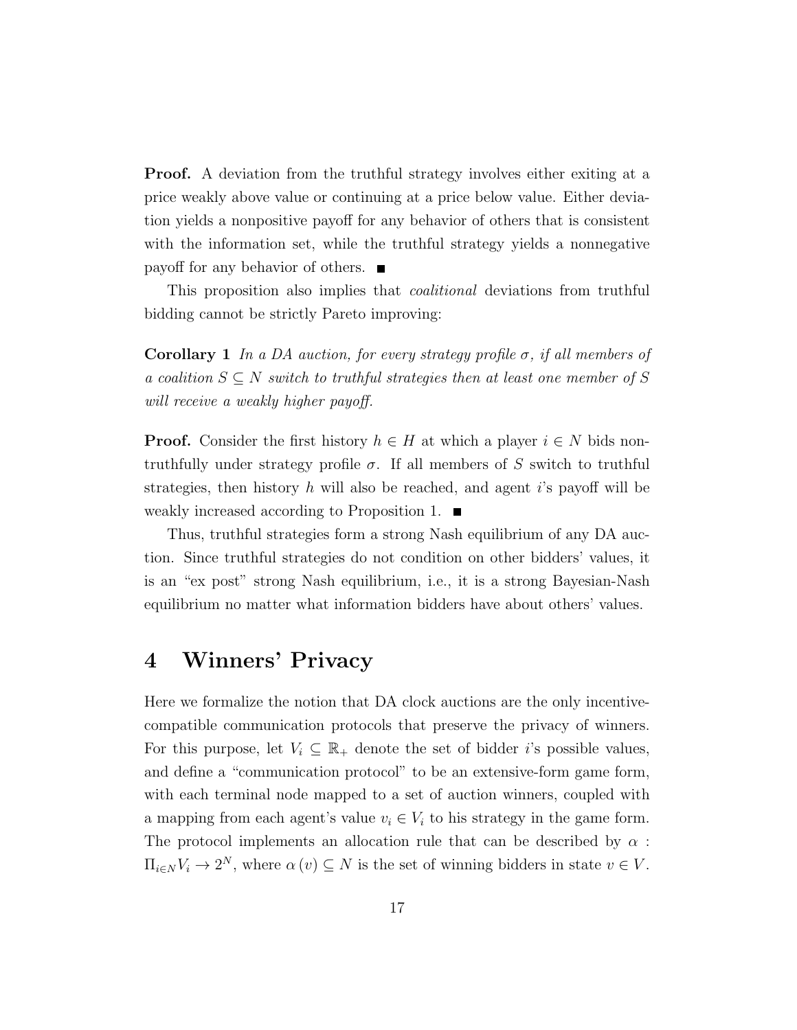**Proof.** A deviation from the truthful strategy involves either exiting at a price weakly above value or continuing at a price below value. Either deviation yields a nonpositive payoff for any behavior of others that is consistent with the information set, while the truthful strategy yields a nonnegative payoff for any behavior of others. ■

This proposition also implies that *coalitional* deviations from truthful bidding cannot be strictly Pareto improving:

**Corollary 1** *In a DA auction, for every strategy profile $\sigma$, if all members of a coalition $S \subseteq N$ switch to truthful strategies then at least one member of $S$ will receive a weakly higher payoff.*

**Proof.** Consider the first history $h \in H$ at which a player $i \in N$ bids non-truthfully under strategy profile $\sigma$. If all members of $S$ switch to truthful strategies, then history $h$ will also be reached, and agent $i$'s payoff will be weakly increased according to Proposition 1. ■

Thus, truthful strategies form a strong Nash equilibrium of any DA auction. Since truthful strategies do not condition on other bidders' values, it is an "ex post" strong Nash equilibrium, i.e., it is a strong Bayesian-Nash equilibrium no matter what information bidders have about others' values.

# 4 Winners' Privacy

Here we formalize the notion that DA clock auctions are the only incentive-compatible communication protocols that preserve the privacy of winners. For this purpose, let $V_i \subseteq \mathbb{R}_+$ denote the set of bidder $i$'s possible values, and define a "communication protocol" to be an extensive-form game form, with each terminal node mapped to a set of auction winners, coupled with a mapping from each agent's value $v_i \in V_i$ to his strategy in the game form. The protocol implements an allocation rule that can be described by $\alpha : \Pi_{i \in N} V_i \to 2^N$, where $\alpha(v) \subseteq N$ is the set of winning bidders in state $v \in V$.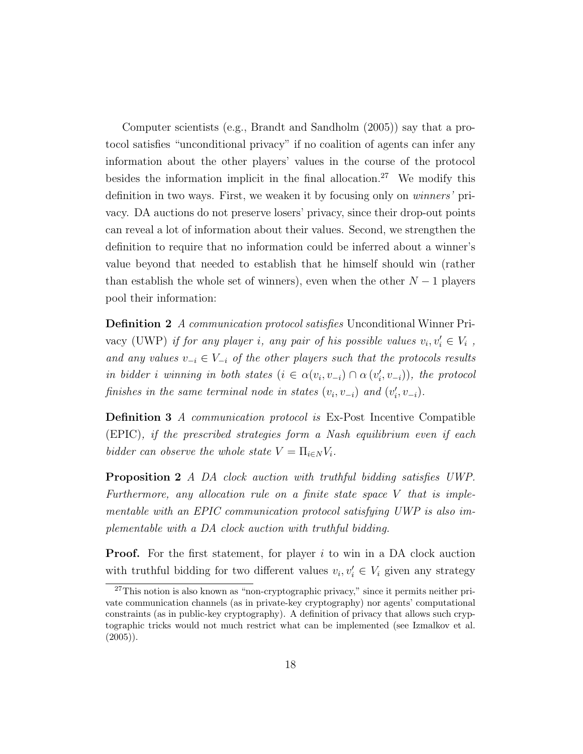Computer scientists (e.g., Brandt and Sandholm (2005)) say that a protocol satisfies "unconditional privacy" if no coalition of agents can infer any information about the other players' values in the course of the protocol besides the information implicit in the final allocation.[27] We modify this definition in two ways. First, we weaken it by focusing only on *winners'* privacy. DA auctions do not preserve losers' privacy, since their drop-out points can reveal a lot of information about their values. Second, we strengthen the definition to require that no information could be inferred about a winner's value beyond that needed to establish that he himself should win (rather than establish the whole set of winners), even when the other $N-1$ players pool their information:

**Definition 2** *A communication protocol satisfies* Unconditional Winner Privacy (UWP) *if for any player $i$, any pair of his possible values $v_i, v_i' \in V_i$, and any values $v_{-i} \in V_{-i}$ of the other players such that the protocols results in bidder $i$ winning in both states ($i \in \alpha(v_i, v_{-i}) \cap \alpha(v_i', v_{-i})$), the protocol finishes in the same terminal node in states $(v_i, v_{-i})$ and $(v_i', v_{-i})$.*

**Definition 3** *A communication protocol is* Ex-Post Incentive Compatible (EPIC)*, if the prescribed strategies form a Nash equilibrium even if each bidder can observe the whole state $V = \Pi_{i \in N} V_i$.*

**Proposition 2** *A DA clock auction with truthful bidding satisfies UWP. Furthermore, any allocation rule on a finite state space $V$ that is implementable with an EPIC communication protocol satisfying UWP is also implementable with a DA clock auction with truthful bidding.*

**Proof.** For the first statement, for player $i$ to win in a DA clock auction with truthful bidding for two different values $v_i, v_i' \in V_i$ given any strategy

[27] This notion is also known as "non-cryptographic privacy," since it permits neither private communication channels (as in private-key cryptography) nor agents' computational constraints (as in public-key cryptography). A definition of privacy that allows such cryptographic tricks would not much restrict what can be implemented (see Izmalkov et al. (2005)).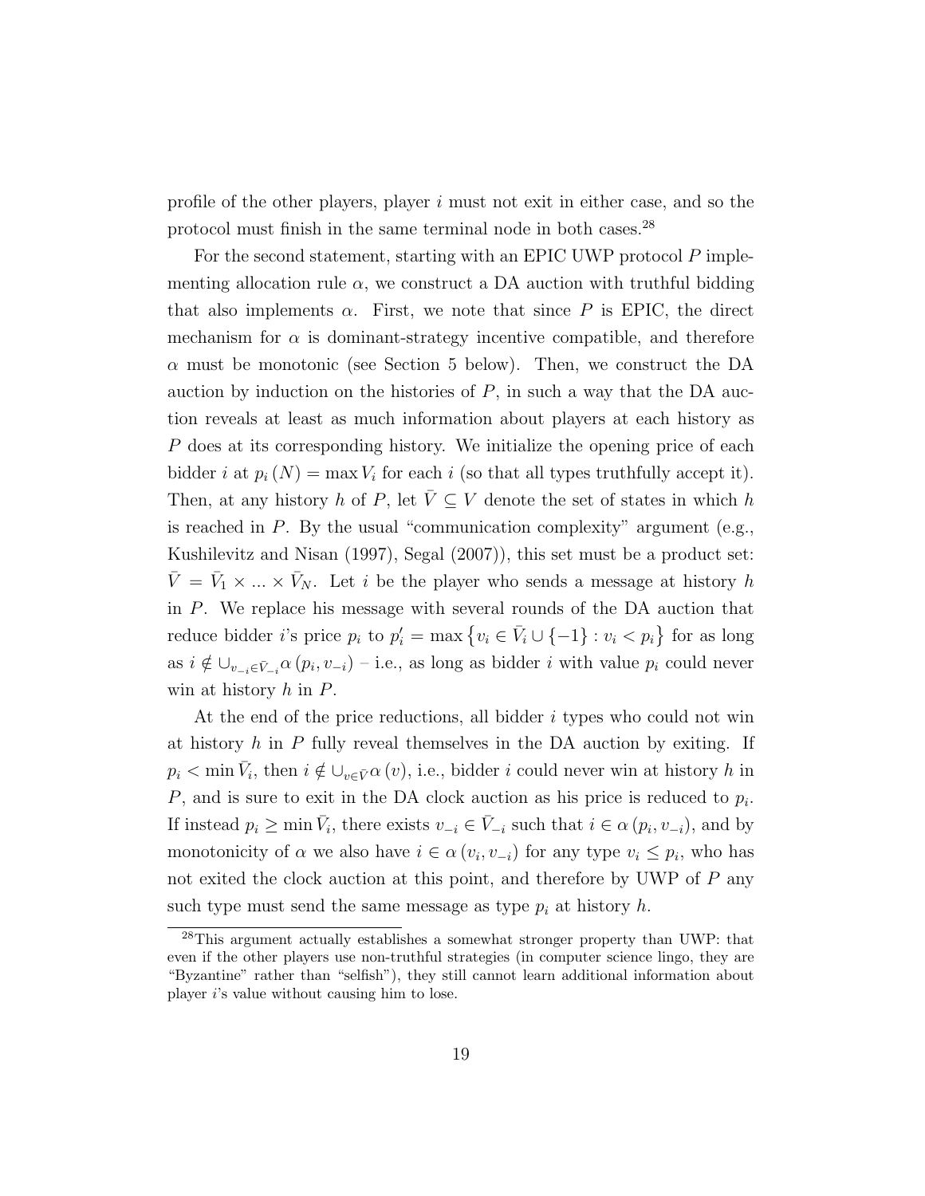profile of the other players, player $i$ must not exit in either case, and so the protocol must finish in the same terminal node in both cases.[28]

For the second statement, starting with an EPIC UWP protocol $P$ implementing allocation rule $\alpha$, we construct a DA auction with truthful bidding that also implements $\alpha$. First, we note that since $P$ is EPIC, the direct mechanism for $\alpha$ is dominant-strategy incentive compatible, and therefore $\alpha$ must be monotonic (see Section 5 below). Then, we construct the DA auction by induction on the histories of $P$, in such a way that the DA auction reveals at least as much information about players at each history as $P$ does at its corresponding history. We initialize the opening price of each bidder $i$ at $p_i(N) = \max V_i$ for each $i$ (so that all types truthfully accept it). Then, at any history $h$ of $P$, let $\bar{V} \subseteq V$ denote the set of states in which $h$ is reached in $P$. By the usual "communication complexity" argument (e.g., Kushilevitz and Nisan (1997), Segal (2007)), this set must be a product set: $\bar{V} = \bar{V}_1 \times \ldots \times \bar{V}_N$. Let $i$ be the player who sends a message at history $h$ in $P$. We replace his message with several rounds of the DA auction that reduce bidder $i$'s price $p_i$ to $p'_i = \max \left\{ v_i \in \bar{V}_i \cup \{-1\} : v_i < p_i \right\}$ for as long as $i \notin \cup_{v_{-i} \in \bar{V}_{-i}} \alpha(p_i, v_{-i})$ – i.e., as long as bidder $i$ with value $p_i$ could never win at history $h$ in $P$.

At the end of the price reductions, all bidder $i$ types who could not win at history $h$ in $P$ fully reveal themselves in the DA auction by exiting. If $p_i < \min \bar{V}_i$, then $i \notin \cup_{v \in \bar{V}} \alpha(v)$, i.e., bidder $i$ could never win at history $h$ in $P$, and is sure to exit in the DA clock auction as his price is reduced to $p_i$. If instead $p_i \geq \min \bar{V}_i$, there exists $v_{-i} \in \bar{V}_{-i}$ such that $i \in \alpha(p_i, v_{-i})$, and by monotonicity of $\alpha$ we also have $i \in \alpha(v_i, v_{-i})$ for any type $v_i \leq p_i$, who has not exited the clock auction at this point, and therefore by UWP of $P$ any such type must send the same message as type $p_i$ at history $h$.

[28]This argument actually establishes a somewhat stronger property than UWP: that even if the other players use non-truthful strategies (in computer science lingo, they are "Byzantine" rather than "selfish"), they still cannot learn additional information about player $i$'s value without causing him to lose.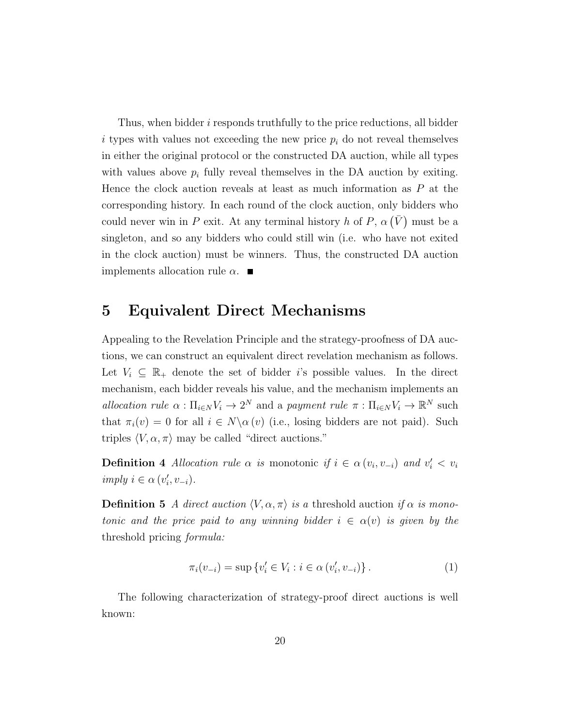Thus, when bidder $i$ responds truthfully to the price reductions, all bidder $i$ types with values not exceeding the new price $p_i$ do not reveal themselves in either the original protocol or the constructed DA auction, while all types with values above $p_i$ fully reveal themselves in the DA auction by exiting. Hence the clock auction reveals at least as much information as $P$ at the corresponding history. In each round of the clock auction, only bidders who could never win in $P$ exit. At any terminal history $h$ of $P$, $\alpha(\bar{V})$ must be a singleton, and so any bidders who could still win (i.e. who have not exited in the clock auction) must be winners. Thus, the constructed DA auction implements allocation rule $\alpha$. ■

# 5 Equivalent Direct Mechanisms

Appealing to the Revelation Principle and the strategy-proofness of DA auctions, we can construct an equivalent direct revelation mechanism as follows. Let $V_i \subseteq \mathbb{R}_+$ denote the set of bidder $i$'s possible values. In the direct mechanism, each bidder reveals his value, and the mechanism implements an *allocation rule* $\alpha : \Pi_{i \in N} V_i \to 2^N$ and a *payment rule* $\pi : \Pi_{i \in N} V_i \to \mathbb{R}^N$ such that $\pi_i(v) = 0$ for all $i \in N \backslash \alpha(v)$ (i.e., losing bidders are not paid). Such triples $\langle V, \alpha, \pi \rangle$ may be called "direct auctions."

**Definition 4** *Allocation rule $\alpha$ is* monotonic *if $i \in \alpha(v_i, v_{-i})$ and $v_i' < v_i$ imply $i \in \alpha(v_i', v_{-i})$.*

**Definition 5** *A direct auction $\langle V, \alpha, \pi \rangle$ is a* threshold auction *if $\alpha$ is monotonic and the price paid to any winning bidder $i \in \alpha(v)$ is given by the* threshold pricing *formula:*

$$\pi_i(v_{-i}) = \sup \{v_i' \in V_i : i \in \alpha(v_i', v_{-i})\}. \tag{1}$$

The following characterization of strategy-proof direct auctions is well known: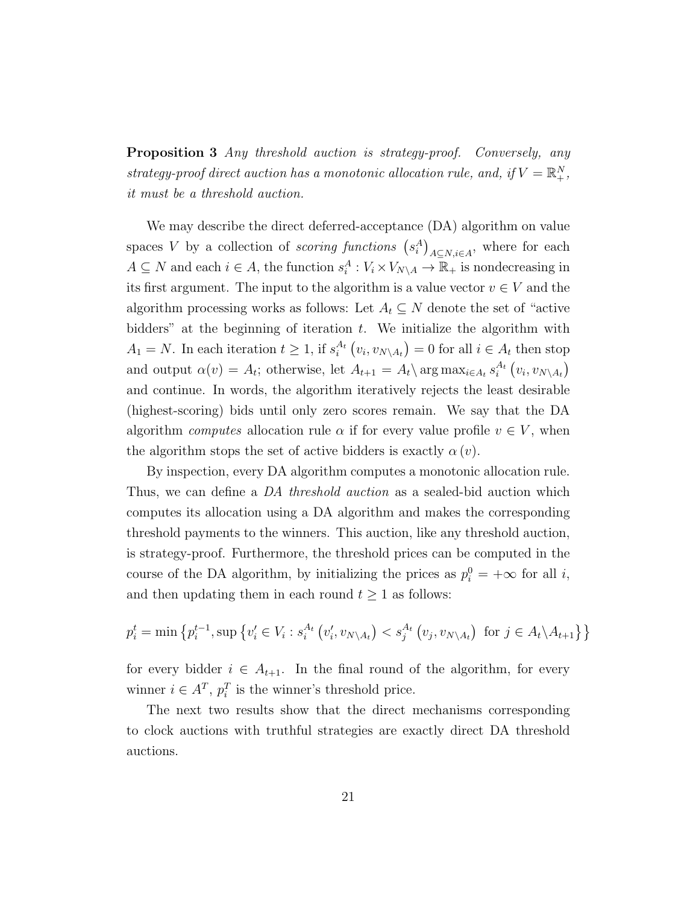**Proposition 3** *Any threshold auction is strategy-proof. Conversely, any strategy-proof direct auction has a monotonic allocation rule, and, if $V = \mathbb{R}_+^N$, it must be a threshold auction.*

We may describe the direct deferred-acceptance (DA) algorithm on value spaces $V$ by a collection of *scoring functions* $\left(s_i^A\right)_{A\subseteq N, i\in A}$, where for each $A \subseteq N$ and each $i \in A$, the function $s_i^A : V_i \times V_{N\setminus A} \to \mathbb{R}_+$ is nondecreasing in its first argument. The input to the algorithm is a value vector $v \in V$ and the algorithm processing works as follows: Let $A_t \subseteq N$ denote the set of "active bidders" at the beginning of iteration $t$. We initialize the algorithm with $A_1 = N$. In each iteration $t \geq 1$, if $s_i^{A_t}\left(v_i, v_{N\setminus A_t}\right) = 0$ for all $i \in A_t$ then stop and output $\alpha(v) = A_t$; otherwise, let $A_{t+1} = A_t \setminus \arg\max_{i\in A_t} s_i^{A_t}\left(v_i, v_{N\setminus A_t}\right)$ and continue. In words, the algorithm iteratively rejects the least desirable (highest-scoring) bids until only zero scores remain. We say that the DA algorithm *computes* allocation rule $\alpha$ if for every value profile $v \in V$, when the algorithm stops the set of active bidders is exactly $\alpha(v)$.

By inspection, every DA algorithm computes a monotonic allocation rule. Thus, we can define a *DA threshold auction* as a sealed-bid auction which computes its allocation using a DA algorithm and makes the corresponding threshold payments to the winners. This auction, like any threshold auction, is strategy-proof. Furthermore, the threshold prices can be computed in the course of the DA algorithm, by initializing the prices as $p_i^0 = +\infty$ for all $i$, and then updating them in each round $t \geq 1$ as follows:

$$p_i^t = \min\left\{p_i^{t-1}, \sup\left\{v_i' \in V_i : s_i^{A_t}\left(v_i', v_{N\setminus A_t}\right) < s_j^{A_t}\left(v_j, v_{N\setminus A_t}\right) \text{ for } j \in A_t \setminus A_{t+1}\right\}\right\}$$

for every bidder $i \in A_{t+1}$. In the final round of the algorithm, for every winner $i \in A^T$, $p_i^T$ is the winner's threshold price.

The next two results show that the direct mechanisms corresponding to clock auctions with truthful strategies are exactly direct DA threshold auctions.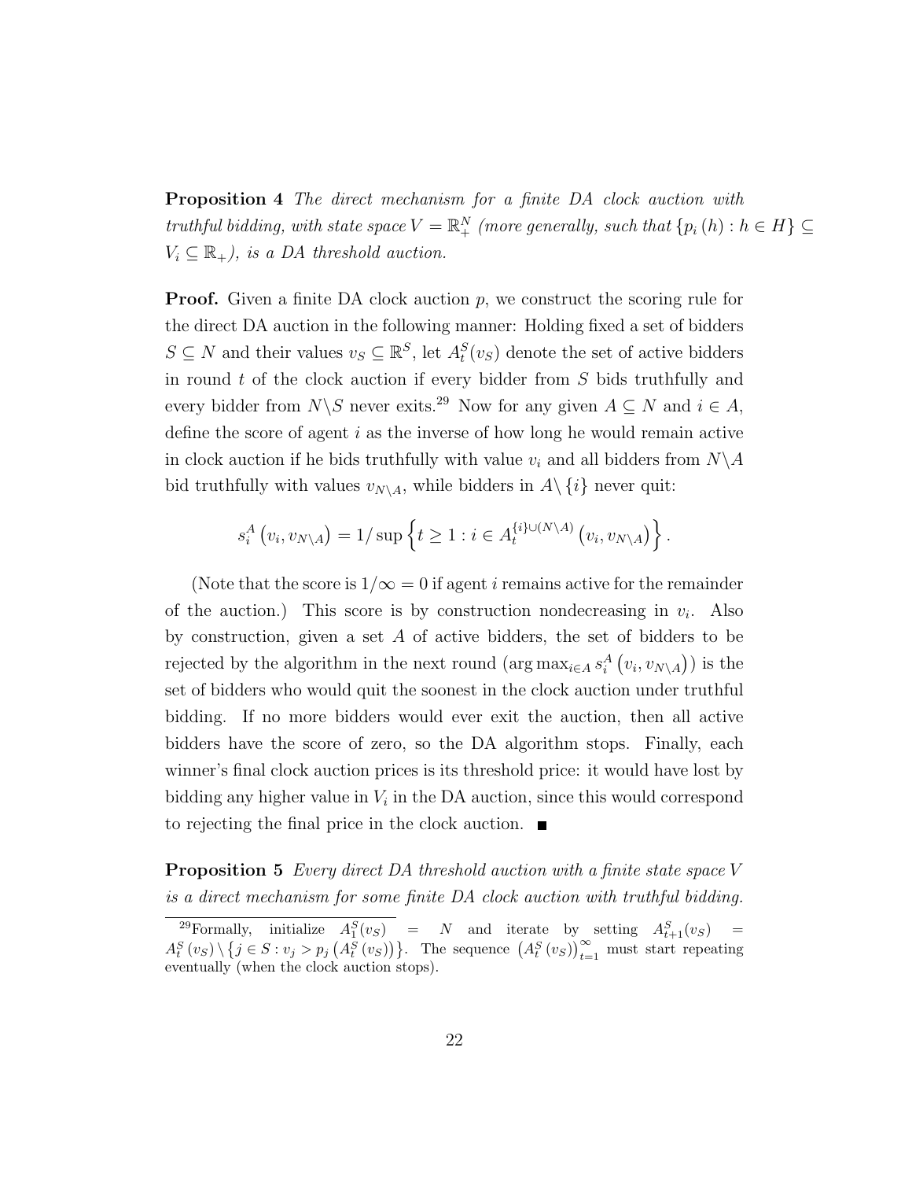**Proposition 4** *The direct mechanism for a finite DA clock auction with truthful bidding, with state space $V = \mathbb{R}_+^N$ (more generally, such that $\{p_i(h) : h \in H\} \subseteq V_i \subseteq \mathbb{R}_+$), is a DA threshold auction.*

**Proof.** Given a finite DA clock auction $p$, we construct the scoring rule for the direct DA auction in the following manner: Holding fixed a set of bidders $S \subseteq N$ and their values $v_S \subseteq \mathbb{R}^S$, let $A_t^S(v_S)$ denote the set of active bidders in round $t$ of the clock auction if every bidder from $S$ bids truthfully and every bidder from $N \backslash S$ never exits.[29] Now for any given $A \subseteq N$ and $i \in A$, define the score of agent $i$ as the inverse of how long he would remain active in clock auction if he bids truthfully with value $v_i$ and all bidders from $N \backslash A$ bid truthfully with values $v_{N \backslash A}$, while bidders in $A \backslash \{i\}$ never quit:

$$s_i^A\left(v_i, v_{N\backslash A}\right) = 1/\sup\left\{t \geq 1 : i \in A_t^{\{i\}\cup(N\backslash A)}\left(v_i, v_{N\backslash A}\right)\right\}.$$

(Note that the score is $1/\infty = 0$ if agent $i$ remains active for the remainder of the auction.) This score is by construction nondecreasing in $v_i$. Also by construction, given a set $A$ of active bidders, the set of bidders to be rejected by the algorithm in the next round ($\arg\max_{i \in A} s_i^A\left(v_i, v_{N\backslash A}\right)$) is the set of bidders who would quit the soonest in the clock auction under truthful bidding. If no more bidders would ever exit the auction, then all active bidders have the score of zero, so the DA algorithm stops. Finally, each winner's final clock auction prices is its threshold price: it would have lost by bidding any higher value in $V_i$ in the DA auction, since this would correspond to rejecting the final price in the clock auction. ∎

**Proposition 5** *Every direct DA threshold auction with a finite state space $V$ is a direct mechanism for some finite DA clock auction with truthful bidding.*

[29] Formally, initialize $A_1^S(v_S) = N$ and iterate by setting $A_{t+1}^S(v_S) = A_t^S(v_S) \backslash \left\{j \in S : v_j > p_j\left(A_t^S(v_S)\right)\right\}$. The sequence $\left(A_t^S(v_S)\right)_{t=1}^{\infty}$ must start repeating eventually (when the clock auction stops).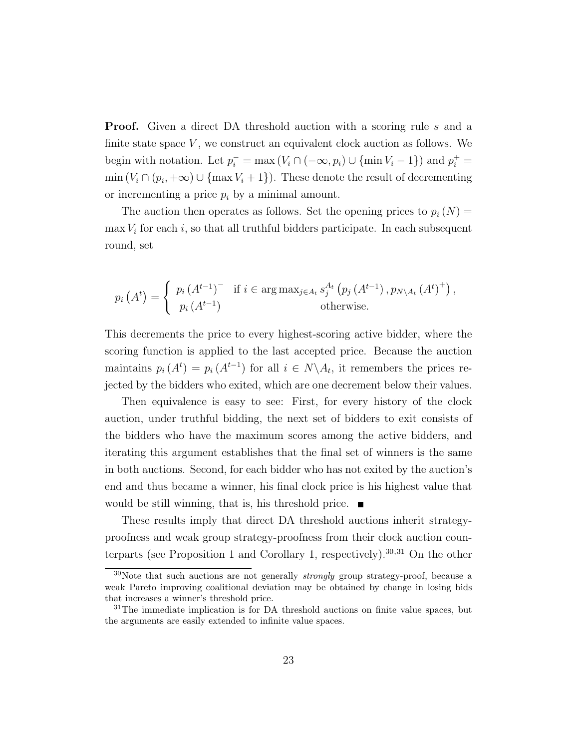**Proof.** Given a direct DA threshold auction with a scoring rule $s$ and a finite state space $V$, we construct an equivalent clock auction as follows. We begin with notation. Let $p_i^- = \max\left(V_i \cap (-\infty, p_i) \cup \{\min V_i - 1\}\right)$ and $p_i^+ = \min\left(V_i \cap (p_i, +\infty) \cup \{\max V_i + 1\}\right)$. These denote the result of decrementing or incrementing a price $p_i$ by a minimal amount.

The auction then operates as follows. Set the opening prices to $p_i(N) = \max V_i$ for each $i$, so that all truthful bidders participate. In each subsequent round, set

$$
p_i\left(A^t\right) = \begin{cases} p_i\left(A^{t-1}\right)^- & \text{if } i \in \arg\max_{j \in A_t} s_j^{A_t}\left(p_j\left(A^{t-1}\right), p_{N \setminus A_t}\left(A^t\right)^+\right), \\ p_i\left(A^{t-1}\right) & \text{otherwise.} \end{cases}
$$

This decrements the price to every highest-scoring active bidder, where the scoring function is applied to the last accepted price. Because the auction maintains $p_i(A^t) = p_i(A^{t-1})$ for all $i \in N \setminus A_t$, it remembers the prices rejected by the bidders who exited, which are one decrement below their values.

Then equivalence is easy to see: First, for every history of the clock auction, under truthful bidding, the next set of bidders to exit consists of the bidders who have the maximum scores among the active bidders, and iterating this argument establishes that the final set of winners is the same in both auctions. Second, for each bidder who has not exited by the auction's end and thus became a winner, his final clock price is his highest value that would be still winning, that is, his threshold price. ■

These results imply that direct DA threshold auctions inherit strategy-proofness and weak group strategy-proofness from their clock auction counterparts (see Proposition 1 and Corollary 1, respectively).[30,31] On the other

[30] Note that such auctions are not generally *strongly* group strategy-proof, because a weak Pareto improving coalitional deviation may be obtained by change in losing bids that increases a winner's threshold price.

[31] The immediate implication is for DA threshold auctions on finite value spaces, but the arguments are easily extended to infinite value spaces.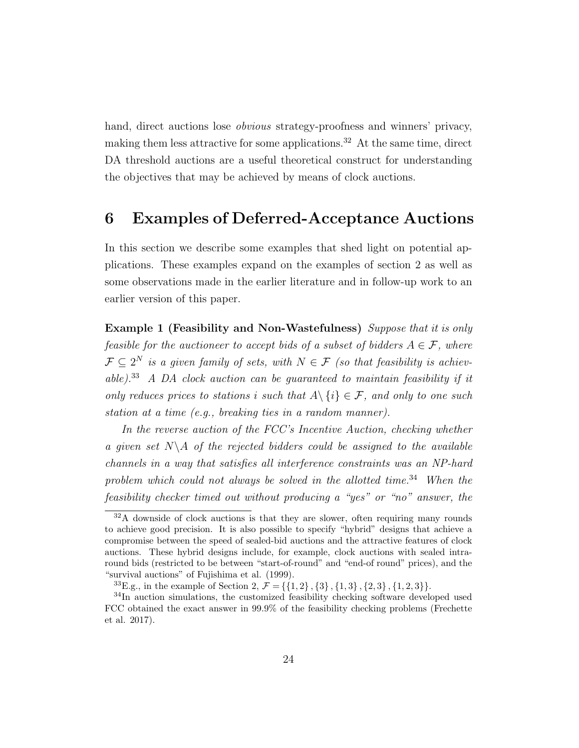hand, direct auctions lose *obvious* strategy-proofness and winners' privacy, making them less attractive for some applications.[32] At the same time, direct DA threshold auctions are a useful theoretical construct for understanding the objectives that may be achieved by means of clock auctions.

# 6 Examples of Deferred-Acceptance Auctions

In this section we describe some examples that shed light on potential applications. These examples expand on the examples of section 2 as well as some observations made in the earlier literature and in follow-up work to an earlier version of this paper.

**Example 1 (Feasibility and Non-Wastefulness)** *Suppose that it is only feasible for the auctioneer to accept bids of a subset of bidders $A \in \mathcal{F}$, where $\mathcal{F} \subseteq 2^N$ is a given family of sets, with $N \in \mathcal{F}$ (so that feasibility is achievable).*[33] *A DA clock auction can be guaranteed to maintain feasibility if it only reduces prices to stations $i$ such that $A \backslash \{i\} \in \mathcal{F}$, and only to one such station at a time (e.g., breaking ties in a random manner).*

*In the reverse auction of the FCC's Incentive Auction, checking whether a given set $N \backslash A$ of the rejected bidders could be assigned to the available channels in a way that satisfies all interference constraints was an NP-hard problem which could not always be solved in the allotted time.*[34] *When the feasibility checker timed out without producing a "yes" or "no" answer, the*

---

[32] A downside of clock auctions is that they are slower, often requiring many rounds to achieve good precision. It is also possible to specify "hybrid" designs that achieve a compromise between the speed of sealed-bid auctions and the attractive features of clock auctions. These hybrid designs include, for example, clock auctions with sealed intra-round bids (restricted to be between "start-of-round" and "end-of round" prices), and the "survival auctions" of Fujishima et al. (1999).

[33] E.g., in the example of Section 2, $\mathcal{F} = \{\{1,2\}, \{3\}, \{1,3\}, \{2,3\}, \{1,2,3\}\}$.

[34] In auction simulations, the customized feasibility checking software developed used FCC obtained the exact answer in 99.9% of the feasibility checking problems (Frechette et al. 2017).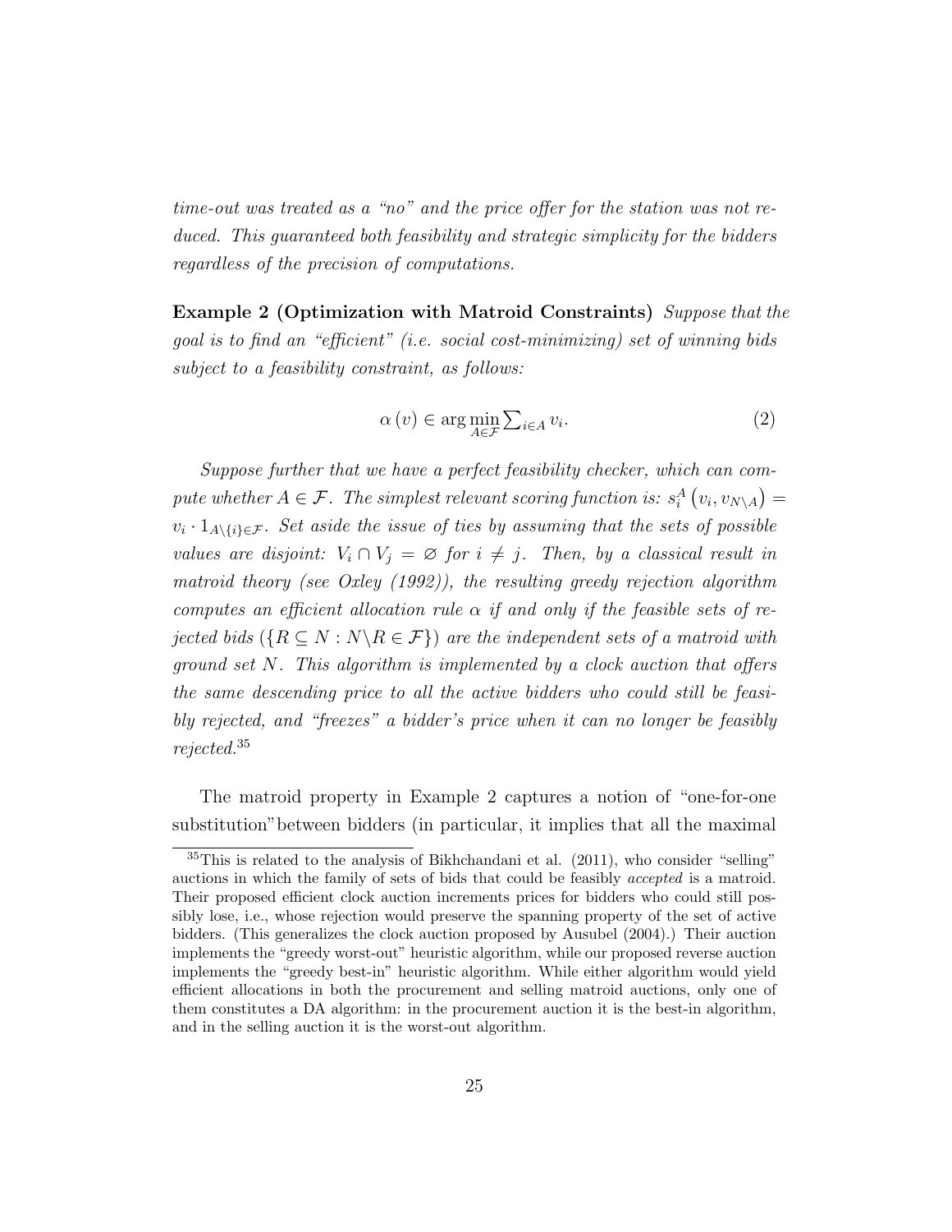*time-out was treated as a "no" and the price offer for the station was not reduced. This guaranteed both feasibility and strategic simplicity for the bidders regardless of the precision of computations.*

**Example 2 (Optimization with Matroid Constraints)** *Suppose that the goal is to find an "efficient" (i.e. social cost-minimizing) set of winning bids subject to a feasibility constraint, as follows:*

$$\alpha(v) \in \arg\min_{A \in \mathcal{F}} \sum\nolimits_{i \in A} v_i. \tag{2}$$

*Suppose further that we have a perfect feasibility checker, which can compute whether $A \in \mathcal{F}$. The simplest relevant scoring function is: $s_i^A(v_i, v_{N \setminus A}) = v_i \cdot 1_{A \setminus \{i\} \in \mathcal{F}}$. Set aside the issue of ties by assuming that the sets of possible values are disjoint: $V_i \cap V_j = \varnothing$ for $i \neq j$. Then, by a classical result in matroid theory (see Oxley (1992)), the resulting greedy rejection algorithm computes an efficient allocation rule $\alpha$ if and only if the feasible sets of rejected bids ($\{R \subseteq N : N \setminus R \in \mathcal{F}\}$) are the independent sets of a matroid with ground set $N$. This algorithm is implemented by a clock auction that offers the same descending price to all the active bidders who could still be feasibly rejected, and "freezes" a bidder's price when it can no longer be feasibly rejected.*[35]

The matroid property in Example 2 captures a notion of "one-for-one substitution" between bidders (in particular, it implies that all the maximal

[35] This is related to the analysis of Bikhchandani et al. (2011), who consider "selling" auctions in which the family of sets of bids that could be feasibly *accepted* is a matroid. Their proposed efficient clock auction increments prices for bidders who could still possibly lose, i.e., whose rejection would preserve the spanning property of the set of active bidders. (This generalizes the clock auction proposed by Ausubel (2004).) Their auction implements the "greedy worst-out" heuristic algorithm, while our proposed reverse auction implements the "greedy best-in" heuristic algorithm. While either algorithm would yield efficient allocations in both the procurement and selling matroid auctions, only one of them constitutes a DA algorithm: in the procurement auction it is the best-in algorithm, and in the selling auction it is the worst-out algorithm.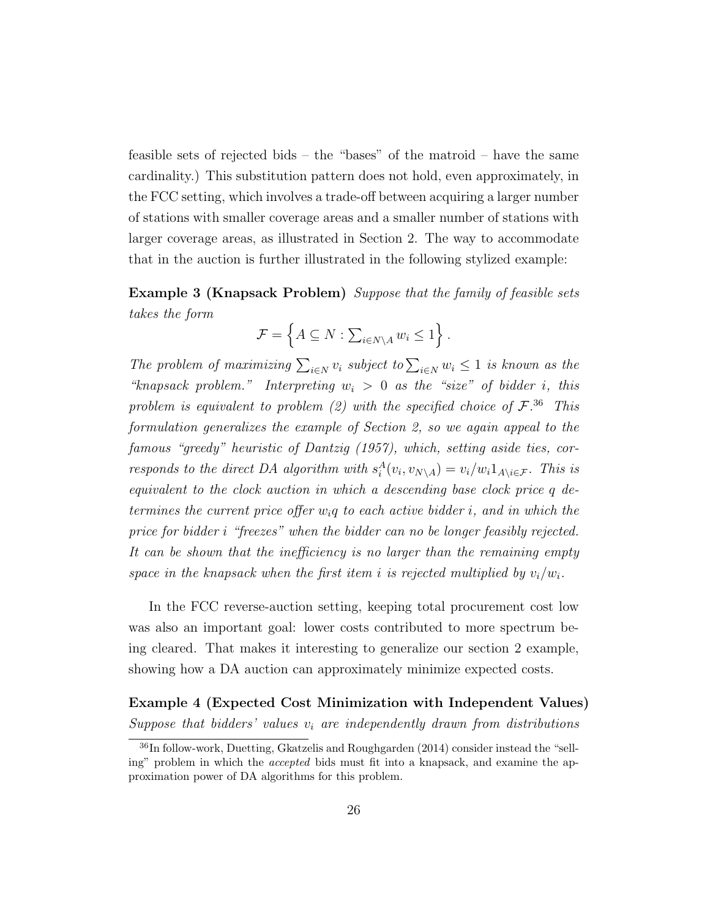feasible sets of rejected bids – the "bases" of the matroid – have the same cardinality.) This substitution pattern does not hold, even approximately, in the FCC setting, which involves a trade-off between acquiring a larger number of stations with smaller coverage areas and a smaller number of stations with larger coverage areas, as illustrated in Section 2. The way to accommodate that in the auction is further illustrated in the following stylized example:

**Example 3 (Knapsack Problem)** *Suppose that the family of feasible sets takes the form*

$$\mathcal{F} = \left\{ A \subseteq N : \sum_{i \in N \setminus A} w_i \leq 1 \right\}.$$

*The problem of maximizing $\sum_{i \in N} v_i$ subject to $\sum_{i \in N} w_i \leq 1$ is known as the "knapsack problem." Interpreting $w_i > 0$ as the "size" of bidder $i$, this problem is equivalent to problem (2) with the specified choice of $\mathcal{F}$.*[36] *This formulation generalizes the example of Section 2, so we again appeal to the famous "greedy" heuristic of Dantzig (1957), which, setting aside ties, corresponds to the direct DA algorithm with $s_i^A(v_i, v_{N \setminus A}) = v_i / w_i 1_{A \setminus i \in \mathcal{F}}$. This is equivalent to the clock auction in which a descending base clock price $q$ determines the current price offer $w_i q$ to each active bidder $i$, and in which the price for bidder $i$ "freezes" when the bidder can no be longer feasibly rejected. It can be shown that the inefficiency is no larger than the remaining empty space in the knapsack when the first item $i$ is rejected multiplied by $v_i / w_i$.*

In the FCC reverse-auction setting, keeping total procurement cost low was also an important goal: lower costs contributed to more spectrum being cleared. That makes it interesting to generalize our section 2 example, showing how a DA auction can approximately minimize expected costs.

**Example 4 (Expected Cost Minimization with Independent Values)** *Suppose that bidders' values $v_i$ are independently drawn from distributions*

[36] In follow-work, Duetting, Gkatzelis and Roughgarden (2014) consider instead the "selling" problem in which the *accepted* bids must fit into a knapsack, and examine the approximation power of DA algorithms for this problem.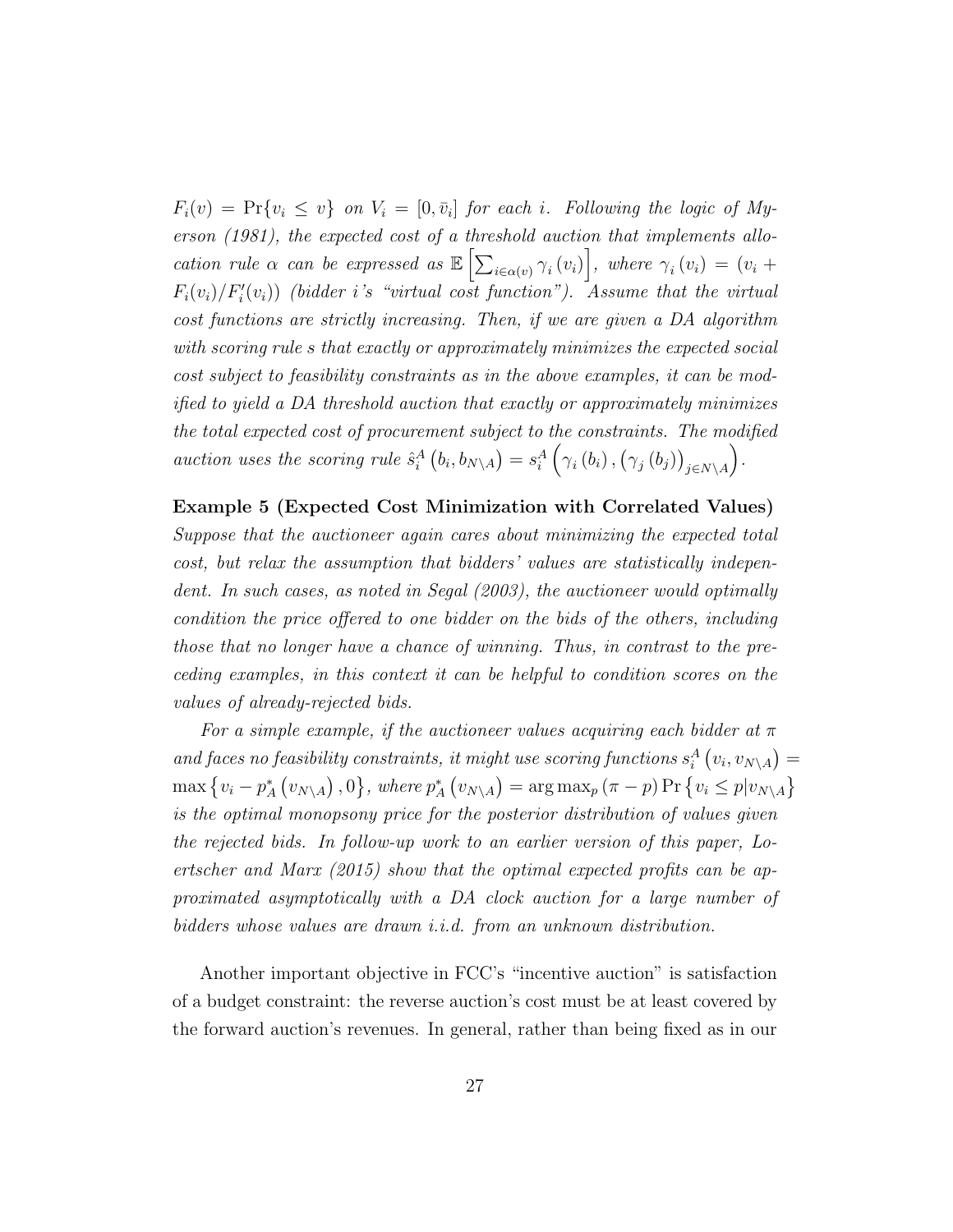*$F_i(v) = \Pr\{v_i \leq v\}$ on $V_i = [0, \bar{v}_i]$ for each $i$. Following the logic of Myerson (1981), the expected cost of a threshold auction that implements allocation rule $\alpha$ can be expressed as $\mathbb{E}\left[\sum_{i \in \alpha(v)} \gamma_i(v_i)\right]$, where $\gamma_i(v_i) = (v_i + F_i(v_i)/F_i'(v_i))$ (bidder $i$'s "virtual cost function"). Assume that the virtual cost functions are strictly increasing. Then, if we are given a DA algorithm with scoring rule $s$ that exactly or approximately minimizes the expected social cost subject to feasibility constraints as in the above examples, it can be modified to yield a DA threshold auction that exactly or approximately minimizes the total expected cost of procurement subject to the constraints. The modified auction uses the scoring rule $\hat{s}_i^A(b_i, b_{N \setminus A}) = s_i^A\left(\gamma_i(b_i), (\gamma_j(b_j))_{j \in N \setminus A}\right)$.*

**Example 5 (Expected Cost Minimization with Correlated Values)** *Suppose that the auctioneer again cares about minimizing the expected total cost, but relax the assumption that bidders' values are statistically independent. In such cases, as noted in Segal (2003), the auctioneer would optimally condition the price offered to one bidder on the bids of the others, including those that no longer have a chance of winning. Thus, in contrast to the preceding examples, in this context it can be helpful to condition scores on the values of already-rejected bids.*

*For a simple example, if the auctioneer values acquiring each bidder at $\pi$ and faces no feasibility constraints, it might use scoring functions $s_i^A(v_i, v_{N \setminus A}) = \max\{v_i - p_A^*(v_{N \setminus A}), 0\}$, where $p_A^*(v_{N \setminus A}) = \arg\max_p (\pi - p) \Pr\{v_i \leq p | v_{N \setminus A}\}$ is the optimal monopsony price for the posterior distribution of values given the rejected bids. In follow-up work to an earlier version of this paper, Loertscher and Marx (2015) show that the optimal expected profits can be approximated asymptotically with a DA clock auction for a large number of bidders whose values are drawn i.i.d. from an unknown distribution.*

Another important objective in FCC's "incentive auction" is satisfaction of a budget constraint: the reverse auction's cost must be at least covered by the forward auction's revenues. In general, rather than being fixed as in our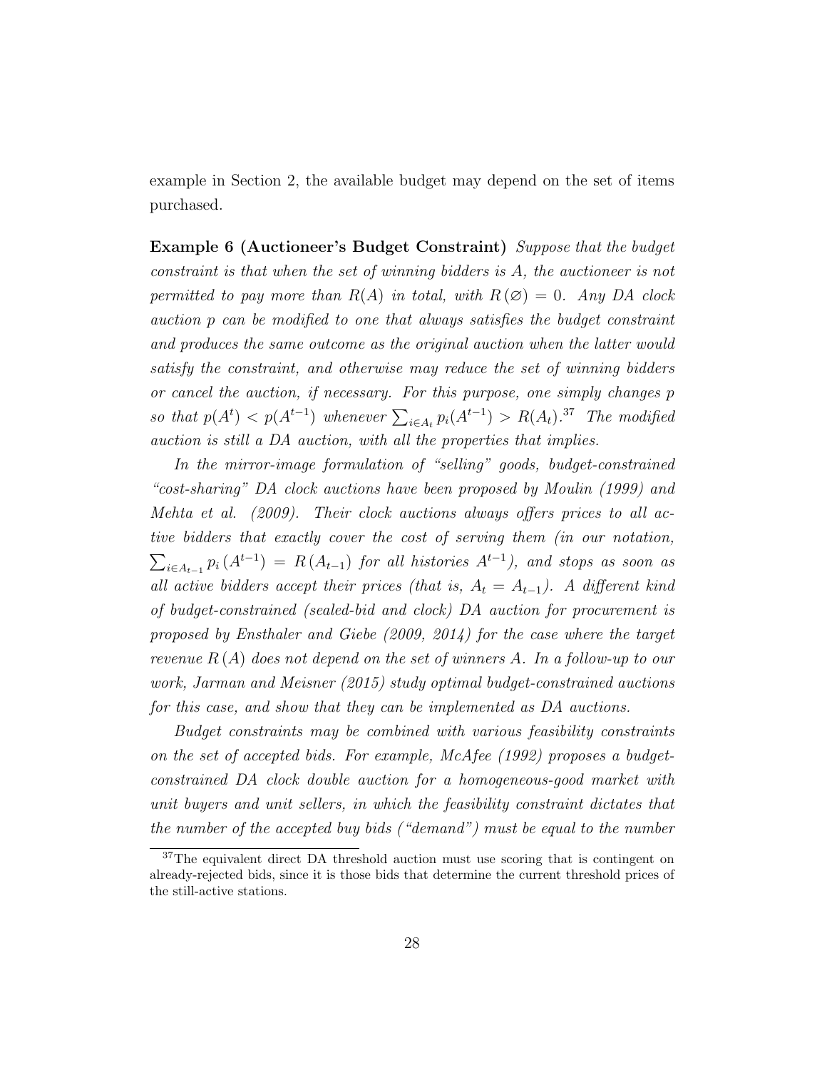example in Section 2, the available budget may depend on the set of items purchased.

**Example 6 (Auctioneer's Budget Constraint)** *Suppose that the budget constraint is that when the set of winning bidders is $A$, the auctioneer is not permitted to pay more than $R(A)$ in total, with $R(\varnothing) = 0$. Any DA clock auction $p$ can be modified to one that always satisfies the budget constraint and produces the same outcome as the original auction when the latter would satisfy the constraint, and otherwise may reduce the set of winning bidders or cancel the auction, if necessary. For this purpose, one simply changes $p$ so that $p(A^t) < p(A^{t-1})$ whenever $\sum_{i \in A_t} p_i(A^{t-1}) > R(A_t)$.*[37] *The modified auction is still a DA auction, with all the properties that implies.*

*In the mirror-image formulation of "selling" goods, budget-constrained "cost-sharing" DA clock auctions have been proposed by Moulin (1999) and Mehta et al. (2009). Their clock auctions always offers prices to all active bidders that exactly cover the cost of serving them (in our notation, $\sum_{i \in A_{t-1}} p_i(A^{t-1}) = R(A_{t-1})$ for all histories $A^{t-1}$), and stops as soon as all active bidders accept their prices (that is, $A_t = A_{t-1}$). A different kind of budget-constrained (sealed-bid and clock) DA auction for procurement is proposed by Ensthaler and Giebe (2009, 2014) for the case where the target revenue $R(A)$ does not depend on the set of winners $A$. In a follow-up to our work, Jarman and Meisner (2015) study optimal budget-constrained auctions for this case, and show that they can be implemented as DA auctions.*

*Budget constraints may be combined with various feasibility constraints on the set of accepted bids. For example, McAfee (1992) proposes a budget-constrained DA clock double auction for a homogeneous-good market with unit buyers and unit sellers, in which the feasibility constraint dictates that the number of the accepted buy bids ("demand") must be equal to the number*

[37] The equivalent direct DA threshold auction must use scoring that is contingent on already-rejected bids, since it is those bids that determine the current threshold prices of the still-active stations.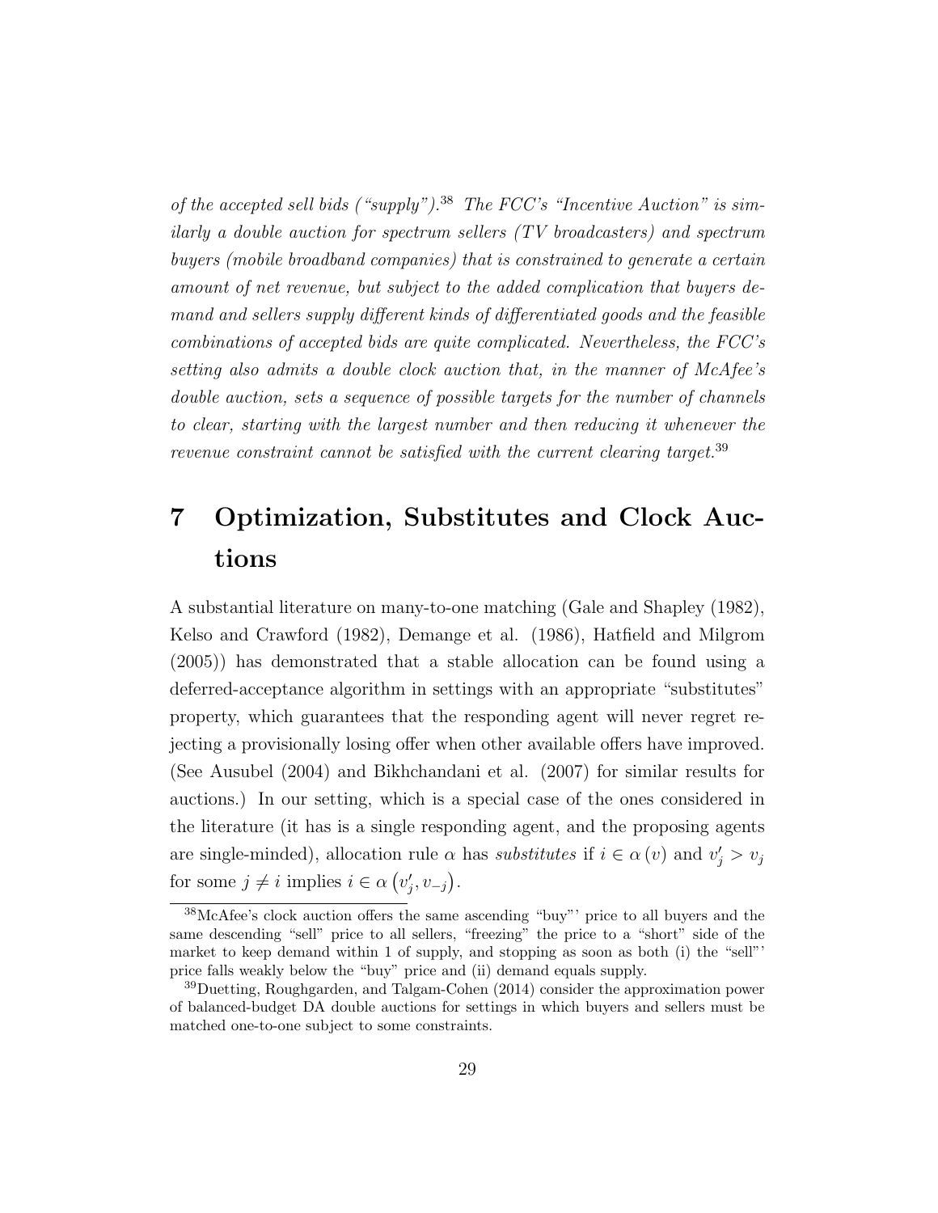*of the accepted sell bids ("supply").*[38] *The FCC's "Incentive Auction" is similarly a double auction for spectrum sellers (TV broadcasters) and spectrum buyers (mobile broadband companies) that is constrained to generate a certain amount of net revenue, but subject to the added complication that buyers demand and sellers supply different kinds of differentiated goods and the feasible combinations of accepted bids are quite complicated. Nevertheless, the FCC's setting also admits a double clock auction that, in the manner of McAfee's double auction, sets a sequence of possible targets for the number of channels to clear, starting with the largest number and then reducing it whenever the revenue constraint cannot be satisfied with the current clearing target.*[39]

# 7 Optimization, Substitutes and Clock Auctions

A substantial literature on many-to-one matching (Gale and Shapley (1982), Kelso and Crawford (1982), Demange et al. (1986), Hatfield and Milgrom (2005)) has demonstrated that a stable allocation can be found using a deferred-acceptance algorithm in settings with an appropriate "substitutes" property, which guarantees that the responding agent will never regret rejecting a provisionally losing offer when other available offers have improved. (See Ausubel (2004) and Bikhchandani et al. (2007) for similar results for auctions.) In our setting, which is a special case of the ones considered in the literature (it has is a single responding agent, and the proposing agents are single-minded), allocation rule $\alpha$ has *substitutes* if $i \in \alpha(v)$ and $v_j' > v_j$ for some $j \neq i$ implies $i \in \alpha(v_j', v_{-j})$.

[38] McAfee's clock auction offers the same ascending "buy"' price to all buyers and the same descending "sell" price to all sellers, "freezing" the price to a "short" side of the market to keep demand within 1 of supply, and stopping as soon as both (i) the "sell"' price falls weakly below the "buy" price and (ii) demand equals supply.

[39] Duetting, Roughgarden, and Talgam-Cohen (2014) consider the approximation power of balanced-budget DA double auctions for settings in which buyers and sellers must be matched one-to-one subject to some constraints.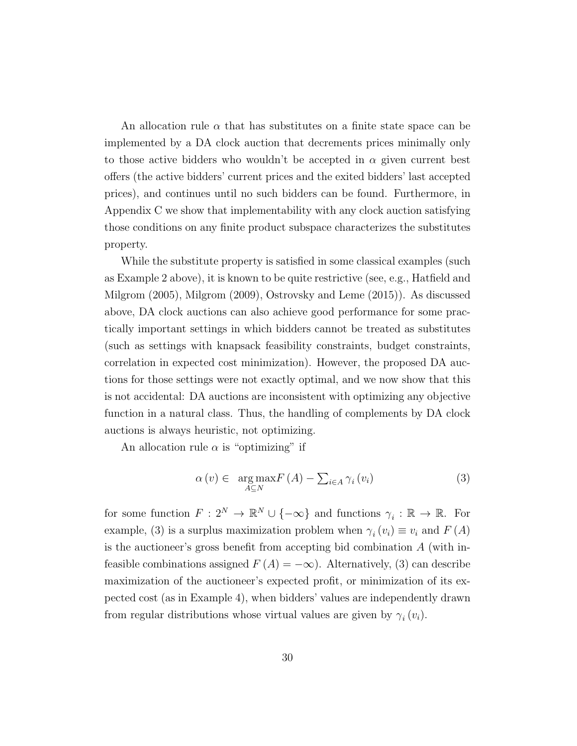An allocation rule $\alpha$ that has substitutes on a finite state space can be implemented by a DA clock auction that decrements prices minimally only to those active bidders who wouldn't be accepted in $\alpha$ given current best offers (the active bidders' current prices and the exited bidders' last accepted prices), and continues until no such bidders can be found. Furthermore, in Appendix C we show that implementability with any clock auction satisfying those conditions on any finite product subspace characterizes the substitutes property.

While the substitute property is satisfied in some classical examples (such as Example 2 above), it is known to be quite restrictive (see, e.g., Hatfield and Milgrom (2005), Milgrom (2009), Ostrovsky and Leme (2015)). As discussed above, DA clock auctions can also achieve good performance for some practically important settings in which bidders cannot be treated as substitutes (such as settings with knapsack feasibility constraints, budget constraints, correlation in expected cost minimization). However, the proposed DA auctions for those settings were not exactly optimal, and we now show that this is not accidental: DA auctions are inconsistent with optimizing any objective function in a natural class. Thus, the handling of complements by DA clock auctions is always heuristic, not optimizing.

An allocation rule $\alpha$ is "optimizing" if

$$\alpha(v) \in \underset{A \subseteq N}{\arg\max} F(A) - \textstyle\sum_{i \in A} \gamma_i(v_i) \tag{3}$$

for some function $F : 2^N \to \mathbb{R}^N \cup \{-\infty\}$ and functions $\gamma_i : \mathbb{R} \to \mathbb{R}$. For example, (3) is a surplus maximization problem when $\gamma_i(v_i) \equiv v_i$ and $F(A)$ is the auctioneer's gross benefit from accepting bid combination $A$ (with infeasible combinations assigned $F(A) = -\infty$). Alternatively, (3) can describe maximization of the auctioneer's expected profit, or minimization of its expected cost (as in Example 4), when bidders' values are independently drawn from regular distributions whose virtual values are given by $\gamma_i(v_i)$.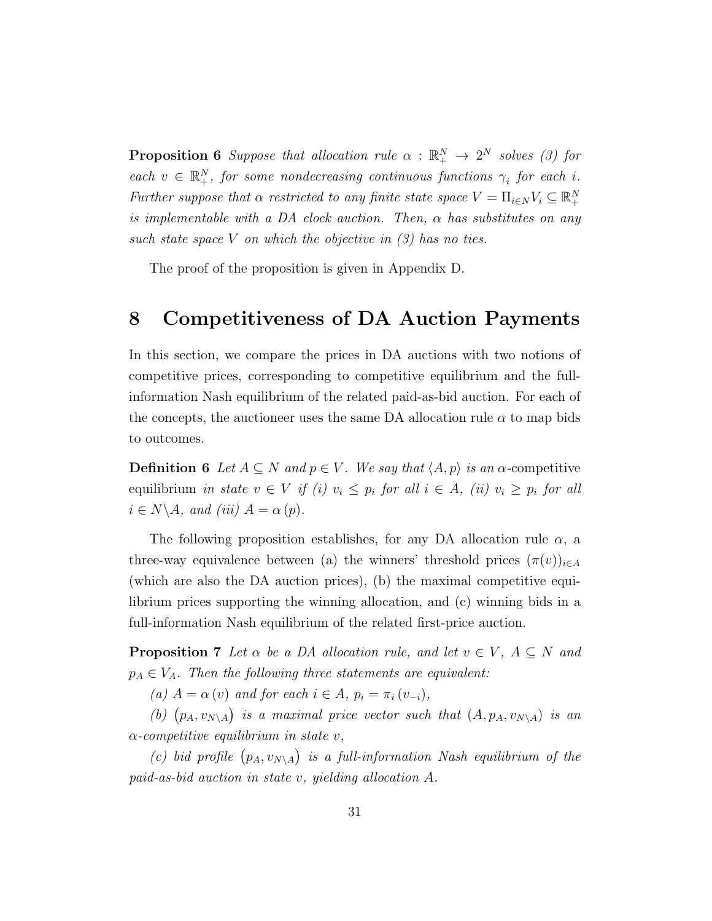**Proposition 6** *Suppose that allocation rule $\alpha : \mathbb{R}_+^N \to 2^N$ solves (3) for each $v \in \mathbb{R}_+^N$, for some nondecreasing continuous functions $\gamma_i$ for each $i$. Further suppose that $\alpha$ restricted to any finite state space $V = \Pi_{i \in N} V_i \subseteq \mathbb{R}_+^N$ is implementable with a DA clock auction. Then, $\alpha$ has substitutes on any such state space $V$ on which the objective in (3) has no ties.*

The proof of the proposition is given in Appendix D.

# 8 Competitiveness of DA Auction Payments

In this section, we compare the prices in DA auctions with two notions of competitive prices, corresponding to competitive equilibrium and the full-information Nash equilibrium of the related paid-as-bid auction. For each of the concepts, the auctioneer uses the same DA allocation rule $\alpha$ to map bids to outcomes.

**Definition 6** *Let $A \subseteq N$ and $p \in V$. We say that $\langle A, p \rangle$ is an $\alpha$-*competitive equilibrium *in state $v \in V$ if (i) $v_i \leq p_i$ for all $i \in A$, (ii) $v_i \geq p_i$ for all $i \in N \backslash A$, and (iii) $A = \alpha(p)$.*

The following proposition establishes, for any DA allocation rule $\alpha$, a three-way equivalence between (a) the winners' threshold prices $(\pi(v))_{i \in A}$ (which are also the DA auction prices), (b) the maximal competitive equilibrium prices supporting the winning allocation, and (c) winning bids in a full-information Nash equilibrium of the related first-price auction.

**Proposition 7** *Let $\alpha$ be a DA allocation rule, and let $v \in V$, $A \subseteq N$ and $p_A \in V_A$. Then the following three statements are equivalent:*

*(a) $A = \alpha(v)$ and for each $i \in A$, $p_i = \pi_i(v_{-i})$,*

*(b) $(p_A, v_{N \backslash A})$ is a maximal price vector such that $(A, p_A, v_{N \backslash A})$ is an $\alpha$-competitive equilibrium in state $v$,*

*(c) bid profile $(p_A, v_{N \backslash A})$ is a full-information Nash equilibrium of the paid-as-bid auction in state $v$, yielding allocation $A$.*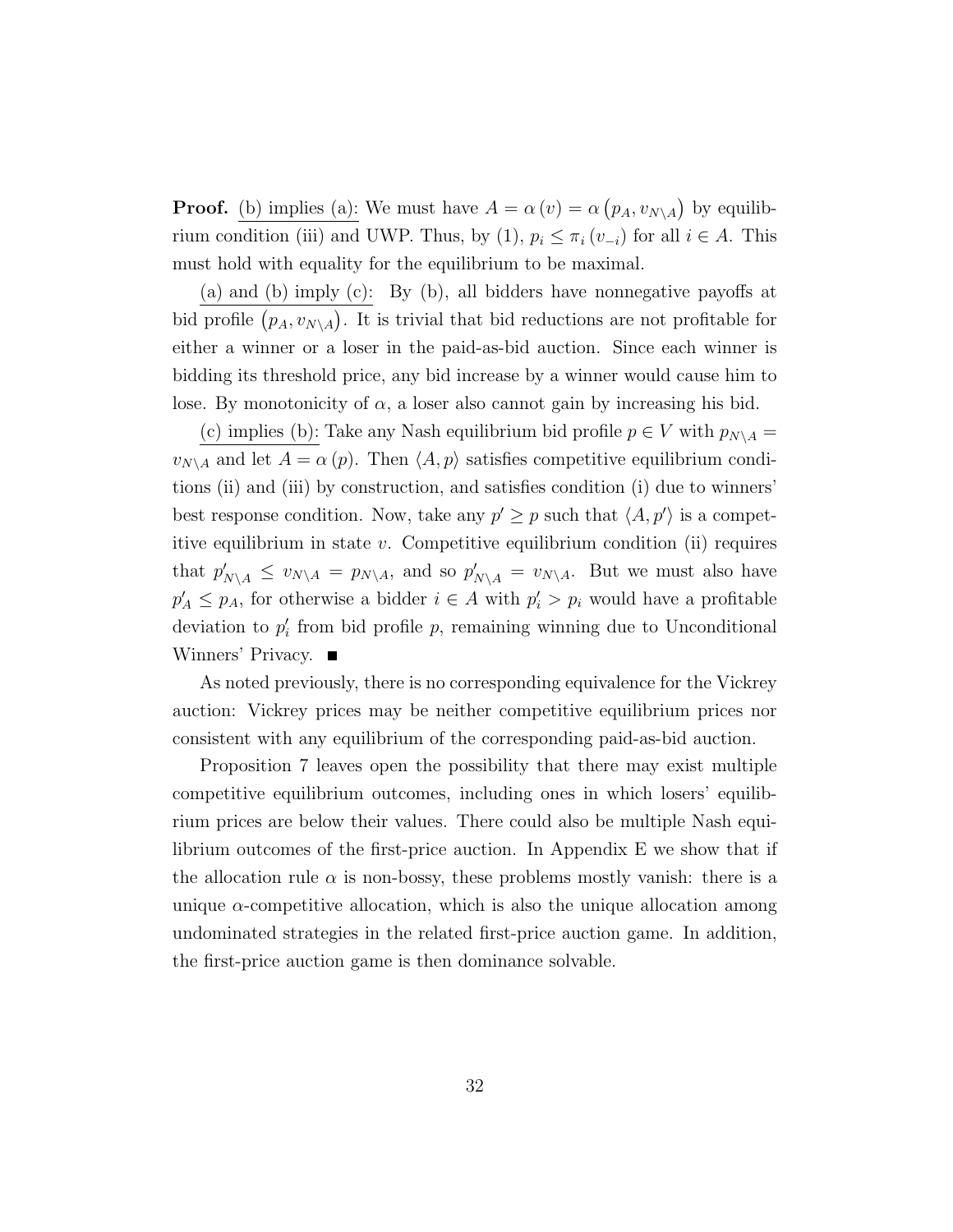**Proof.** <u>(b) implies (a):</u> We must have $A = \alpha(v) = \alpha(p_A, v_{N \setminus A})$ by equilibrium condition (iii) and UWP. Thus, by (1), $p_i \leq \pi_i(v_{-i})$ for all $i \in A$. This must hold with equality for the equilibrium to be maximal.

<u>(a) and (b) imply (c):</u> By (b), all bidders have nonnegative payoffs at bid profile $(p_A, v_{N \setminus A})$. It is trivial that bid reductions are not profitable for either a winner or a loser in the paid-as-bid auction. Since each winner is bidding its threshold price, any bid increase by a winner would cause him to lose. By monotonicity of $\alpha$, a loser also cannot gain by increasing his bid.

<u>(c) implies (b):</u> Take any Nash equilibrium bid profile $p \in V$ with $p_{N \setminus A} = v_{N \setminus A}$ and let $A = \alpha(p)$. Then $\langle A, p \rangle$ satisfies competitive equilibrium conditions (ii) and (iii) by construction, and satisfies condition (i) due to winners' best response condition. Now, take any $p' \geq p$ such that $\langle A, p' \rangle$ is a competitive equilibrium in state $v$. Competitive equilibrium condition (ii) requires that $p'_{N \setminus A} \leq v_{N \setminus A} = p_{N \setminus A}$, and so $p'_{N \setminus A} = v_{N \setminus A}$. But we must also have $p'_A \leq p_A$, for otherwise a bidder $i \in A$ with $p'_i > p_i$ would have a profitable deviation to $p'_i$ from bid profile $p$, remaining winning due to Unconditional Winners' Privacy. ■

As noted previously, there is no corresponding equivalence for the Vickrey auction: Vickrey prices may be neither competitive equilibrium prices nor consistent with any equilibrium of the corresponding paid-as-bid auction.

Proposition 7 leaves open the possibility that there may exist multiple competitive equilibrium outcomes, including ones in which losers' equilibrium prices are below their values. There could also be multiple Nash equilibrium outcomes of the first-price auction. In Appendix E we show that if the allocation rule $\alpha$ is non-bossy, these problems mostly vanish: there is a unique $\alpha$-competitive allocation, which is also the unique allocation among undominated strategies in the related first-price auction game. In addition, the first-price auction game is then dominance solvable.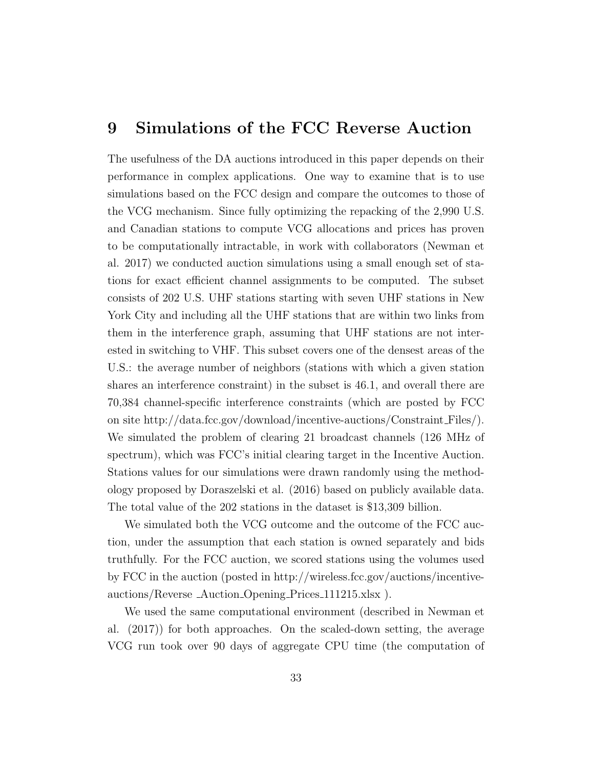# 9 Simulations of the FCC Reverse Auction

The usefulness of the DA auctions introduced in this paper depends on their performance in complex applications. One way to examine that is to use simulations based on the FCC design and compare the outcomes to those of the VCG mechanism. Since fully optimizing the repacking of the 2,990 U.S. and Canadian stations to compute VCG allocations and prices has proven to be computationally intractable, in work with collaborators (Newman et al. 2017) we conducted auction simulations using a small enough set of stations for exact efficient channel assignments to be computed. The subset consists of 202 U.S. UHF stations starting with seven UHF stations in New York City and including all the UHF stations that are within two links from them in the interference graph, assuming that UHF stations are not interested in switching to VHF. This subset covers one of the densest areas of the U.S.: the average number of neighbors (stations with which a given station shares an interference constraint) in the subset is 46.1, and overall there are 70,384 channel-specific interference constraints (which are posted by FCC on site http://data.fcc.gov/download/incentive-auctions/Constraint_Files/). We simulated the problem of clearing 21 broadcast channels (126 MHz of spectrum), which was FCC's initial clearing target in the Incentive Auction. Stations values for our simulations were drawn randomly using the methodology proposed by Doraszelski et al. (2016) based on publicly available data. The total value of the 202 stations in the dataset is $13,309 billion.

We simulated both the VCG outcome and the outcome of the FCC auction, under the assumption that each station is owned separately and bids truthfully. For the FCC auction, we scored stations using the volumes used by FCC in the auction (posted in http://wireless.fcc.gov/auctions/incentive-auctions/Reverse _Auction_Opening_Prices_111215.xlsx ).

We used the same computational environment (described in Newman et al. (2017)) for both approaches. On the scaled-down setting, the average VCG run took over 90 days of aggregate CPU time (the computation of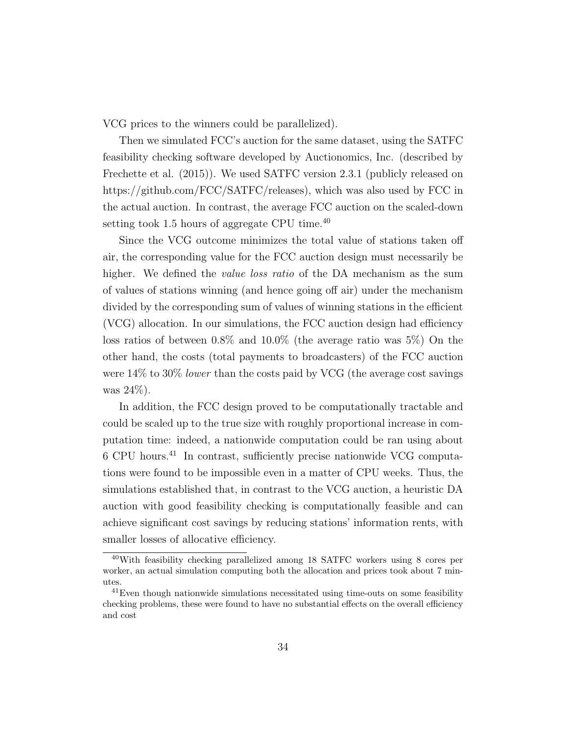VCG prices to the winners could be parallelized).

Then we simulated FCC's auction for the same dataset, using the SATFC feasibility checking software developed by Auctionomics, Inc. (described by Frechette et al. (2015)). We used SATFC version 2.3.1 (publicly released on https://github.com/FCC/SATFC/releases), which was also used by FCC in the actual auction. In contrast, the average FCC auction on the scaled-down setting took 1.5 hours of aggregate CPU time.[40]

Since the VCG outcome minimizes the total value of stations taken off air, the corresponding value for the FCC auction design must necessarily be higher. We defined the *value loss ratio* of the DA mechanism as the sum of values of stations winning (and hence going off air) under the mechanism divided by the corresponding sum of values of winning stations in the efficient (VCG) allocation. In our simulations, the FCC auction design had efficiency loss ratios of between 0.8% and 10.0% (the average ratio was 5%) On the other hand, the costs (total payments to broadcasters) of the FCC auction were 14% to 30% *lower* than the costs paid by VCG (the average cost savings was 24%).

In addition, the FCC design proved to be computationally tractable and could be scaled up to the true size with roughly proportional increase in computation time: indeed, a nationwide computation could be ran using about 6 CPU hours.[41] In contrast, sufficiently precise nationwide VCG computations were found to be impossible even in a matter of CPU weeks. Thus, the simulations established that, in contrast to the VCG auction, a heuristic DA auction with good feasibility checking is computationally feasible and can achieve significant cost savings by reducing stations' information rents, with smaller losses of allocative efficiency.

---

[40] With feasibility checking parallelized among 18 SATFC workers using 8 cores per worker, an actual simulation computing both the allocation and prices took about 7 minutes.

[41] Even though nationwide simulations necessitated using time-outs on some feasibility checking problems, these were found to have no substantial effects on the overall efficiency and cost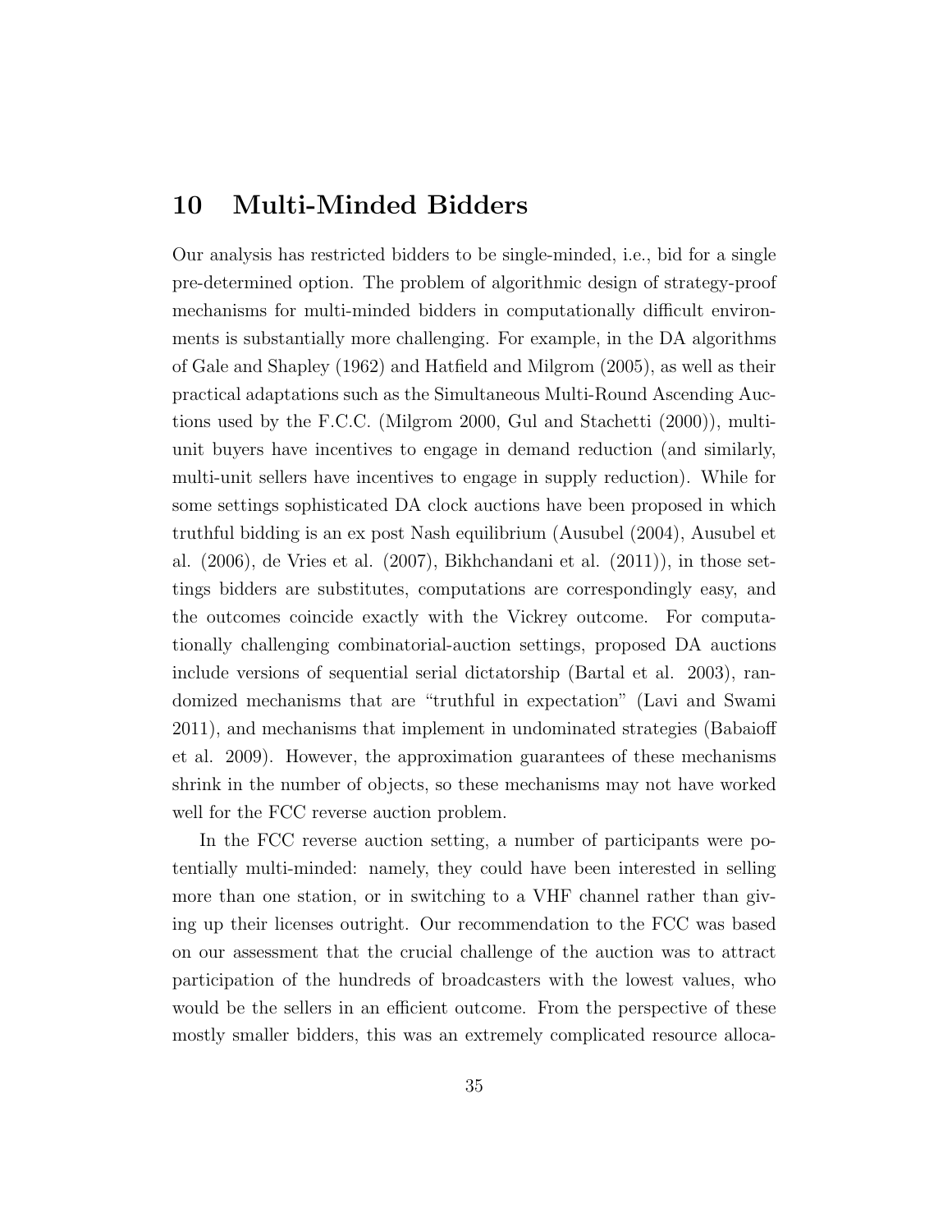# 10 Multi-Minded Bidders

Our analysis has restricted bidders to be single-minded, i.e., bid for a single pre-determined option. The problem of algorithmic design of strategy-proof mechanisms for multi-minded bidders in computationally difficult environments is substantially more challenging. For example, in the DA algorithms of Gale and Shapley (1962) and Hatfield and Milgrom (2005), as well as their practical adaptations such as the Simultaneous Multi-Round Ascending Auctions used by the F.C.C. (Milgrom 2000, Gul and Stachetti (2000)), multi-unit buyers have incentives to engage in demand reduction (and similarly, multi-unit sellers have incentives to engage in supply reduction). While for some settings sophisticated DA clock auctions have been proposed in which truthful bidding is an ex post Nash equilibrium (Ausubel (2004), Ausubel et al. (2006), de Vries et al. (2007), Bikhchandani et al. (2011)), in those settings bidders are substitutes, computations are correspondingly easy, and the outcomes coincide exactly with the Vickrey outcome. For computationally challenging combinatorial-auction settings, proposed DA auctions include versions of sequential serial dictatorship (Bartal et al. 2003), randomized mechanisms that are "truthful in expectation" (Lavi and Swami 2011), and mechanisms that implement in undominated strategies (Babaioff et al. 2009). However, the approximation guarantees of these mechanisms shrink in the number of objects, so these mechanisms may not have worked well for the FCC reverse auction problem.

In the FCC reverse auction setting, a number of participants were potentially multi-minded: namely, they could have been interested in selling more than one station, or in switching to a VHF channel rather than giving up their licenses outright. Our recommendation to the FCC was based on our assessment that the crucial challenge of the auction was to attract participation of the hundreds of broadcasters with the lowest values, who would be the sellers in an efficient outcome. From the perspective of these mostly smaller bidders, this was an extremely complicated resource alloca-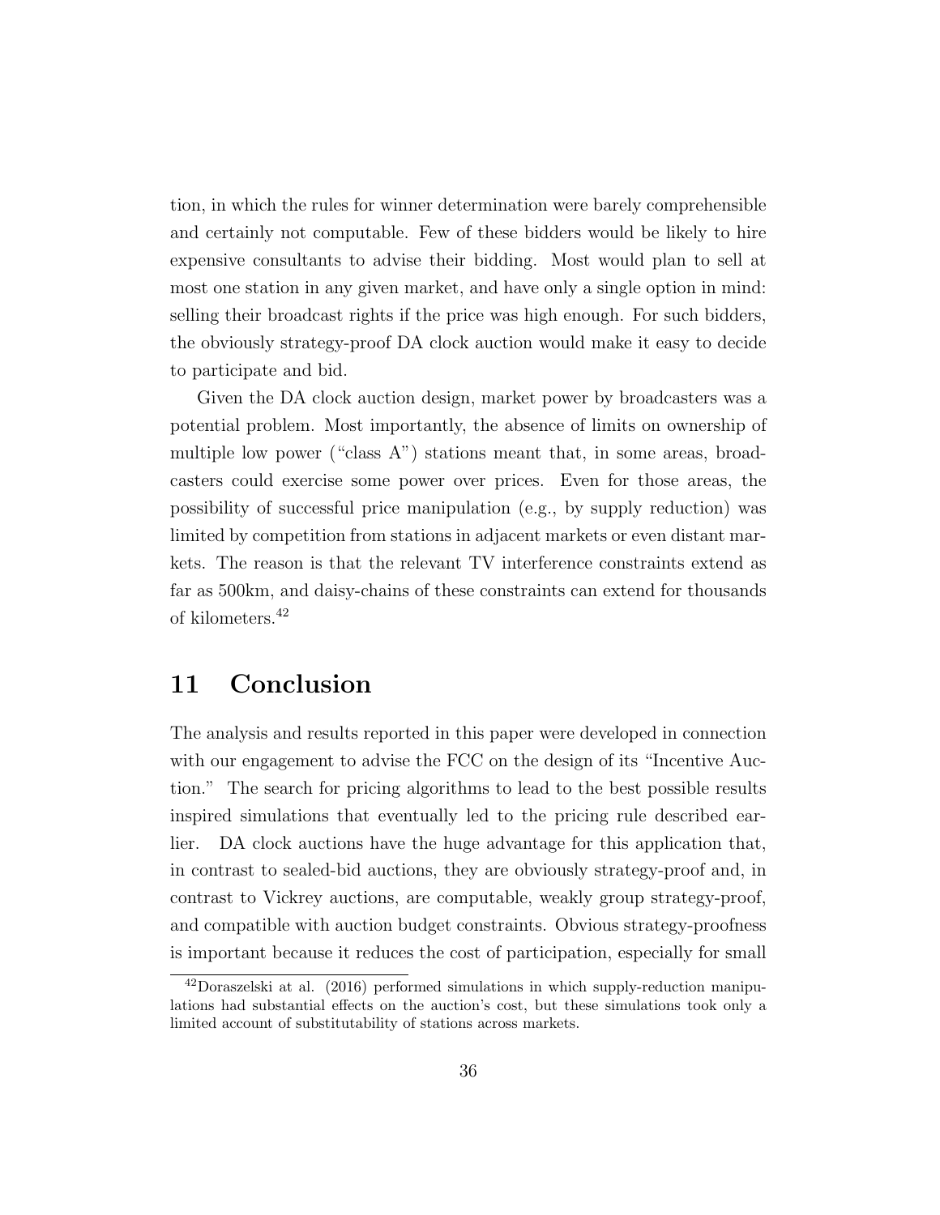tion, in which the rules for winner determination were barely comprehensible and certainly not computable. Few of these bidders would be likely to hire expensive consultants to advise their bidding. Most would plan to sell at most one station in any given market, and have only a single option in mind: selling their broadcast rights if the price was high enough. For such bidders, the obviously strategy-proof DA clock auction would make it easy to decide to participate and bid.

Given the DA clock auction design, market power by broadcasters was a potential problem. Most importantly, the absence of limits on ownership of multiple low power ("class A") stations meant that, in some areas, broadcasters could exercise some power over prices. Even for those areas, the possibility of successful price manipulation (e.g., by supply reduction) was limited by competition from stations in adjacent markets or even distant markets. The reason is that the relevant TV interference constraints extend as far as 500km, and daisy-chains of these constraints can extend for thousands of kilometers.[42]

## 11 Conclusion

The analysis and results reported in this paper were developed in connection with our engagement to advise the FCC on the design of its "Incentive Auction." The search for pricing algorithms to lead to the best possible results inspired simulations that eventually led to the pricing rule described earlier. DA clock auctions have the huge advantage for this application that, in contrast to sealed-bid auctions, they are obviously strategy-proof and, in contrast to Vickrey auctions, are computable, weakly group strategy-proof, and compatible with auction budget constraints. Obvious strategy-proofness is important because it reduces the cost of participation, especially for small

[42] Doraszelski at al. (2016) performed simulations in which supply-reduction manipulations had substantial effects on the auction's cost, but these simulations took only a limited account of substitutability of stations across markets.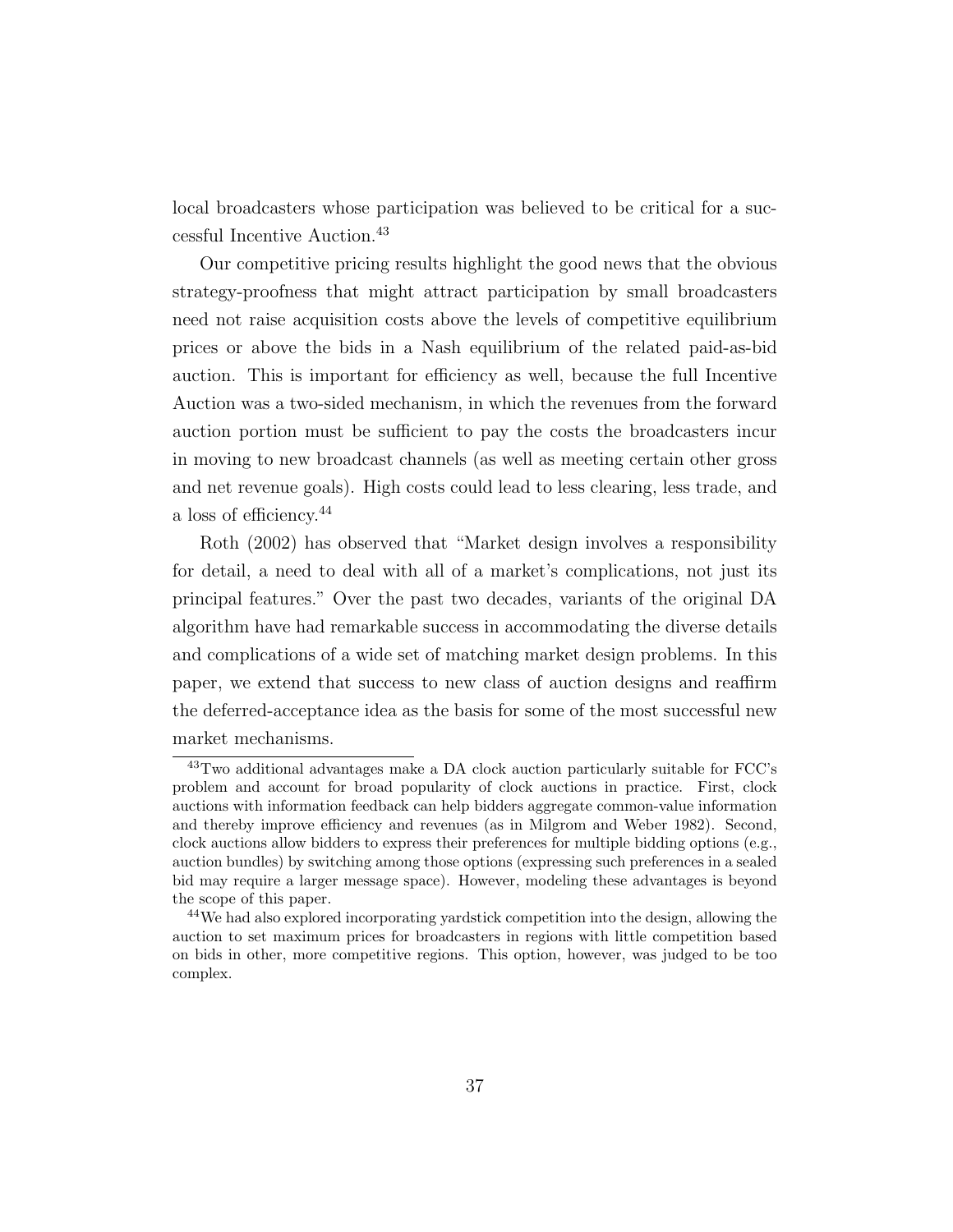local broadcasters whose participation was believed to be critical for a successful Incentive Auction.[43]

Our competitive pricing results highlight the good news that the obvious strategy-proofness that might attract participation by small broadcasters need not raise acquisition costs above the levels of competitive equilibrium prices or above the bids in a Nash equilibrium of the related paid-as-bid auction. This is important for efficiency as well, because the full Incentive Auction was a two-sided mechanism, in which the revenues from the forward auction portion must be sufficient to pay the costs the broadcasters incur in moving to new broadcast channels (as well as meeting certain other gross and net revenue goals). High costs could lead to less clearing, less trade, and a loss of efficiency.[44]

Roth (2002) has observed that "Market design involves a responsibility for detail, a need to deal with all of a market's complications, not just its principal features." Over the past two decades, variants of the original DA algorithm have had remarkable success in accommodating the diverse details and complications of a wide set of matching market design problems. In this paper, we extend that success to new class of auction designs and reaffirm the deferred-acceptance idea as the basis for some of the most successful new market mechanisms.

---

[43] Two additional advantages make a DA clock auction particularly suitable for FCC's problem and account for broad popularity of clock auctions in practice. First, clock auctions with information feedback can help bidders aggregate common-value information and thereby improve efficiency and revenues (as in Milgrom and Weber 1982). Second, clock auctions allow bidders to express their preferences for multiple bidding options (e.g., auction bundles) by switching among those options (expressing such preferences in a sealed bid may require a larger message space). However, modeling these advantages is beyond the scope of this paper.

[44] We had also explored incorporating yardstick competition into the design, allowing the auction to set maximum prices for broadcasters in regions with little competition based on bids in other, more competitive regions. This option, however, was judged to be too complex.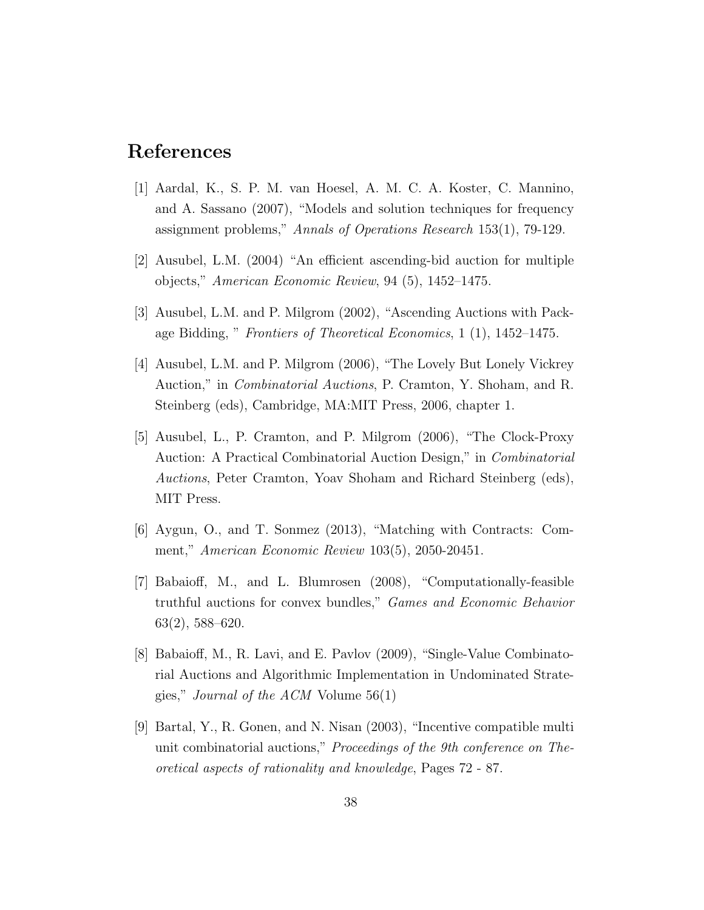# References

[1] Aardal, K., S. P. M. van Hoesel, A. M. C. A. Koster, C. Mannino, and A. Sassano (2007), "Models and solution techniques for frequency assignment problems," *Annals of Operations Research* 153(1), 79-129.

[2] Ausubel, L.M. (2004) "An efficient ascending-bid auction for multiple objects," *American Economic Review*, 94 (5), 1452–1475.

[3] Ausubel, L.M. and P. Milgrom (2002), "Ascending Auctions with Package Bidding, " *Frontiers of Theoretical Economics*, 1 (1), 1452–1475.

[4] Ausubel, L.M. and P. Milgrom (2006), "The Lovely But Lonely Vickrey Auction," in *Combinatorial Auctions*, P. Cramton, Y. Shoham, and R. Steinberg (eds), Cambridge, MA:MIT Press, 2006, chapter 1.

[5] Ausubel, L., P. Cramton, and P. Milgrom (2006), "The Clock-Proxy Auction: A Practical Combinatorial Auction Design," in *Combinatorial Auctions*, Peter Cramton, Yoav Shoham and Richard Steinberg (eds), MIT Press.

[6] Aygun, O., and T. Sonmez (2013), "Matching with Contracts: Comment," *American Economic Review* 103(5), 2050-20451.

[7] Babaioff, M., and L. Blumrosen (2008), "Computationally-feasible truthful auctions for convex bundles," *Games and Economic Behavior* 63(2), 588–620.

[8] Babaioff, M., R. Lavi, and E. Pavlov (2009), "Single-Value Combinatorial Auctions and Algorithmic Implementation in Undominated Strategies," *Journal of the ACM* Volume 56(1)

[9] Bartal, Y., R. Gonen, and N. Nisan (2003), "Incentive compatible multi unit combinatorial auctions," *Proceedings of the 9th conference on Theoretical aspects of rationality and knowledge*, Pages 72 - 87.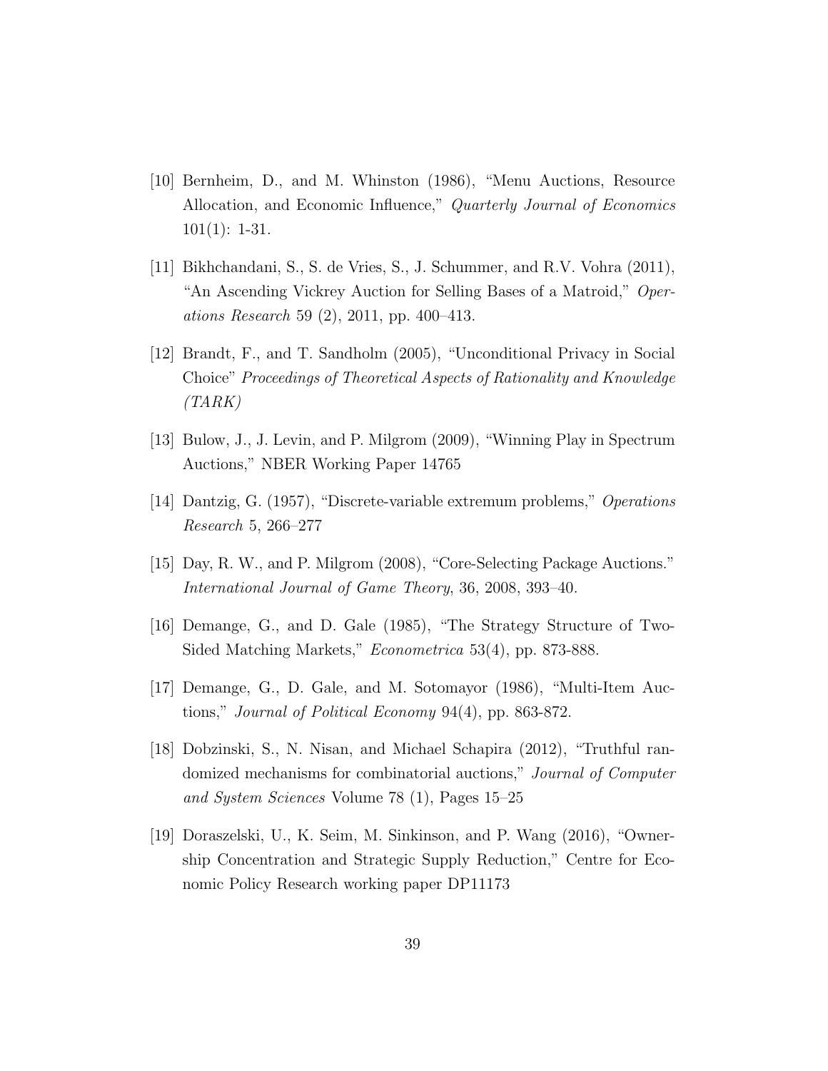[10] Bernheim, D., and M. Whinston (1986), "Menu Auctions, Resource Allocation, and Economic Influence," *Quarterly Journal of Economics* 101(1): 1-31.

[11] Bikhchandani, S., S. de Vries, S., J. Schummer, and R.V. Vohra (2011), "An Ascending Vickrey Auction for Selling Bases of a Matroid," *Operations Research* 59 (2), 2011, pp. 400–413.

[12] Brandt, F., and T. Sandholm (2005), "Unconditional Privacy in Social Choice" *Proceedings of Theoretical Aspects of Rationality and Knowledge (TARK)*

[13] Bulow, J., J. Levin, and P. Milgrom (2009), "Winning Play in Spectrum Auctions," NBER Working Paper 14765

[14] Dantzig, G. (1957), "Discrete-variable extremum problems," *Operations Research* 5, 266–277

[15] Day, R. W., and P. Milgrom (2008), "Core-Selecting Package Auctions." *International Journal of Game Theory*, 36, 2008, 393–40.

[16] Demange, G., and D. Gale (1985), "The Strategy Structure of Two-Sided Matching Markets," *Econometrica* 53(4), pp. 873-888.

[17] Demange, G., D. Gale, and M. Sotomayor (1986), "Multi-Item Auctions," *Journal of Political Economy* 94(4), pp. 863-872.

[18] Dobzinski, S., N. Nisan, and Michael Schapira (2012), "Truthful randomized mechanisms for combinatorial auctions," *Journal of Computer and System Sciences* Volume 78 (1), Pages 15–25

[19] Doraszelski, U., K. Seim, M. Sinkinson, and P. Wang (2016), "Ownership Concentration and Strategic Supply Reduction," Centre for Economic Policy Research working paper DP11173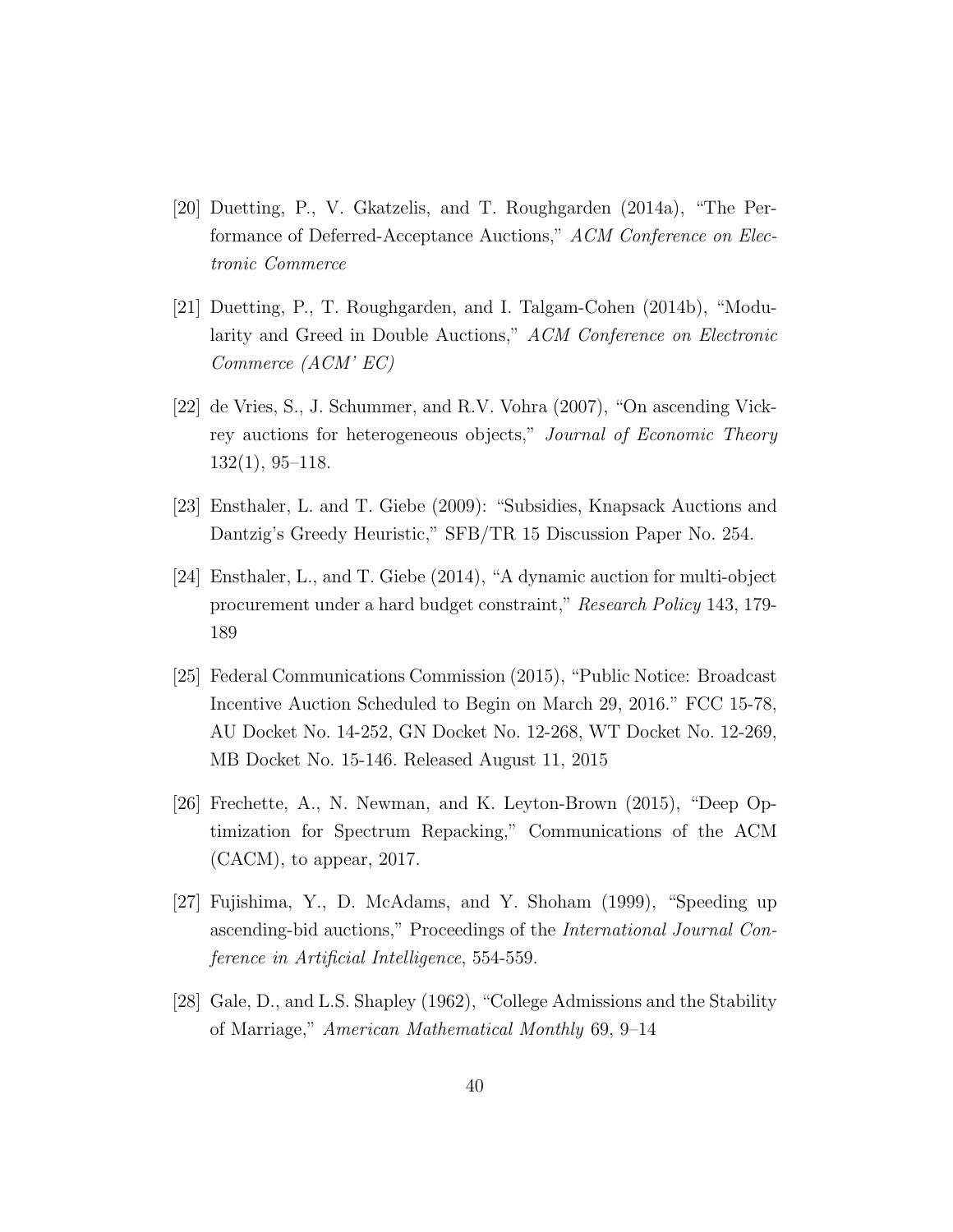[20] Duetting, P., V. Gkatzelis, and T. Roughgarden (2014a), "The Performance of Deferred-Acceptance Auctions," *ACM Conference on Electronic Commerce*

[21] Duetting, P., T. Roughgarden, and I. Talgam-Cohen (2014b), "Modularity and Greed in Double Auctions," *ACM Conference on Electronic Commerce (ACM' EC)*

[22] de Vries, S., J. Schummer, and R.V. Vohra (2007), "On ascending Vickrey auctions for heterogeneous objects," *Journal of Economic Theory* 132(1), 95–118.

[23] Ensthaler, L. and T. Giebe (2009): "Subsidies, Knapsack Auctions and Dantzig's Greedy Heuristic," SFB/TR 15 Discussion Paper No. 254.

[24] Ensthaler, L., and T. Giebe (2014), "A dynamic auction for multi-object procurement under a hard budget constraint," *Research Policy* 143, 179-189

[25] Federal Communications Commission (2015), "Public Notice: Broadcast Incentive Auction Scheduled to Begin on March 29, 2016." FCC 15-78, AU Docket No. 14-252, GN Docket No. 12-268, WT Docket No. 12-269, MB Docket No. 15-146. Released August 11, 2015

[26] Frechette, A., N. Newman, and K. Leyton-Brown (2015), "Deep Optimization for Spectrum Repacking," Communications of the ACM (CACM), to appear, 2017.

[27] Fujishima, Y., D. McAdams, and Y. Shoham (1999), "Speeding up ascending-bid auctions," Proceedings of the *International Journal Conference in Artificial Intelligence*, 554-559.

[28] Gale, D., and L.S. Shapley (1962), "College Admissions and the Stability of Marriage," *American Mathematical Monthly* 69, 9–14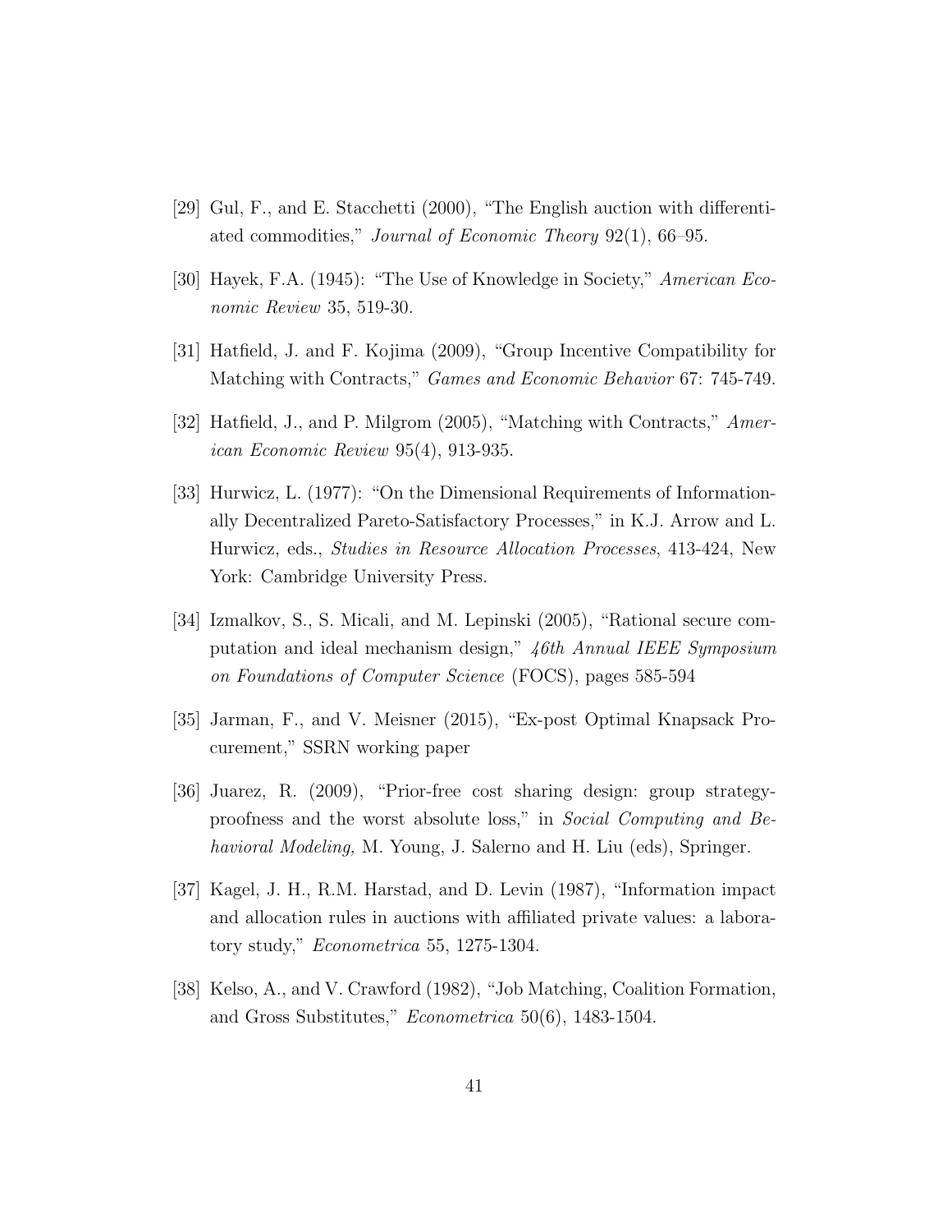[29] Gul, F., and E. Stacchetti (2000), "The English auction with differentiated commodities," *Journal of Economic Theory* 92(1), 66–95.

[30] Hayek, F.A. (1945): "The Use of Knowledge in Society," *American Economic Review* 35, 519-30.

[31] Hatfield, J. and F. Kojima (2009), "Group Incentive Compatibility for Matching with Contracts," *Games and Economic Behavior* 67: 745-749.

[32] Hatfield, J., and P. Milgrom (2005), "Matching with Contracts," *American Economic Review* 95(4), 913-935.

[33] Hurwicz, L. (1977): "On the Dimensional Requirements of Informationally Decentralized Pareto-Satisfactory Processes," in K.J. Arrow and L. Hurwicz, eds., *Studies in Resource Allocation Processes*, 413-424, New York: Cambridge University Press.

[34] Izmalkov, S., S. Micali, and M. Lepinski (2005), "Rational secure computation and ideal mechanism design," *46th Annual IEEE Symposium on Foundations of Computer Science* (FOCS), pages 585-594

[35] Jarman, F., and V. Meisner (2015), "Ex-post Optimal Knapsack Procurement," SSRN working paper

[36] Juarez, R. (2009), "Prior-free cost sharing design: group strategyproofness and the worst absolute loss," in *Social Computing and Behavioral Modeling,* M. Young, J. Salerno and H. Liu (eds), Springer.

[37] Kagel, J. H., R.M. Harstad, and D. Levin (1987), "Information impact and allocation rules in auctions with affiliated private values: a laboratory study," *Econometrica* 55, 1275-1304.

[38] Kelso, A., and V. Crawford (1982), "Job Matching, Coalition Formation, and Gross Substitutes," *Econometrica* 50(6), 1483-1504.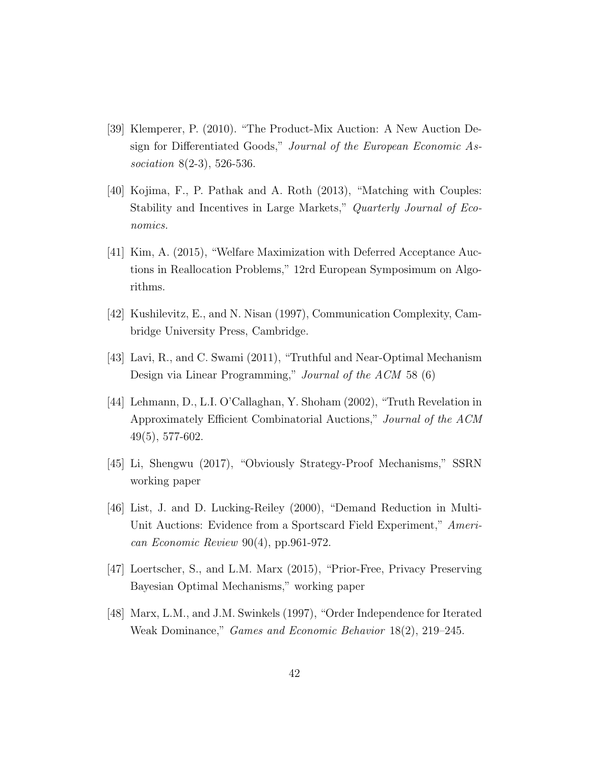[39] Klemperer, P. (2010). "The Product-Mix Auction: A New Auction Design for Differentiated Goods," *Journal of the European Economic Association* 8(2-3), 526-536.

[40] Kojima, F., P. Pathak and A. Roth (2013), "Matching with Couples: Stability and Incentives in Large Markets," *Quarterly Journal of Economics.*

[41] Kim, A. (2015), "Welfare Maximization with Deferred Acceptance Auctions in Reallocation Problems," 12rd European Symposimum on Algorithms.

[42] Kushilevitz, E., and N. Nisan (1997), Communication Complexity, Cambridge University Press, Cambridge.

[43] Lavi, R., and C. Swami (2011), "Truthful and Near-Optimal Mechanism Design via Linear Programming," *Journal of the ACM* 58 (6)

[44] Lehmann, D., L.I. O'Callaghan, Y. Shoham (2002), "Truth Revelation in Approximately Efficient Combinatorial Auctions," *Journal of the ACM* 49(5), 577-602.

[45] Li, Shengwu (2017), "Obviously Strategy-Proof Mechanisms," SSRN working paper

[46] List, J. and D. Lucking-Reiley (2000), "Demand Reduction in Multi-Unit Auctions: Evidence from a Sportscard Field Experiment," *American Economic Review* 90(4), pp.961-972.

[47] Loertscher, S., and L.M. Marx (2015), "Prior-Free, Privacy Preserving Bayesian Optimal Mechanisms," working paper

[48] Marx, L.M., and J.M. Swinkels (1997), "Order Independence for Iterated Weak Dominance," *Games and Economic Behavior* 18(2), 219–245.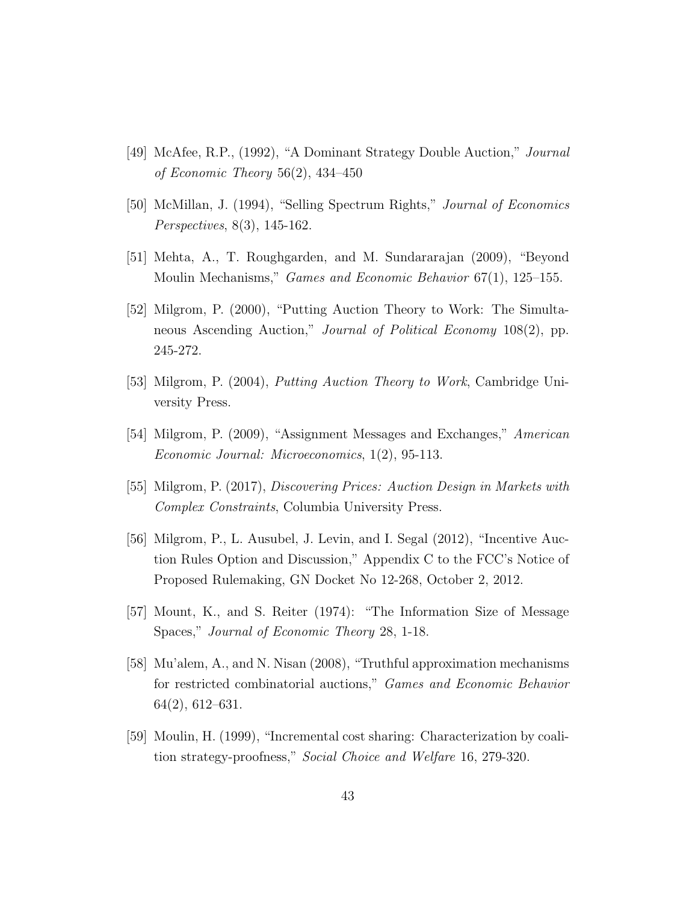[49] McAfee, R.P., (1992), "A Dominant Strategy Double Auction," *Journal of Economic Theory* 56(2), 434–450

[50] McMillan, J. (1994), "Selling Spectrum Rights," *Journal of Economics Perspectives*, 8(3), 145-162.

[51] Mehta, A., T. Roughgarden, and M. Sundararajan (2009), "Beyond Moulin Mechanisms," *Games and Economic Behavior* 67(1), 125–155.

[52] Milgrom, P. (2000), "Putting Auction Theory to Work: The Simultaneous Ascending Auction," *Journal of Political Economy* 108(2), pp. 245-272.

[53] Milgrom, P. (2004), *Putting Auction Theory to Work*, Cambridge University Press.

[54] Milgrom, P. (2009), "Assignment Messages and Exchanges," *American Economic Journal: Microeconomics*, 1(2), 95-113.

[55] Milgrom, P. (2017), *Discovering Prices: Auction Design in Markets with Complex Constraints*, Columbia University Press.

[56] Milgrom, P., L. Ausubel, J. Levin, and I. Segal (2012), "Incentive Auction Rules Option and Discussion," Appendix C to the FCC's Notice of Proposed Rulemaking, GN Docket No 12-268, October 2, 2012.

[57] Mount, K., and S. Reiter (1974): "The Information Size of Message Spaces," *Journal of Economic Theory* 28, 1-18.

[58] Mu'alem, A., and N. Nisan (2008), "Truthful approximation mechanisms for restricted combinatorial auctions," *Games and Economic Behavior* 64(2), 612–631.

[59] Moulin, H. (1999), "Incremental cost sharing: Characterization by coalition strategy-proofness," *Social Choice and Welfare* 16, 279-320.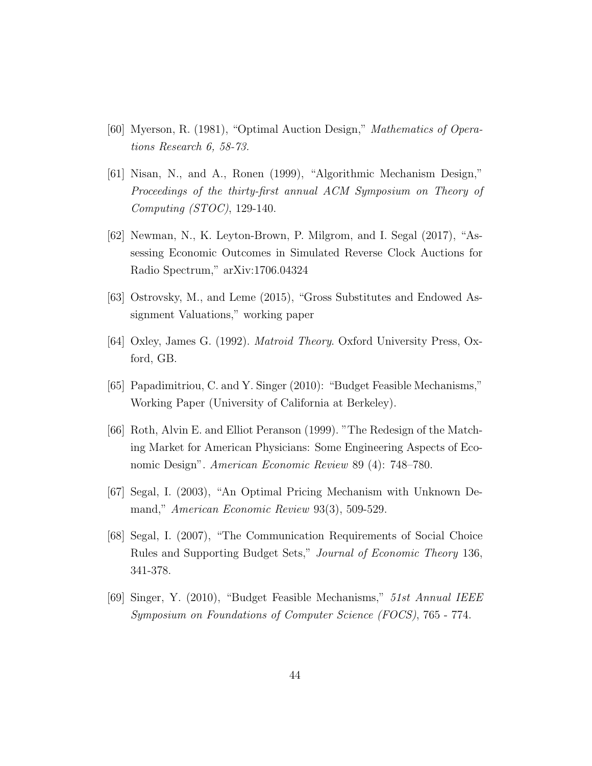[60] Myerson, R. (1981), "Optimal Auction Design," *Mathematics of Operations Research 6, 58-73.*

[61] Nisan, N., and A., Ronen (1999), "Algorithmic Mechanism Design," *Proceedings of the thirty-first annual ACM Symposium on Theory of Computing (STOC)*, 129-140.

[62] Newman, N., K. Leyton-Brown, P. Milgrom, and I. Segal (2017), "Assessing Economic Outcomes in Simulated Reverse Clock Auctions for Radio Spectrum," arXiv:1706.04324

[63] Ostrovsky, M., and Leme (2015), "Gross Substitutes and Endowed Assignment Valuations," working paper

[64] Oxley, James G. (1992). *Matroid Theory*. Oxford University Press, Oxford, GB.

[65] Papadimitriou, C. and Y. Singer (2010): "Budget Feasible Mechanisms," Working Paper (University of California at Berkeley).

[66] Roth, Alvin E. and Elliot Peranson (1999). "The Redesign of the Matching Market for American Physicians: Some Engineering Aspects of Economic Design". *American Economic Review* 89 (4): 748–780.

[67] Segal, I. (2003), "An Optimal Pricing Mechanism with Unknown Demand," *American Economic Review* 93(3), 509-529.

[68] Segal, I. (2007), "The Communication Requirements of Social Choice Rules and Supporting Budget Sets," *Journal of Economic Theory* 136, 341-378.

[69] Singer, Y. (2010), "Budget Feasible Mechanisms," *51st Annual IEEE Symposium on Foundations of Computer Science (FOCS)*, 765 - 774.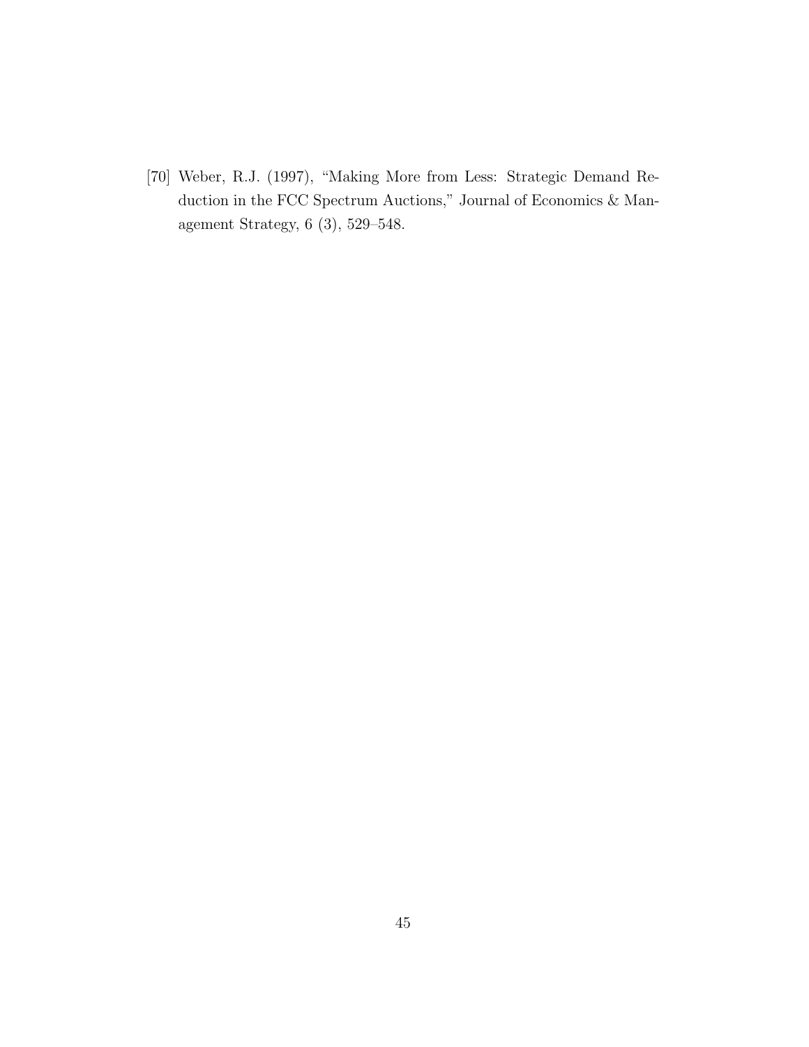[70] Weber, R.J. (1997), "Making More from Less: Strategic Demand Reduction in the FCC Spectrum Auctions," Journal of Economics & Management Strategy, 6 (3), 529–548.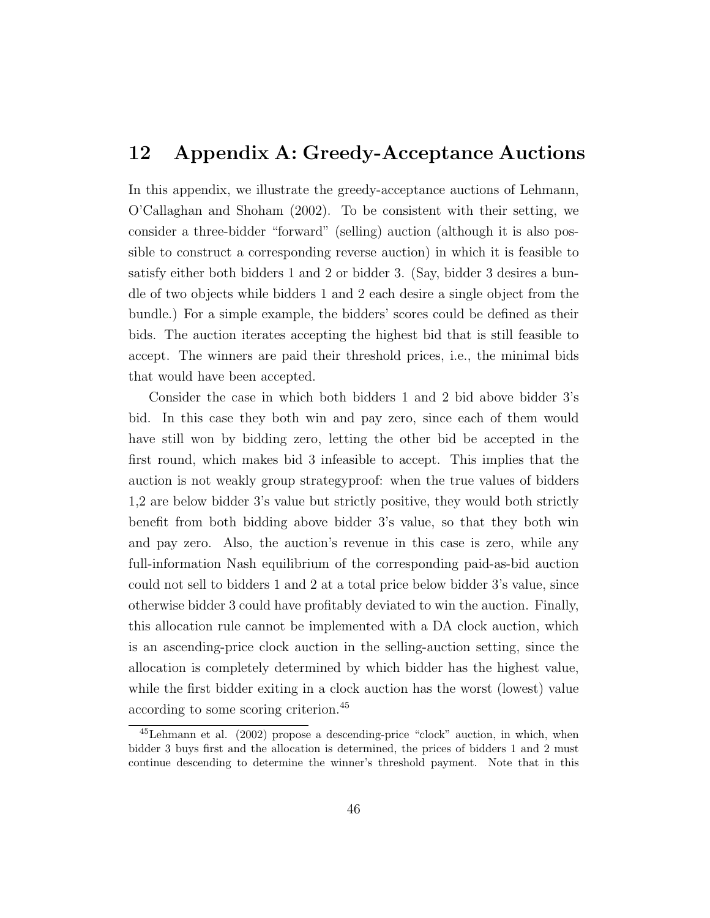# 12 Appendix A: Greedy-Acceptance Auctions

In this appendix, we illustrate the greedy-acceptance auctions of Lehmann, O'Callaghan and Shoham (2002). To be consistent with their setting, we consider a three-bidder "forward" (selling) auction (although it is also possible to construct a corresponding reverse auction) in which it is feasible to satisfy either both bidders 1 and 2 or bidder 3. (Say, bidder 3 desires a bundle of two objects while bidders 1 and 2 each desire a single object from the bundle.) For a simple example, the bidders' scores could be defined as their bids. The auction iterates accepting the highest bid that is still feasible to accept. The winners are paid their threshold prices, i.e., the minimal bids that would have been accepted.

Consider the case in which both bidders 1 and 2 bid above bidder 3's bid. In this case they both win and pay zero, since each of them would have still won by bidding zero, letting the other bid be accepted in the first round, which makes bid 3 infeasible to accept. This implies that the auction is not weakly group strategyproof: when the true values of bidders 1,2 are below bidder 3's value but strictly positive, they would both strictly benefit from both bidding above bidder 3's value, so that they both win and pay zero. Also, the auction's revenue in this case is zero, while any full-information Nash equilibrium of the corresponding paid-as-bid auction could not sell to bidders 1 and 2 at a total price below bidder 3's value, since otherwise bidder 3 could have profitably deviated to win the auction. Finally, this allocation rule cannot be implemented with a DA clock auction, which is an ascending-price clock auction in the selling-auction setting, since the allocation is completely determined by which bidder has the highest value, while the first bidder exiting in a clock auction has the worst (lowest) value according to some scoring criterion.[45]

[45] Lehmann et al. (2002) propose a descending-price "clock" auction, in which, when bidder 3 buys first and the allocation is determined, the prices of bidders 1 and 2 must continue descending to determine the winner's threshold payment. Note that in this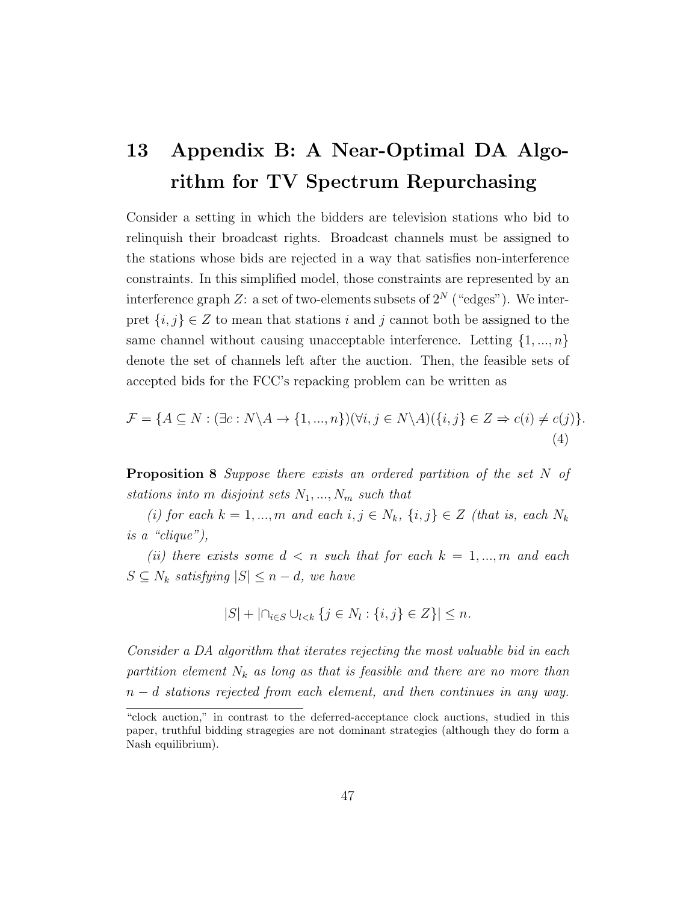# 13 Appendix B: A Near-Optimal DA Algorithm for TV Spectrum Repurchasing

Consider a setting in which the bidders are television stations who bid to relinquish their broadcast rights. Broadcast channels must be assigned to the stations whose bids are rejected in a way that satisfies non-interference constraints. In this simplified model, those constraints are represented by an interference graph $Z$: a set of two-elements subsets of $2^N$ ("edges"). We interpret $\{i, j\} \in Z$ to mean that stations $i$ and $j$ cannot both be assigned to the same channel without causing unacceptable interference. Letting $\{1, ..., n\}$ denote the set of channels left after the auction. Then, the feasible sets of accepted bids for the FCC's repacking problem can be written as

$$\mathcal{F} = \{A \subseteq N : (\exists c : N \backslash A \to \{1, ..., n\})(\forall i, j \in N \backslash A)(\{i, j\} \in Z \Rightarrow c(i) \neq c(j)\}. \tag{4}$$

**Proposition 8** *Suppose there exists an ordered partition of the set $N$ of stations into $m$ disjoint sets $N_1, ..., N_m$ such that*

*(i) for each $k = 1, ..., m$ and each $i, j \in N_k$, $\{i, j\} \in Z$ (that is, each $N_k$ is a "clique"),*

*(ii) there exists some $d < n$ such that for each $k = 1, ..., m$ and each $S \subseteq N_k$ satisfying $|S| \leq n - d$, we have*

$$|S| + |\cap_{i \in S} \cup_{l<k} \{j \in N_l : \{i, j\} \in Z\}| \leq n.$$

*Consider a DA algorithm that iterates rejecting the most valuable bid in each partition element $N_k$ as long as that is feasible and there are no more than $n - d$ stations rejected from each element, and then continues in any way.*

"clock auction," in contrast to the deferred-acceptance clock auctions, studied in this paper, truthful bidding stragegies are not dominant strategies (although they do form a Nash equilibrium).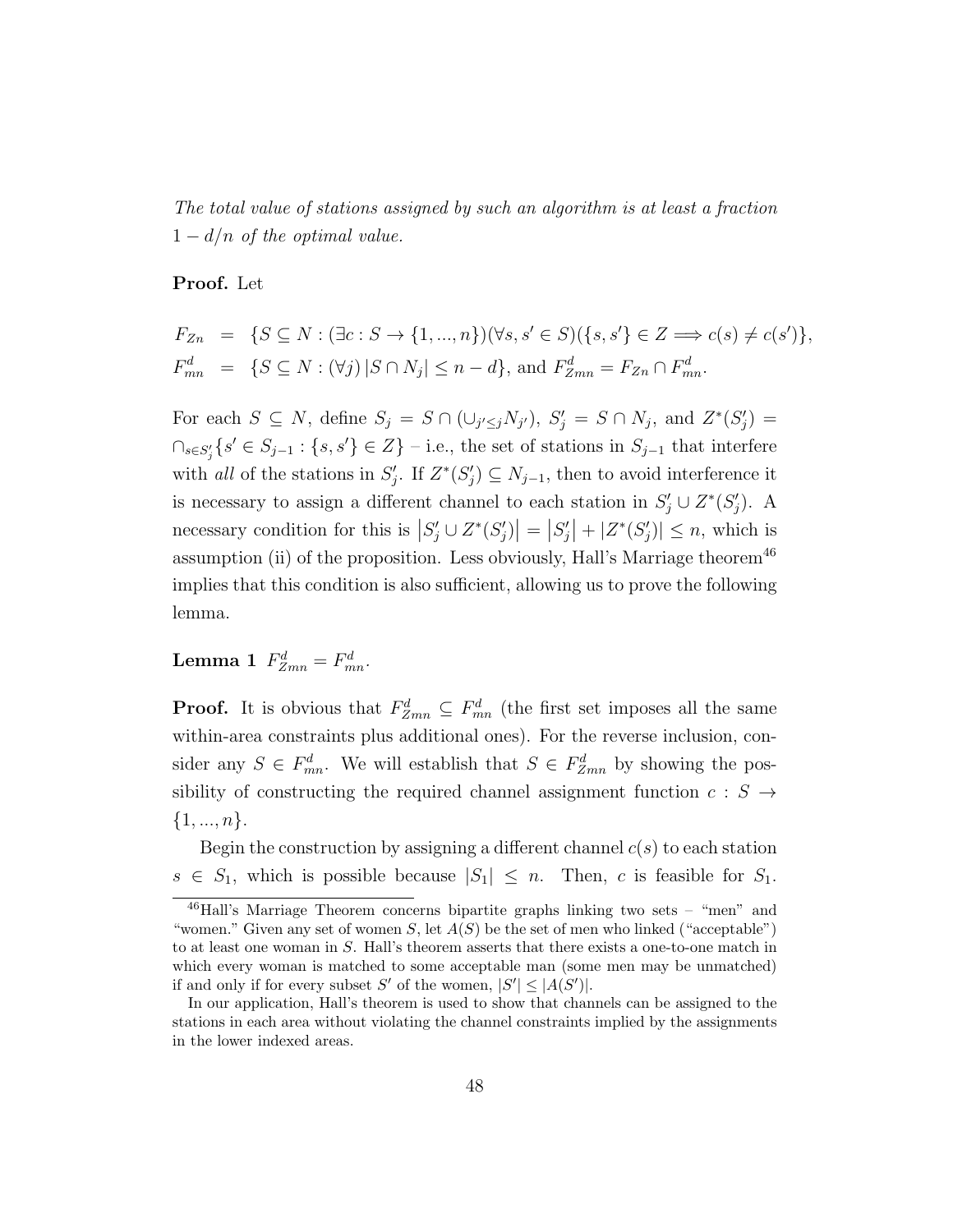*The total value of stations assigned by such an algorithm is at least a fraction $1 - d/n$ of the optimal value.*

**Proof.** Let

$$
\begin{aligned}
F_{Zn} &= \{S \subseteq N : (\exists c : S \to \{1, ..., n\})(\forall s, s' \in S)(\{s, s'\} \in Z \Longrightarrow c(s) \neq c(s')\}, \\
F_{mn}^{d} &= \{S \subseteq N : (\forall j) \, |S \cap N_j| \leq n - d\}, \text{ and } F_{Zmn}^{d} = F_{Zn} \cap F_{mn}^{d}.
\end{aligned}
$$

For each $S \subseteq N$, define $S_j = S \cap (\cup_{j' \leq j} N_{j'})$, $S'_j = S \cap N_j$, and $Z^*(S'_j) = \cap_{s \in S'_j} \{s' \in S_{j-1} : \{s, s'\} \in Z\}$ – i.e., the set of stations in $S_{j-1}$ that interfere with *all* of the stations in $S'_j$. If $Z^*(S'_j) \subseteq N_{j-1}$, then to avoid interference it is necessary to assign a different channel to each station in $S'_j \cup Z^*(S'_j)$. A necessary condition for this is $|S'_j \cup Z^*(S'_j)| = |S'_j| + |Z^*(S'_j)| \leq n$, which is assumption (ii) of the proposition. Less obviously, Hall's Marriage theorem[46] implies that this condition is also sufficient, allowing us to prove the following lemma.

**Lemma 1** $F_{Zmn}^{d} = F_{mn}^{d}$.

**Proof.** It is obvious that $F_{Zmn}^{d} \subseteq F_{mn}^{d}$ (the first set imposes all the same within-area constraints plus additional ones). For the reverse inclusion, consider any $S \in F_{mn}^{d}$. We will establish that $S \in F_{Zmn}^{d}$ by showing the possibility of constructing the required channel assignment function $c : S \to \{1, ..., n\}$.

Begin the construction by assigning a different channel $c(s)$ to each station $s \in S_1$, which is possible because $|S_1| \leq n$. Then, $c$ is feasible for $S_1$.

[46] Hall's Marriage Theorem concerns bipartite graphs linking two sets – "men" and "women." Given any set of women $S$, let $A(S)$ be the set of men who linked ("acceptable") to at least one woman in $S$. Hall's theorem asserts that there exists a one-to-one match in which every woman is matched to some acceptable man (some men may be unmatched) if and only if for every subset $S'$ of the women, $|S'| \leq |A(S')|$.

In our application, Hall's theorem is used to show that channels can be assigned to the stations in each area without violating the channel constraints implied by the assignments in the lower indexed areas.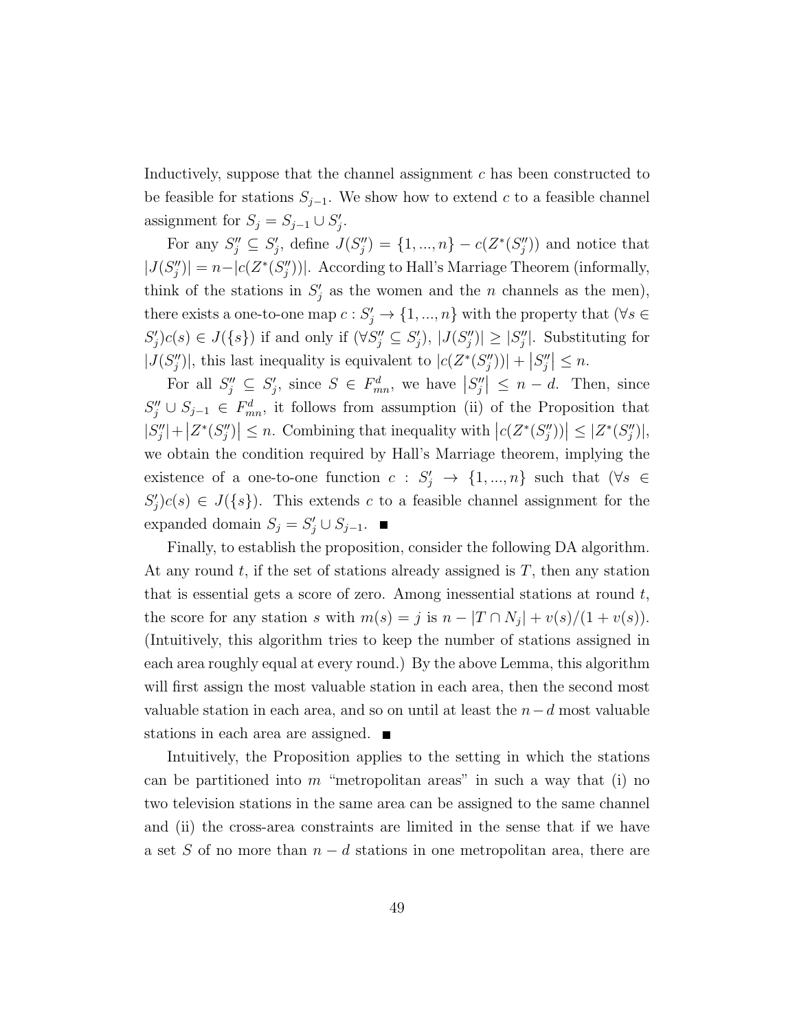Inductively, suppose that the channel assignment $c$ has been constructed to be feasible for stations $S_{j-1}$. We show how to extend $c$ to a feasible channel assignment for $S_j = S_{j-1} \cup S'_j$.

For any $S''_j \subseteq S'_j$, define $J(S''_j) = \{1, ..., n\} - c(Z^*(S''_j))$ and notice that $|J(S''_j)| = n - |c(Z^*(S''_j))|$. According to Hall's Marriage Theorem (informally, think of the stations in $S'_j$ as the women and the $n$ channels as the men), there exists a one-to-one map $c : S'_j \to \{1, ..., n\}$ with the property that $(\forall s \in S'_j) c(s) \in J(\{s\})$ if and only if $(\forall S''_j \subseteq S'_j)$, $|J(S''_j)| \geq |S''_j|$. Substituting for $|J(S''_j)|$, this last inequality is equivalent to $|c(Z^*(S''_j))| + |S''_j| \leq n$.

For all $S''_j \subseteq S'_j$, since $S \in F^d_{mn}$, we have $|S''_j| \leq n - d$. Then, since $S''_j \cup S_{j-1} \in F^d_{mn}$, it follows from assumption (ii) of the Proposition that $|S''_j| + |Z^*(S''_j)| \leq n$. Combining that inequality with $|c(Z^*(S''_j))| \leq |Z^*(S''_j)|$, we obtain the condition required by Hall's Marriage theorem, implying the existence of a one-to-one function $c : S'_j \to \{1, ..., n\}$ such that $(\forall s \in S'_j) c(s) \in J(\{s\})$. This extends $c$ to a feasible channel assignment for the expanded domain $S_j = S'_j \cup S_{j-1}$. ∎

Finally, to establish the proposition, consider the following DA algorithm. At any round $t$, if the set of stations already assigned is $T$, then any station that is essential gets a score of zero. Among inessential stations at round $t$, the score for any station $s$ with $m(s) = j$ is $n - |T \cap N_j| + v(s)/(1 + v(s))$. (Intuitively, this algorithm tries to keep the number of stations assigned in each area roughly equal at every round.) By the above Lemma, this algorithm will first assign the most valuable station in each area, then the second most valuable station in each area, and so on until at least the $n - d$ most valuable stations in each area are assigned. ∎

Intuitively, the Proposition applies to the setting in which the stations can be partitioned into $m$ "metropolitan areas" in such a way that (i) no two television stations in the same area can be assigned to the same channel and (ii) the cross-area constraints are limited in the sense that if we have a set $S$ of no more than $n - d$ stations in one metropolitan area, there are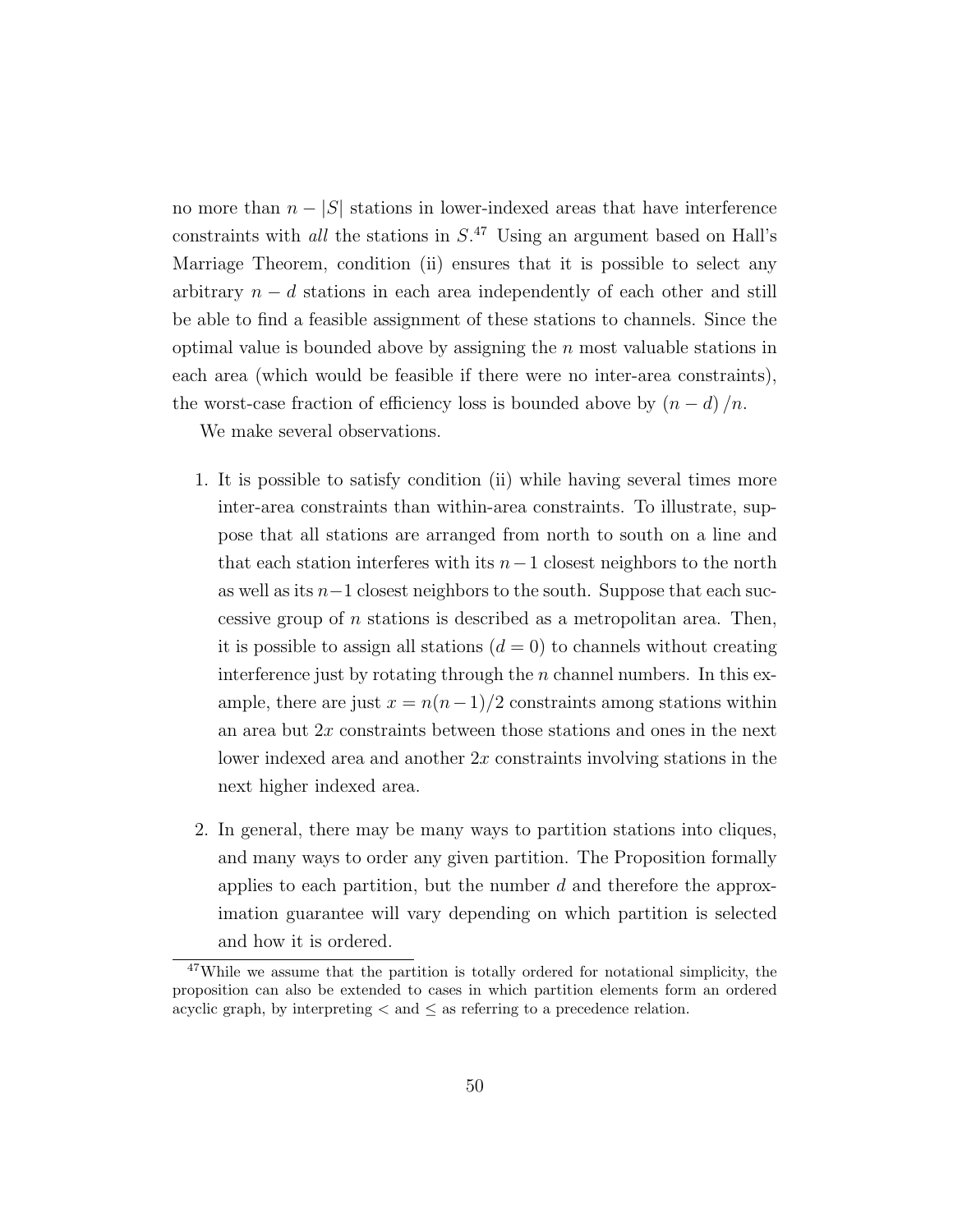no more than $n - |S|$ stations in lower-indexed areas that have interference constraints with *all* the stations in $S$.[47] Using an argument based on Hall's Marriage Theorem, condition (ii) ensures that it is possible to select any arbitrary $n - d$ stations in each area independently of each other and still be able to find a feasible assignment of these stations to channels. Since the optimal value is bounded above by assigning the $n$ most valuable stations in each area (which would be feasible if there were no inter-area constraints), the worst-case fraction of efficiency loss is bounded above by $(n - d)/n$.

We make several observations.

1. It is possible to satisfy condition (ii) while having several times more inter-area constraints than within-area constraints. To illustrate, suppose that all stations are arranged from north to south on a line and that each station interferes with its $n-1$ closest neighbors to the north as well as its $n-1$ closest neighbors to the south. Suppose that each successive group of $n$ stations is described as a metropolitan area. Then, it is possible to assign all stations ($d = 0$) to channels without creating interference just by rotating through the $n$ channel numbers. In this example, there are just $x = n(n-1)/2$ constraints among stations within an area but $2x$ constraints between those stations and ones in the next lower indexed area and another $2x$ constraints involving stations in the next higher indexed area.

2. In general, there may be many ways to partition stations into cliques, and many ways to order any given partition. The Proposition formally applies to each partition, but the number $d$ and therefore the approximation guarantee will vary depending on which partition is selected and how it is ordered.

[47] While we assume that the partition is totally ordered for notational simplicity, the proposition can also be extended to cases in which partition elements form an ordered acyclic graph, by interpreting $<$ and $\leq$ as referring to a precedence relation.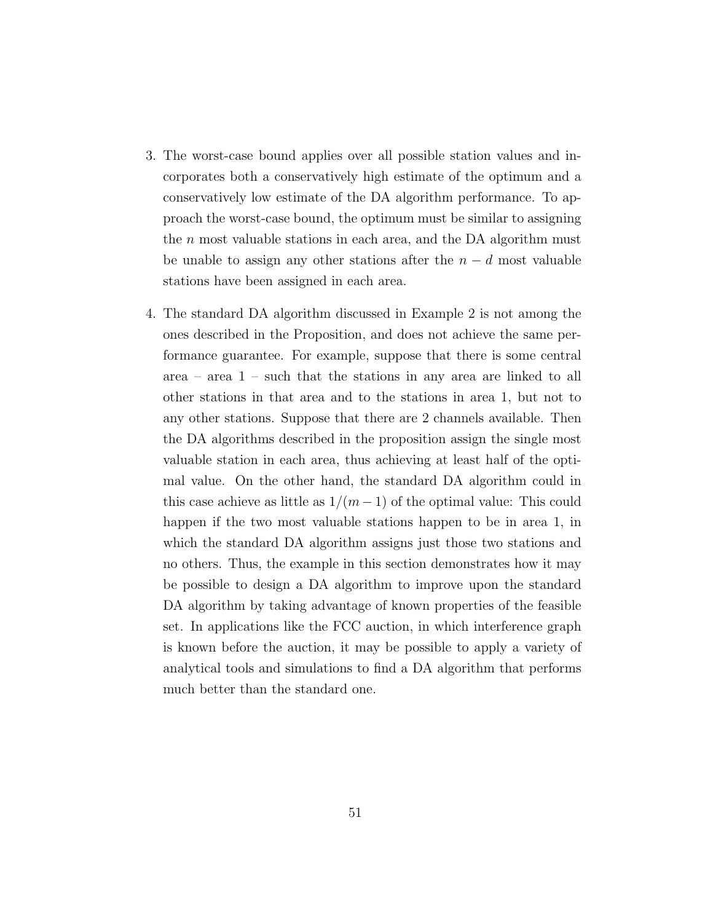3. The worst-case bound applies over all possible station values and incorporates both a conservatively high estimate of the optimum and a conservatively low estimate of the DA algorithm performance. To approach the worst-case bound, the optimum must be similar to assigning the $n$ most valuable stations in each area, and the DA algorithm must be unable to assign any other stations after the $n - d$ most valuable stations have been assigned in each area.

4. The standard DA algorithm discussed in Example 2 is not among the ones described in the Proposition, and does not achieve the same performance guarantee. For example, suppose that there is some central area – area 1 – such that the stations in any area are linked to all other stations in that area and to the stations in area 1, but not to any other stations. Suppose that there are 2 channels available. Then the DA algorithms described in the proposition assign the single most valuable station in each area, thus achieving at least half of the optimal value. On the other hand, the standard DA algorithm could in this case achieve as little as $1/(m-1)$ of the optimal value: This could happen if the two most valuable stations happen to be in area 1, in which the standard DA algorithm assigns just those two stations and no others. Thus, the example in this section demonstrates how it may be possible to design a DA algorithm to improve upon the standard DA algorithm by taking advantage of known properties of the feasible set. In applications like the FCC auction, in which interference graph is known before the auction, it may be possible to apply a variety of analytical tools and simulations to find a DA algorithm that performs much better than the standard one.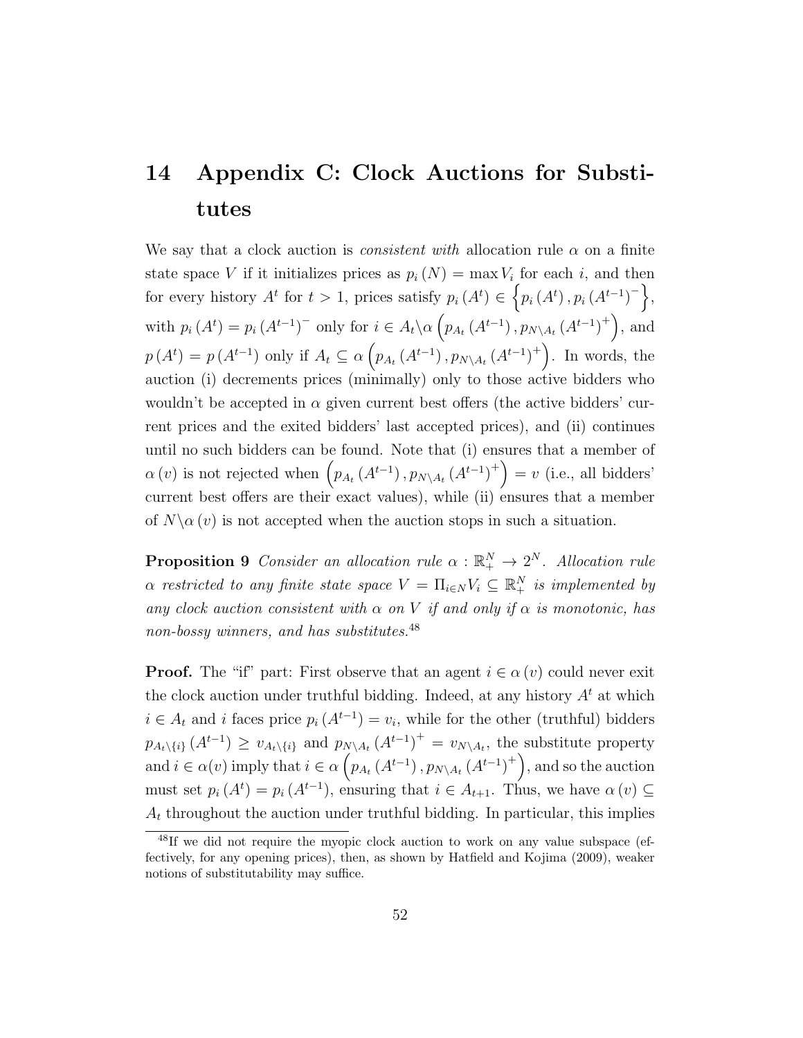# 14 Appendix C: Clock Auctions for Substitutes

We say that a clock auction is *consistent with* allocation rule $\alpha$ on a finite state space $V$ if it initializes prices as $p_i(N) = \max V_i$ for each $i$, and then for every history $A^t$ for $t > 1$, prices satisfy $p_i(A^t) \in \left\{p_i(A^t), p_i(A^{t-1})^-\right\}$, with $p_i(A^t) = p_i(A^{t-1})^-$ only for $i \in A_t \backslash \alpha\left(p_{A_t}(A^{t-1}), p_{N\backslash A_t}(A^{t-1})^+\right)$, and $p(A^t) = p(A^{t-1})$ only if $A_t \subseteq \alpha\left(p_{A_t}(A^{t-1}), p_{N\backslash A_t}(A^{t-1})^+\right)$. In words, the auction (i) decrements prices (minimally) only to those active bidders who wouldn't be accepted in $\alpha$ given current best offers (the active bidders' current prices and the exited bidders' last accepted prices), and (ii) continues until no such bidders can be found. Note that (i) ensures that a member of $\alpha(v)$ is not rejected when $\left(p_{A_t}(A^{t-1}), p_{N\backslash A_t}(A^{t-1})^+\right) = v$ (i.e., all bidders' current best offers are their exact values), while (ii) ensures that a member of $N\backslash\alpha(v)$ is not accepted when the auction stops in such a situation.

**Proposition 9** *Consider an allocation rule $\alpha : \mathbb{R}_+^N \to 2^N$. Allocation rule $\alpha$ restricted to any finite state space $V = \Pi_{i\in N} V_i \subseteq \mathbb{R}_+^N$ is implemented by any clock auction consistent with $\alpha$ on $V$ if and only if $\alpha$ is monotonic, has non-bossy winners, and has substitutes.*[48]

**Proof.** The "if" part: First observe that an agent $i \in \alpha(v)$ could never exit the clock auction under truthful bidding. Indeed, at any history $A^t$ at which $i \in A_t$ and $i$ faces price $p_i(A^{t-1}) = v_i$, while for the other (truthful) bidders $p_{A_t\backslash\{i\}}(A^{t-1}) \geq v_{A_t\backslash\{i\}}$ and $p_{N\backslash A_t}(A^{t-1})^+ = v_{N\backslash A_t}$, the substitute property and $i \in \alpha(v)$ imply that $i \in \alpha\left(p_{A_t}(A^{t-1}), p_{N\backslash A_t}(A^{t-1})^+\right)$, and so the auction must set $p_i(A^t) = p_i(A^{t-1})$, ensuring that $i \in A_{t+1}$. Thus, we have $\alpha(v) \subseteq A_t$ throughout the auction under truthful bidding. In particular, this implies

[48] If we did not require the myopic clock auction to work on any value subspace (effectively, for any opening prices), then, as shown by Hatfield and Kojima (2009), weaker notions of substitutability may suffice.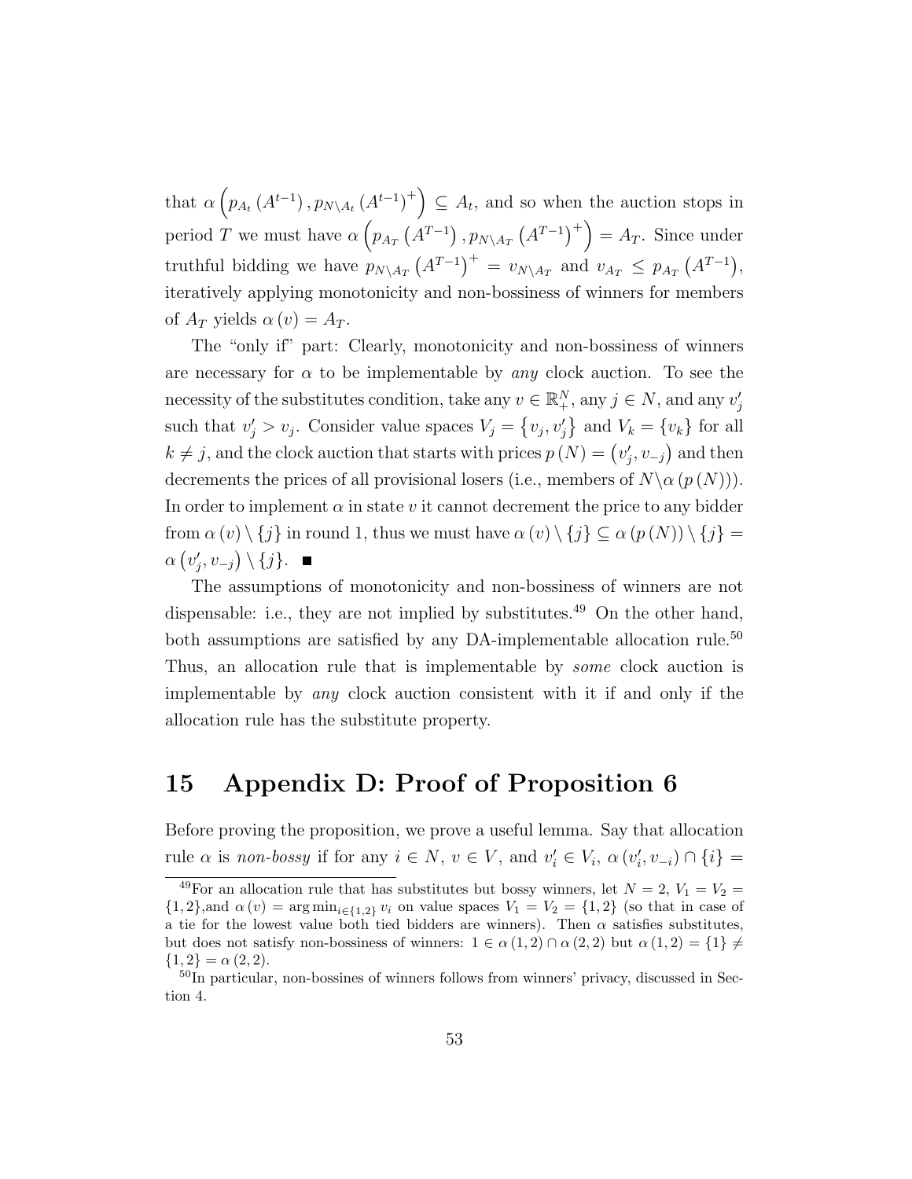that $\alpha\left(p_{A_t}\left(A^{t-1}\right), p_{N\setminus A_t}\left(A^{t-1}\right)^+\right) \subseteq A_t$, and so when the auction stops in period $T$ we must have $\alpha\left(p_{A_T}\left(A^{T-1}\right), p_{N\setminus A_T}\left(A^{T-1}\right)^+\right) = A_T$. Since under truthful bidding we have $p_{N\setminus A_T}\left(A^{T-1}\right)^+ = v_{N\setminus A_T}$ and $v_{A_T} \leq p_{A_T}\left(A^{T-1}\right)$, iteratively applying monotonicity and non-bossiness of winners for members of $A_T$ yields $\alpha(v) = A_T$.

The "only if" part: Clearly, monotonicity and non-bossiness of winners are necessary for $\alpha$ to be implementable by *any* clock auction. To see the necessity of the substitutes condition, take any $v \in \mathbb{R}^N_+$, any $j \in N$, and any $v'_j$ such that $v'_j > v_j$. Consider value spaces $V_j = \left\{v_j, v'_j\right\}$ and $V_k = \{v_k\}$ for all $k \neq j$, and the clock auction that starts with prices $p(N) = \left(v'_j, v_{-j}\right)$ and then decrements the prices of all provisional losers (i.e., members of $N \setminus \alpha(p(N))$). In order to implement $\alpha$ in state $v$ it cannot decrement the price to any bidder from $\alpha(v)\setminus\{j\}$ in round 1, thus we must have $\alpha(v)\setminus\{j\} \subseteq \alpha(p(N))\setminus\{j\} = \alpha\left(v'_j, v_{-j}\right)\setminus\{j\}$. ∎

The assumptions of monotonicity and non-bossiness of winners are not dispensable: i.e., they are not implied by substitutes.[49] On the other hand, both assumptions are satisfied by any DA-implementable allocation rule.[50] Thus, an allocation rule that is implementable by *some* clock auction is implementable by *any* clock auction consistent with it if and only if the allocation rule has the substitute property.

# 15 Appendix D: Proof of Proposition 6

Before proving the proposition, we prove a useful lemma. Say that allocation rule $\alpha$ is *non-bossy* if for any $i \in N$, $v \in V$, and $v'_i \in V_i$, $\alpha\left(v'_i, v_{-i}\right) \cap \{i\} =$

---

[49] For an allocation rule that has substitutes but bossy winners, let $N = 2$, $V_1 = V_2 = \{1, 2\}$,and $\alpha(v) = \arg\min_{i\in\{1,2\}} v_i$ on value spaces $V_1 = V_2 = \{1, 2\}$ (so that in case of a tie for the lowest value both tied bidders are winners). Then $\alpha$ satisfies substitutes, but does not satisfy non-bossiness of winners: $1 \in \alpha(1, 2) \cap \alpha(2, 2)$ but $\alpha(1, 2) = \{1\} \neq \{1, 2\} = \alpha(2, 2)$.

[50] In particular, non-bossines of winners follows from winners' privacy, discussed in Section 4.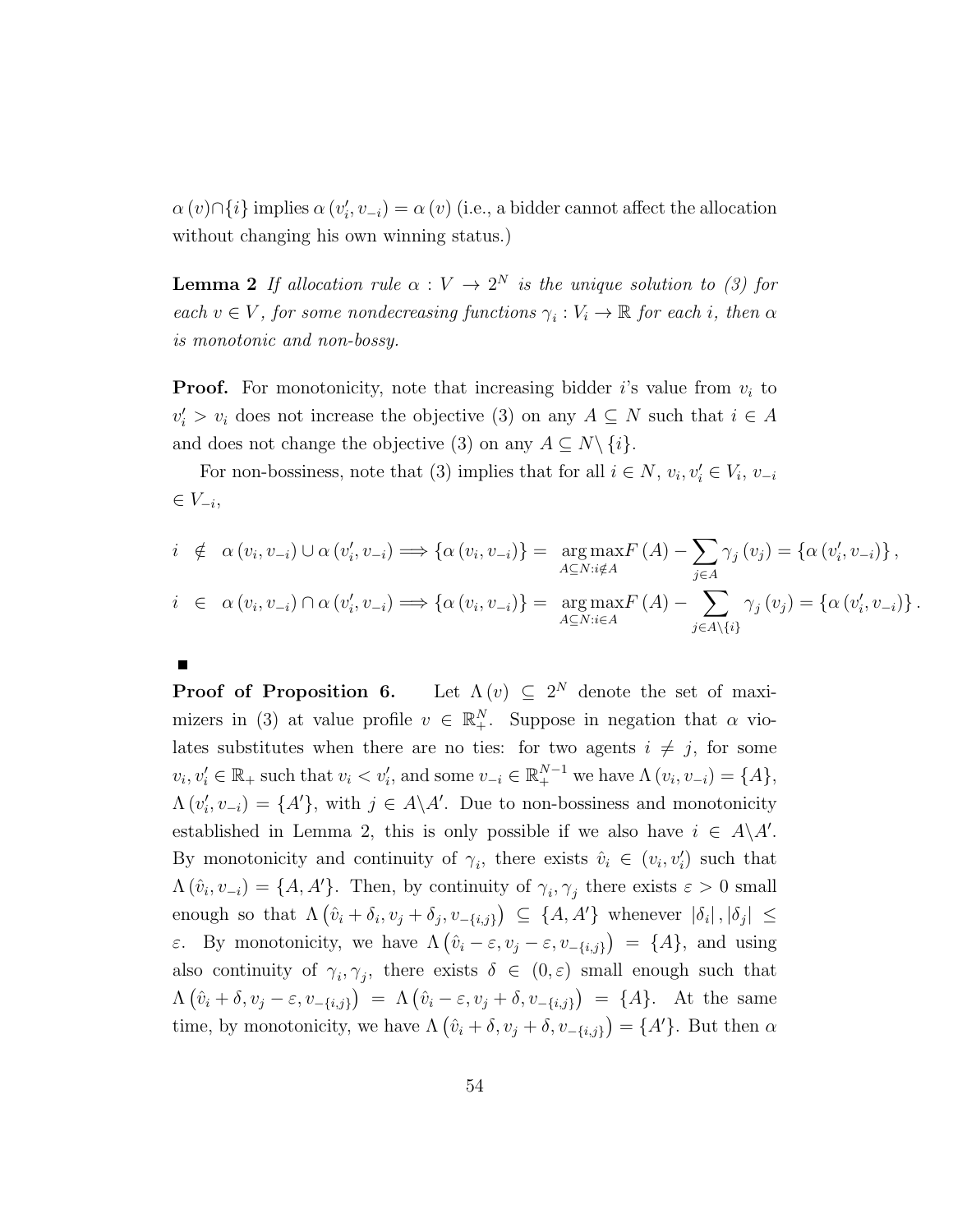$\alpha(v) \cap \{i\}$ implies $\alpha(v_i', v_{-i}) = \alpha(v)$ (i.e., a bidder cannot affect the allocation without changing his own winning status.)

**Lemma 2** *If allocation rule $\alpha : V \to 2^N$ is the unique solution to (3) for each $v \in V$, for some nondecreasing functions $\gamma_i : V_i \to \mathbb{R}$ for each $i$, then $\alpha$ is monotonic and non-bossy.*

**Proof.** For monotonicity, note that increasing bidder $i$'s value from $v_i$ to $v_i' > v_i$ does not increase the objective (3) on any $A \subseteq N$ such that $i \in A$ and does not change the objective (3) on any $A \subseteq N \backslash \{i\}$.

For non-bossiness, note that (3) implies that for all $i \in N$, $v_i, v_i' \in V_i$, $v_{-i} \in V_{-i}$,

$$
\begin{aligned}
i &\notin \alpha(v_i, v_{-i}) \cup \alpha(v_i', v_{-i}) \Longrightarrow \{\alpha(v_i, v_{-i})\} = \underset{A \subseteq N : i \notin A}{\arg\max} F(A) - \sum_{j \in A} \gamma_j(v_j) = \{\alpha(v_i', v_{-i})\}, \\
i &\in \alpha(v_i, v_{-i}) \cap \alpha(v_i', v_{-i}) \Longrightarrow \{\alpha(v_i, v_{-i})\} = \underset{A \subseteq N : i \in A}{\arg\max} F(A) - \sum_{j \in A \backslash \{i\}} \gamma_j(v_j) = \{\alpha(v_i', v_{-i})\}.
\end{aligned}
$$

■

**Proof of Proposition 6.** Let $\Lambda(v) \subseteq 2^N$ denote the set of maximizers in (3) at value profile $v \in \mathbb{R}_+^N$. Suppose in negation that $\alpha$ violates substitutes when there are no ties: for two agents $i \neq j$, for some $v_i, v_i' \in \mathbb{R}_+$ such that $v_i < v_i'$, and some $v_{-i} \in \mathbb{R}_+^{N-1}$ we have $\Lambda(v_i, v_{-i}) = \{A\}$, $\Lambda(v_i', v_{-i}) = \{A'\}$, with $j \in A \backslash A'$. Due to non-bossiness and monotonicity established in Lemma 2, this is only possible if we also have $i \in A \backslash A'$. By monotonicity and continuity of $\gamma_i$, there exists $\hat{v}_i \in (v_i, v_i')$ such that $\Lambda(\hat{v}_i, v_{-i}) = \{A, A'\}$. Then, by continuity of $\gamma_i, \gamma_j$ there exists $\varepsilon > 0$ small enough so that $\Lambda(\hat{v}_i + \delta_i, v_j + \delta_j, v_{-\{i,j\}}) \subseteq \{A, A'\}$ whenever $|\delta_i|, |\delta_j| \leq \varepsilon$. By monotonicity, we have $\Lambda(\hat{v}_i - \varepsilon, v_j - \varepsilon, v_{-\{i,j\}}) = \{A\}$, and using also continuity of $\gamma_i, \gamma_j$, there exists $\delta \in (0, \varepsilon)$ small enough such that $\Lambda(\hat{v}_i + \delta, v_j - \varepsilon, v_{-\{i,j\}}) = \Lambda(\hat{v}_i - \varepsilon, v_j + \delta, v_{-\{i,j\}}) = \{A\}$. At the same time, by monotonicity, we have $\Lambda(\hat{v}_i + \delta, v_j + \delta, v_{-\{i,j\}}) = \{A'\}$. But then $\alpha$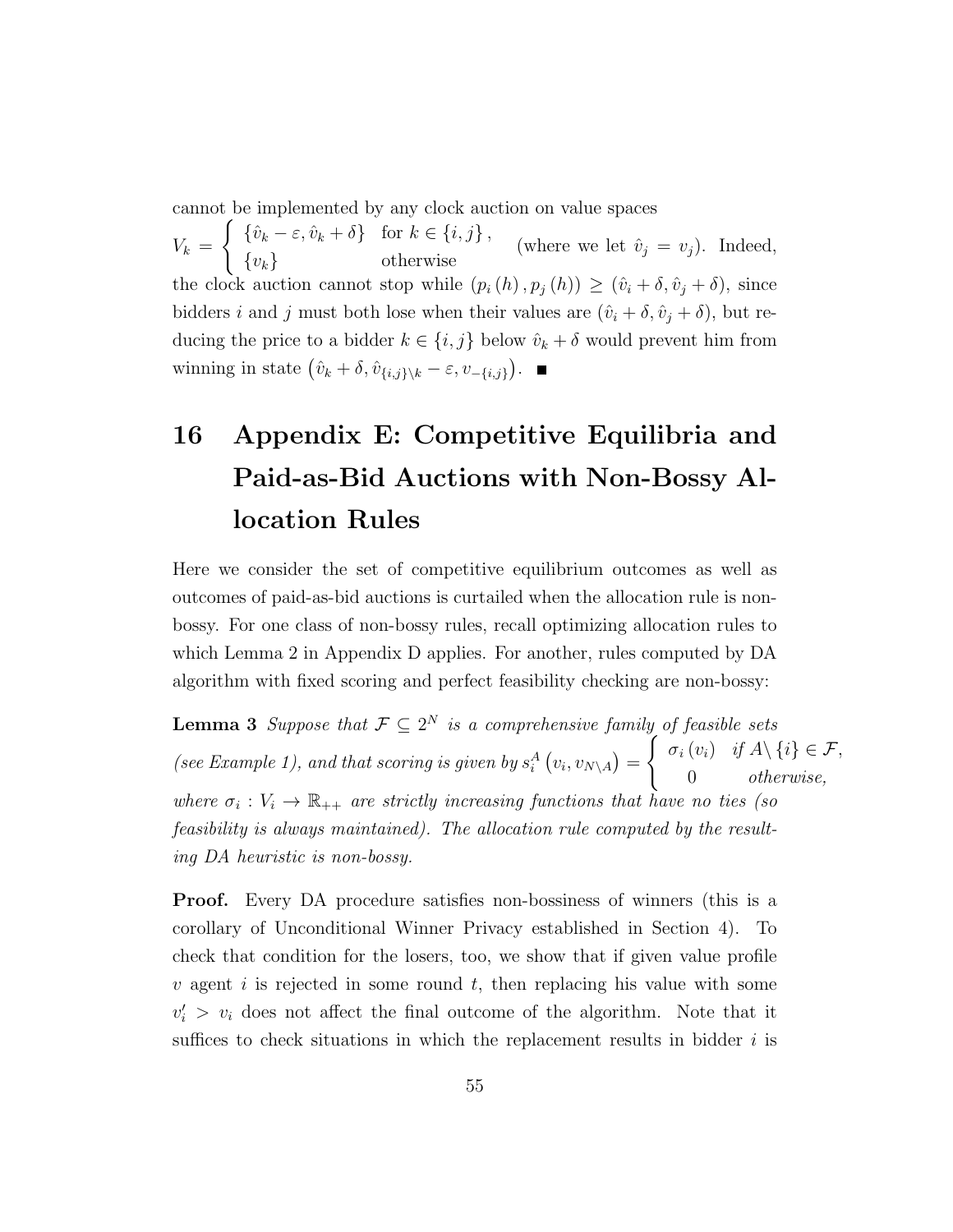cannot be implemented by any clock auction on value spaces $V_k = \begin{cases} \{\hat{v}_k - \varepsilon, \hat{v}_k + \delta\} & \text{for } k \in \{i, j\}, \\ \{v_k\} & \text{otherwise} \end{cases}$ (where we let $\hat{v}_j = v_j$). Indeed, the clock auction cannot stop while $(p_i(h), p_j(h)) \geq (\hat{v}_i + \delta, \hat{v}_j + \delta)$, since bidders $i$ and $j$ must both lose when their values are $(\hat{v}_i + \delta, \hat{v}_j + \delta)$, but reducing the price to a bidder $k \in \{i, j\}$ below $\hat{v}_k + \delta$ would prevent him from winning in state $\left(\hat{v}_k + \delta, \hat{v}_{\{i,j\}\setminus k} - \varepsilon, v_{-\{i,j\}}\right)$. ■

# 16 Appendix E: Competitive Equilibria and Paid-as-Bid Auctions with Non-Bossy Allocation Rules

Here we consider the set of competitive equilibrium outcomes as well as outcomes of paid-as-bid auctions is curtailed when the allocation rule is non-bossy. For one class of non-bossy rules, recall optimizing allocation rules to which Lemma 2 in Appendix D applies. For another, rules computed by DA algorithm with fixed scoring and perfect feasibility checking are non-bossy:

**Lemma 3** *Suppose that $\mathcal{F} \subseteq 2^N$ is a comprehensive family of feasible sets (see Example 1), and that scoring is given by $s_i^A\left(v_i, v_{N \setminus A}\right) = \begin{cases} \sigma_i(v_i) & \text{if } A \setminus \{i\} \in \mathcal{F}, \\ 0 & \text{otherwise,} \end{cases}$ where $\sigma_i : V_i \to \mathbb{R}_{++}$ are strictly increasing functions that have no ties (so feasibility is always maintained). The allocation rule computed by the resulting DA heuristic is non-bossy.*

**Proof.** Every DA procedure satisfies non-bossiness of winners (this is a corollary of Unconditional Winner Privacy established in Section 4). To check that condition for the losers, too, we show that if given value profile $v$ agent $i$ is rejected in some round $t$, then replacing his value with some $v_i' > v_i$ does not affect the final outcome of the algorithm. Note that it suffices to check situations in which the replacement results in bidder $i$ is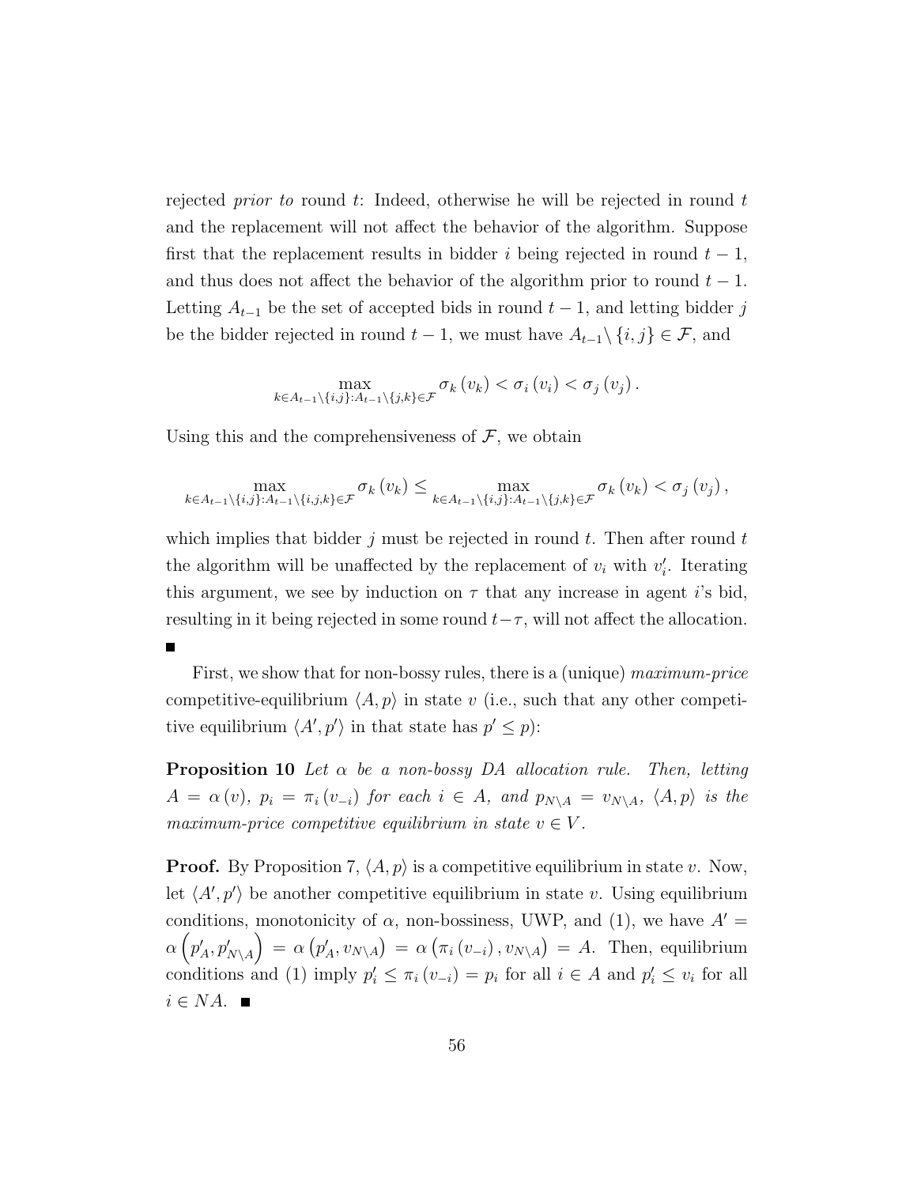rejected *prior to* round $t$: Indeed, otherwise he will be rejected in round $t$ and the replacement will not affect the behavior of the algorithm. Suppose first that the replacement results in bidder $i$ being rejected in round $t-1$, and thus does not affect the behavior of the algorithm prior to round $t-1$. Letting $A_{t-1}$ be the set of accepted bids in round $t-1$, and letting bidder $j$ be the bidder rejected in round $t-1$, we must have $A_{t-1}\setminus\{i,j\} \in \mathcal{F}$, and

$$\max_{k\in A_{t-1}\setminus\{i,j\}:A_{t-1}\setminus\{j,k\}\in\mathcal{F}} \sigma_k(v_k) < \sigma_i(v_i) < \sigma_j(v_j).$$

Using this and the comprehensiveness of $\mathcal{F}$, we obtain

$$\max_{k\in A_{t-1}\setminus\{i,j\}:A_{t-1}\setminus\{i,j,k\}\in\mathcal{F}} \sigma_k(v_k) \leq \max_{k\in A_{t-1}\setminus\{i,j\}:A_{t-1}\setminus\{j,k\}\in\mathcal{F}} \sigma_k(v_k) < \sigma_j(v_j),$$

which implies that bidder $j$ must be rejected in round $t$. Then after round $t$ the algorithm will be unaffected by the replacement of $v_i$ with $v_i'$. Iterating this argument, we see by induction on $\tau$ that any increase in agent $i$'s bid, resulting in it being rejected in some round $t-\tau$, will not affect the allocation. ■

First, we show that for non-bossy rules, there is a (unique) *maximum-price* competitive-equilibrium $\langle A, p\rangle$ in state $v$ (i.e., such that any other competitive equilibrium $\langle A', p'\rangle$ in that state has $p' \leq p$):

**Proposition 10** *Let $\alpha$ be a non-bossy DA allocation rule. Then, letting $A = \alpha(v)$, $p_i = \pi_i(v_{-i})$ for each $i \in A$, and $p_{N\setminus A} = v_{N\setminus A}$, $\langle A, p\rangle$ is the maximum-price competitive equilibrium in state $v \in V$.*

**Proof.** By Proposition 7, $\langle A, p\rangle$ is a competitive equilibrium in state $v$. Now, let $\langle A', p'\rangle$ be another competitive equilibrium in state $v$. Using equilibrium conditions, monotonicity of $\alpha$, non-bossiness, UWP, and (1), we have $A' = \alpha\left(p_A', p_{N\setminus A}'\right) = \alpha\left(p_A', v_{N\setminus A}\right) = \alpha\left(\pi_i(v_{-i}), v_{N\setminus A}\right) = A$. Then, equilibrium conditions and (1) imply $p_i' \leq \pi_i(v_{-i}) = p_i$ for all $i \in A$ and $p_i' \leq v_i$ for all $i \in NA$. ■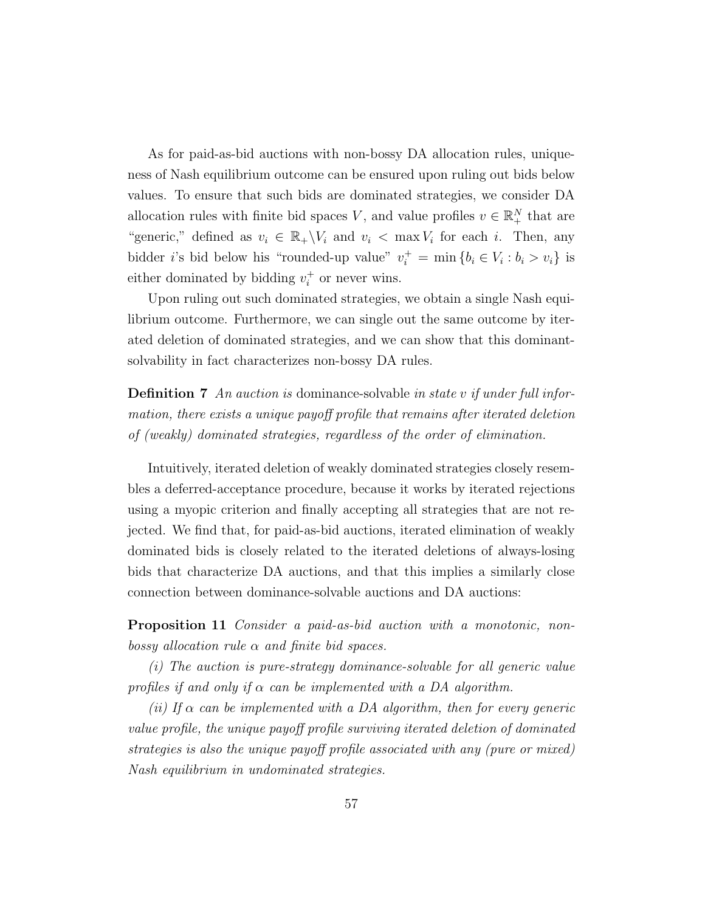As for paid-as-bid auctions with non-bossy DA allocation rules, uniqueness of Nash equilibrium outcome can be ensured upon ruling out bids below values. To ensure that such bids are dominated strategies, we consider DA allocation rules with finite bid spaces $V$, and value profiles $v \in \mathbb{R}_+^N$ that are "generic," defined as $v_i \in \mathbb{R}_+ \backslash V_i$ and $v_i < \max V_i$ for each $i$. Then, any bidder $i$'s bid below his "rounded-up value" $v_i^+ = \min \{b_i \in V_i : b_i > v_i\}$ is either dominated by bidding $v_i^+$ or never wins.

Upon ruling out such dominated strategies, we obtain a single Nash equilibrium outcome. Furthermore, we can single out the same outcome by iterated deletion of dominated strategies, and we can show that this dominant-solvability in fact characterizes non-bossy DA rules.

**Definition 7** *An auction is* dominance-solvable *in state* $v$ *if under full information, there exists a unique payoff profile that remains after iterated deletion of (weakly) dominated strategies, regardless of the order of elimination.*

Intuitively, iterated deletion of weakly dominated strategies closely resembles a deferred-acceptance procedure, because it works by iterated rejections using a myopic criterion and finally accepting all strategies that are not rejected. We find that, for paid-as-bid auctions, iterated elimination of weakly dominated bids is closely related to the iterated deletions of always-losing bids that characterize DA auctions, and that this implies a similarly close connection between dominance-solvable auctions and DA auctions:

**Proposition 11** *Consider a paid-as-bid auction with a monotonic, non-bossy allocation rule* $\alpha$ *and finite bid spaces.*

*(i) The auction is pure-strategy dominance-solvable for all generic value profiles if and only if* $\alpha$ *can be implemented with a DA algorithm.*

*(ii) If* $\alpha$ *can be implemented with a DA algorithm, then for every generic value profile, the unique payoff profile surviving iterated deletion of dominated strategies is also the unique payoff profile associated with any (pure or mixed) Nash equilibrium in undominated strategies.*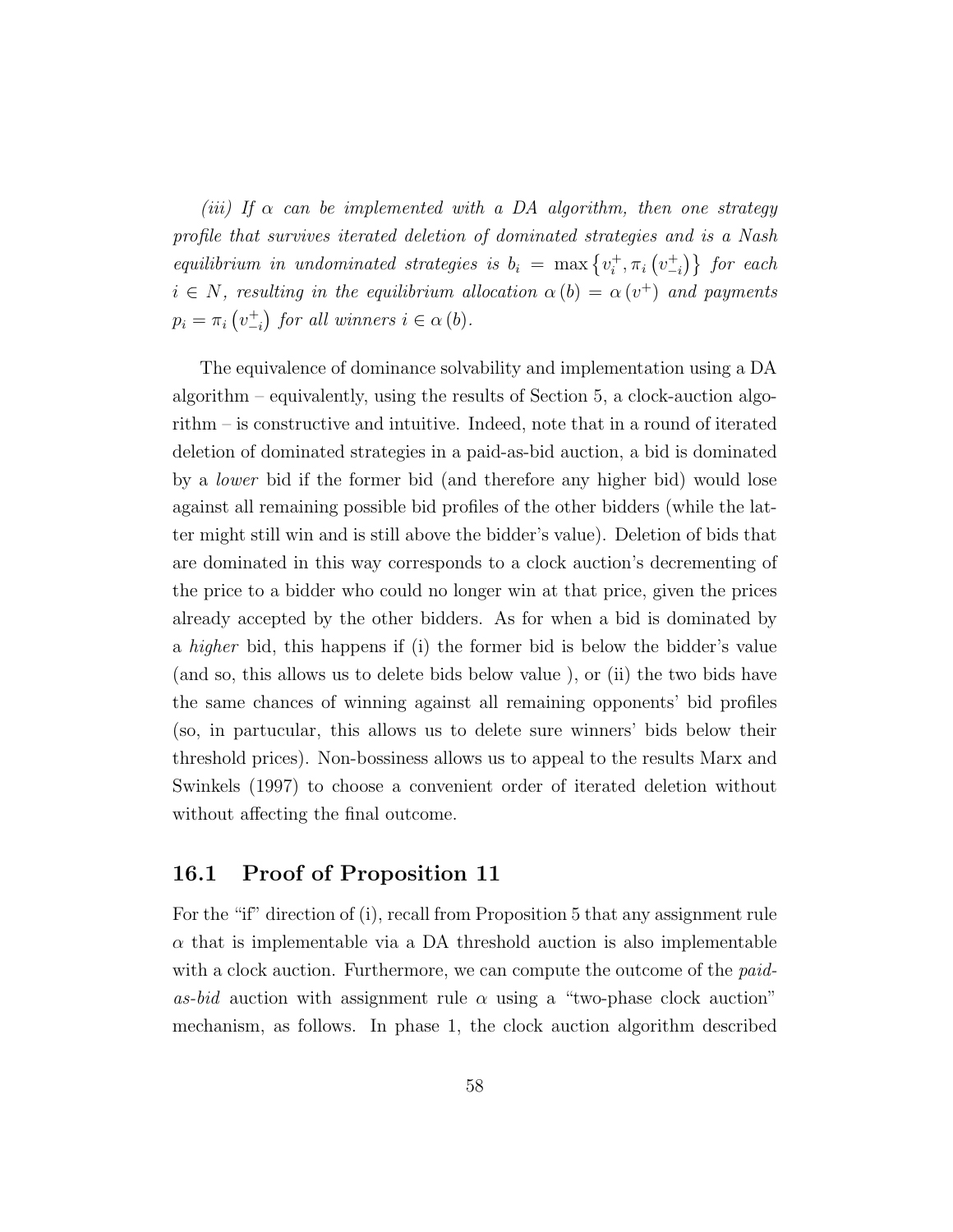*(iii) If $\alpha$ can be implemented with a DA algorithm, then one strategy profile that survives iterated deletion of dominated strategies and is a Nash equilibrium in undominated strategies is $b_i = \max\left\{v_i^+, \pi_i\left(v_{-i}^+\right)\right\}$ for each $i \in N$, resulting in the equilibrium allocation $\alpha(b) = \alpha(v^+)$ and payments $p_i = \pi_i\left(v_{-i}^+\right)$ for all winners $i \in \alpha(b)$.*

The equivalence of dominance solvability and implementation using a DA algorithm – equivalently, using the results of Section 5, a clock-auction algorithm – is constructive and intuitive. Indeed, note that in a round of iterated deletion of dominated strategies in a paid-as-bid auction, a bid is dominated by a *lower* bid if the former bid (and therefore any higher bid) would lose against all remaining possible bid profiles of the other bidders (while the latter might still win and is still above the bidder's value). Deletion of bids that are dominated in this way corresponds to a clock auction's decrementing of the price to a bidder who could no longer win at that price, given the prices already accepted by the other bidders. As for when a bid is dominated by a *higher* bid, this happens if (i) the former bid is below the bidder's value (and so, this allows us to delete bids below value ), or (ii) the two bids have the same chances of winning against all remaining opponents' bid profiles (so, in partucular, this allows us to delete sure winners' bids below their threshold prices). Non-bossiness allows us to appeal to the results Marx and Swinkels (1997) to choose a convenient order of iterated deletion without without affecting the final outcome.

## 16.1 Proof of Proposition 11

For the "if" direction of (i), recall from Proposition 5 that any assignment rule $\alpha$ that is implementable via a DA threshold auction is also implementable with a clock auction. Furthermore, we can compute the outcome of the *paid-as-bid* auction with assignment rule $\alpha$ using a "two-phase clock auction" mechanism, as follows. In phase 1, the clock auction algorithm described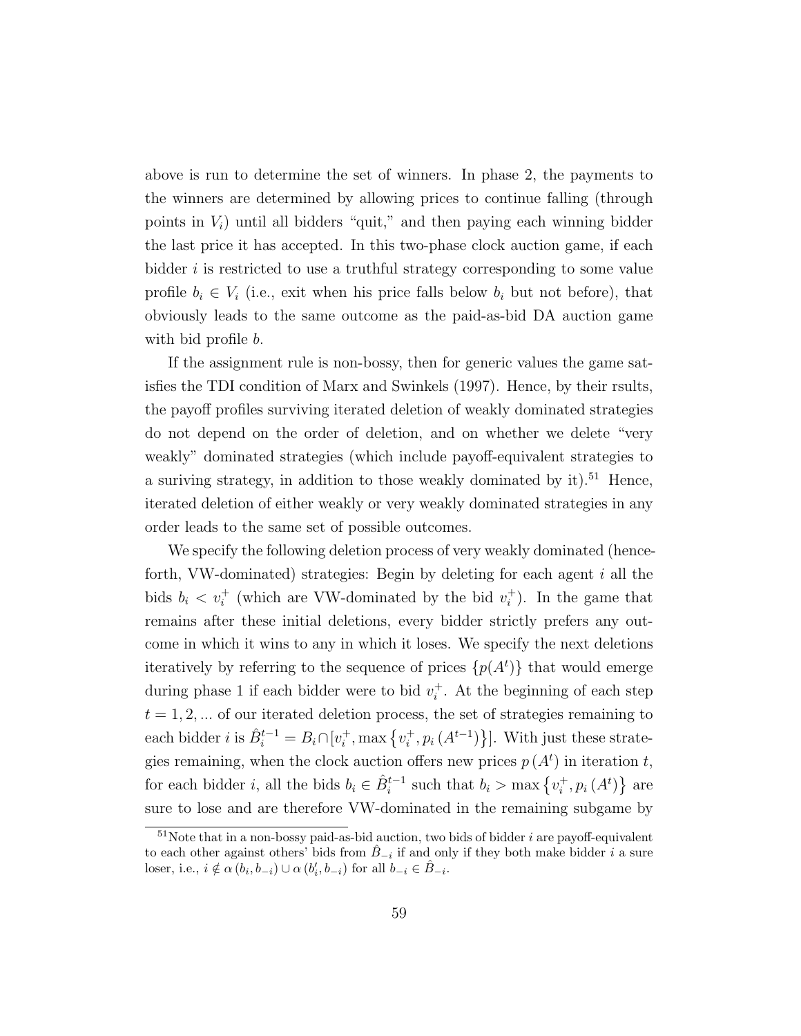above is run to determine the set of winners. In phase 2, the payments to the winners are determined by allowing prices to continue falling (through points in $V_i$) until all bidders "quit," and then paying each winning bidder the last price it has accepted. In this two-phase clock auction game, if each bidder $i$ is restricted to use a truthful strategy corresponding to some value profile $b_i \in V_i$ (i.e., exit when his price falls below $b_i$ but not before), that obviously leads to the same outcome as the paid-as-bid DA auction game with bid profile $b$.

If the assignment rule is non-bossy, then for generic values the game satisfies the TDI condition of Marx and Swinkels (1997). Hence, by their rsults, the payoff profiles surviving iterated deletion of weakly dominated strategies do not depend on the order of deletion, and on whether we delete "very weakly" dominated strategies (which include payoff-equivalent strategies to a suriving strategy, in addition to those weakly dominated by it).[51] Hence, iterated deletion of either weakly or very weakly dominated strategies in any order leads to the same set of possible outcomes.

We specify the following deletion process of very weakly dominated (henceforth, VW-dominated) strategies: Begin by deleting for each agent $i$ all the bids $b_i < v_i^+$ (which are VW-dominated by the bid $v_i^+$). In the game that remains after these initial deletions, every bidder strictly prefers any outcome in which it wins to any in which it loses. We specify the next deletions iteratively by referring to the sequence of prices $\{p(A^t)\}$ that would emerge during phase 1 if each bidder were to bid $v_i^+$. At the beginning of each step $t = 1, 2, ...$ of our iterated deletion process, the set of strategies remaining to each bidder $i$ is $\hat{B}_i^{t-1} = B_i \cap [v_i^+, \max\{v_i^+, p_i(A^{t-1})\}]$. With just these strategies remaining, when the clock auction offers new prices $p(A^t)$ in iteration $t$, for each bidder $i$, all the bids $b_i \in \hat{B}_i^{t-1}$ such that $b_i > \max\{v_i^+, p_i(A^t)\}$ are sure to lose and are therefore VW-dominated in the remaining subgame by

[51] Note that in a non-bossy paid-as-bid auction, two bids of bidder $i$ are payoff-equivalent to each other against others' bids from $\hat{B}_{-i}$ if and only if they both make bidder $i$ a sure loser, i.e., $i \notin \alpha(b_i, b_{-i}) \cup \alpha(b_i', b_{-i})$ for all $b_{-i} \in \hat{B}_{-i}$.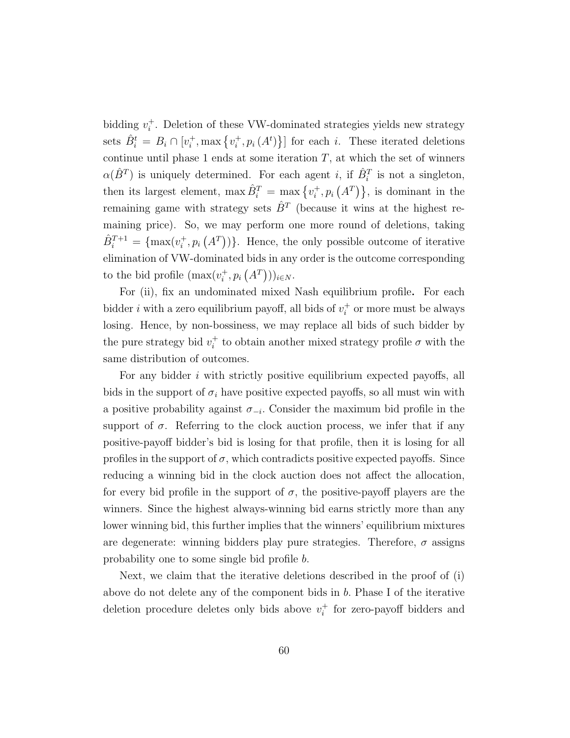bidding $v_i^+$. Deletion of these VW-dominated strategies yields new strategy sets $\hat{B}_i^t = B_i \cap [v_i^+, \max\{v_i^+, p_i(A^t)\}]$ for each $i$. These iterated deletions continue until phase 1 ends at some iteration $T$, at which the set of winners $\alpha(\hat{B}^T)$ is uniquely determined. For each agent $i$, if $\hat{B}_i^T$ is not a singleton, then its largest element, $\max \hat{B}_i^T = \max\{v_i^+, p_i(A^T)\}$, is dominant in the remaining game with strategy sets $\hat{B}^T$ (because it wins at the highest remaining price). So, we may perform one more round of deletions, taking $\hat{B}_i^{T+1} = \{\max(v_i^+, p_i(A^T))\}$. Hence, the only possible outcome of iterative elimination of VW-dominated bids in any order is the outcome corresponding to the bid profile $(\max(v_i^+, p_i(A^T)))_{i \in N}$.

For (ii), fix an undominated mixed Nash equilibrium profile**.** For each bidder $i$ with a zero equilibrium payoff, all bids of $v_i^+$ or more must be always losing. Hence, by non-bossiness, we may replace all bids of such bidder by the pure strategy bid $v_i^+$ to obtain another mixed strategy profile $\sigma$ with the same distribution of outcomes.

For any bidder $i$ with strictly positive equilibrium expected payoffs, all bids in the support of $\sigma_i$ have positive expected payoffs, so all must win with a positive probability against $\sigma_{-i}$. Consider the maximum bid profile in the support of $\sigma$. Referring to the clock auction process, we infer that if any positive-payoff bidder's bid is losing for that profile, then it is losing for all profiles in the support of $\sigma$, which contradicts positive expected payoffs. Since reducing a winning bid in the clock auction does not affect the allocation, for every bid profile in the support of $\sigma$, the positive-payoff players are the winners. Since the highest always-winning bid earns strictly more than any lower winning bid, this further implies that the winners' equilibrium mixtures are degenerate: winning bidders play pure strategies. Therefore, $\sigma$ assigns probability one to some single bid profile $b$.

Next, we claim that the iterative deletions described in the proof of (i) above do not delete any of the component bids in $b$. Phase I of the iterative deletion procedure deletes only bids above $v_i^+$ for zero-payoff bidders and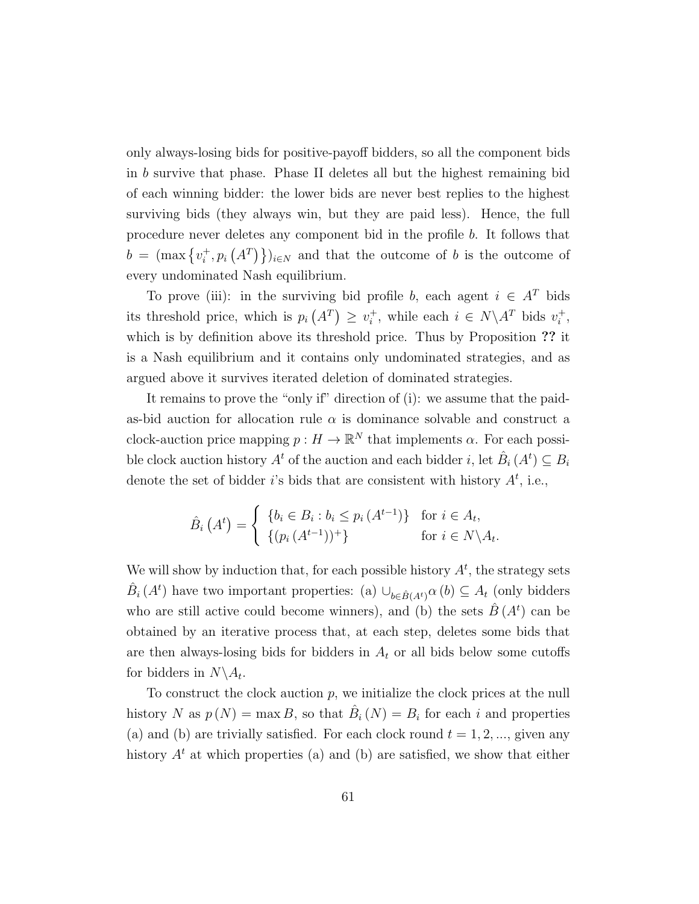only always-losing bids for positive-payoff bidders, so all the component bids in $b$ survive that phase. Phase II deletes all but the highest remaining bid of each winning bidder: the lower bids are never best replies to the highest surviving bids (they always win, but they are paid less). Hence, the full procedure never deletes any component bid in the profile $b$. It follows that $b = (\max\{v_i^+, p_i(A^T)\})_{i \in N}$ and that the outcome of $b$ is the outcome of every undominated Nash equilibrium.

To prove (iii): in the surviving bid profile $b$, each agent $i \in A^T$ bids its threshold price, which is $p_i(A^T) \geq v_i^+$, while each $i \in N \backslash A^T$ bids $v_i^+$, which is by definition above its threshold price. Thus by Proposition **??** it is a Nash equilibrium and it contains only undominated strategies, and as argued above it survives iterated deletion of dominated strategies.

It remains to prove the "only if" direction of (i): we assume that the paid-as-bid auction for allocation rule $\alpha$ is dominance solvable and construct a clock-auction price mapping $p : H \to \mathbb{R}^N$ that implements $\alpha$. For each possible clock auction history $A^t$ of the auction and each bidder $i$, let $\hat{B}_i(A^t) \subseteq B_i$ denote the set of bidder $i$'s bids that are consistent with history $A^t$, i.e.,

$$\hat{B}_i\left(A^t\right) = \begin{cases} \{b_i \in B_i : b_i \leq p_i(A^{t-1})\} & \text{for } i \in A_t, \\ \{(p_i(A^{t-1}))^+\} & \text{for } i \in N \backslash A_t. \end{cases}$$

We will show by induction that, for each possible history $A^t$, the strategy sets $\hat{B}_i(A^t)$ have two important properties: (a) $\cup_{b \in \hat{B}(A^t)} \alpha(b) \subseteq A_t$ (only bidders who are still active could become winners), and (b) the sets $\hat{B}(A^t)$ can be obtained by an iterative process that, at each step, deletes some bids that are then always-losing bids for bidders in $A_t$ or all bids below some cutoffs for bidders in $N \backslash A_t$.

To construct the clock auction $p$, we initialize the clock prices at the null history $N$ as $p(N) = \max B$, so that $\hat{B}_i(N) = B_i$ for each $i$ and properties (a) and (b) are trivially satisfied. For each clock round $t = 1, 2, ...$, given any history $A^t$ at which properties (a) and (b) are satisfied, we show that either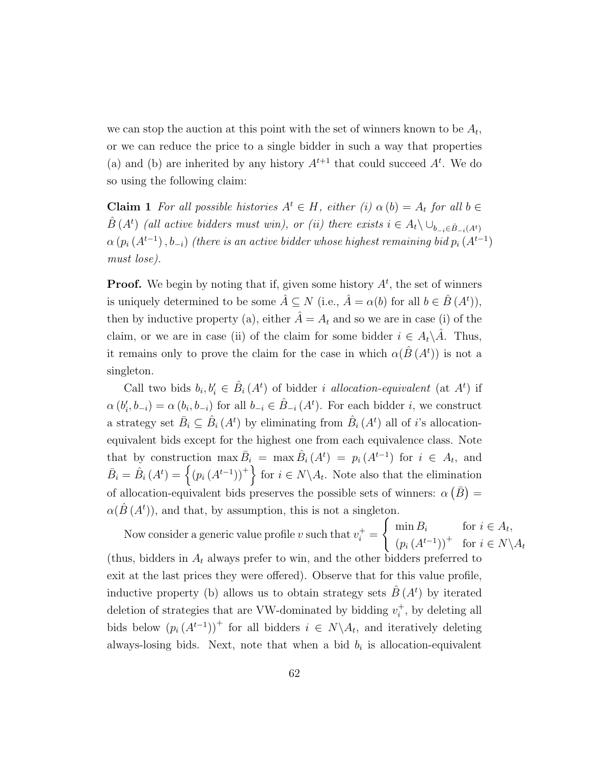we can stop the auction at this point with the set of winners known to be $A_t$, or we can reduce the price to a single bidder in such a way that properties (a) and (b) are inherited by any history $A^{t+1}$ that could succeed $A^t$. We do so using the following claim:

**Claim 1** *For all possible histories $A^t \in H$, either (i) $\alpha(b) = A_t$ for all $b \in \hat{B}(A^t)$ (all active bidders must win), or (ii) there exists $i \in A_t \setminus \cup_{b_{-i} \in \hat{B}_{-i}(A^t)} \alpha(p_i(A^{t-1}), b_{-i})$ (there is an active bidder whose highest remaining bid $p_i(A^{t-1})$ must lose).*

**Proof.** We begin by noting that if, given some history $A^t$, the set of winners is uniquely determined to be some $\hat{A} \subseteq N$ (i.e., $\hat{A} = \alpha(b)$ for all $b \in \hat{B}(A^t)$), then by inductive property (a), either $\hat{A} = A_t$ and so we are in case (i) of the claim, or we are in case (ii) of the claim for some bidder $i \in A_t \setminus \hat{A}$. Thus, it remains only to prove the claim for the case in which $\alpha(\hat{B}(A^t))$ is not a singleton.

Call two bids $b_i, b_i' \in \hat{B}_i(A^t)$ of bidder $i$ *allocation-equivalent* (at $A^t$) if $\alpha(b_i', b_{-i}) = \alpha(b_i, b_{-i})$ for all $b_{-i} \in \hat{B}_{-i}(A^t)$. For each bidder $i$, we construct a strategy set $\bar{B}_i \subseteq \hat{B}_i(A^t)$ by eliminating from $\hat{B}_i(A^t)$ all of $i$'s allocation-equivalent bids except for the highest one from each equivalence class. Note that by construction $\max \bar{B}_i = \max \hat{B}_i(A^t) = p_i(A^{t-1})$ for $i \in A_t$, and $\bar{B}_i = \hat{B}_i(A^t) = \left\{ (p_i(A^{t-1}))^+ \right\}$ for $i \in N \setminus A_t$. Note also that the elimination of allocation-equivalent bids preserves the possible sets of winners: $\alpha(\bar{B}) = \alpha(\hat{B}(A^t))$, and that, by assumption, this is not a singleton.

Now consider a generic value profile $v$ such that $v_i^+ = \begin{cases} \min B_i & \text{for } i \in A_t, \\ (p_i(A^{t-1}))^+ & \text{for } i \in N \setminus A_t \end{cases}$ (thus, bidders in $A_t$ always prefer to win, and the other bidders preferred to exit at the last prices they were offered). Observe that for this value profile, inductive property (b) allows us to obtain strategy sets $\hat{B}(A^t)$ by iterated deletion of strategies that are VW-dominated by bidding $v_i^+$, by deleting all bids below $(p_i(A^{t-1}))^+$ for all bidders $i \in N \setminus A_t$, and iteratively deleting always-losing bids. Next, note that when a bid $b_i$ is allocation-equivalent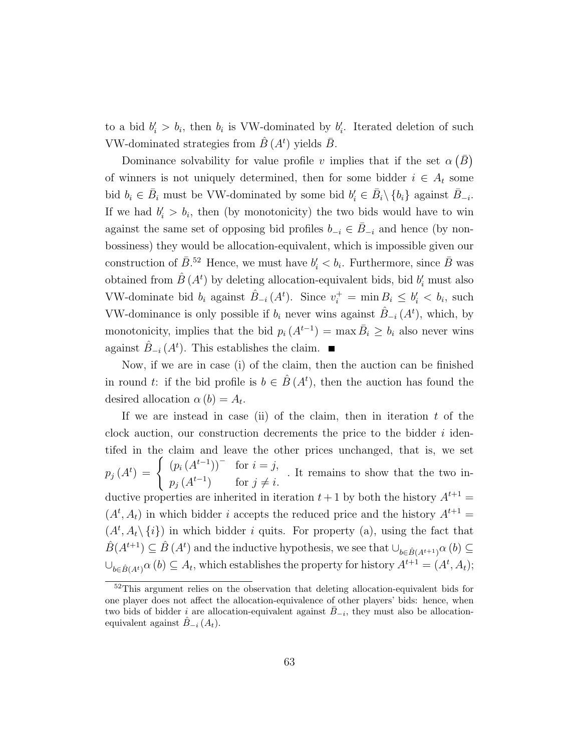to a bid $b'_i > b_i$, then $b_i$ is VW-dominated by $b'_i$. Iterated deletion of such VW-dominated strategies from $\hat{B}(A^t)$ yields $\bar{B}$.

Dominance solvability for value profile $v$ implies that if the set $\alpha(\bar{B})$ of winners is not uniquely determined, then for some bidder $i \in A_t$ some bid $b_i \in \bar{B}_i$ must be VW-dominated by some bid $b'_i \in \bar{B}_i \setminus \{b_i\}$ against $\bar{B}_{-i}$. If we had $b'_i > b_i$, then (by monotonicity) the two bids would have to win against the same set of opposing bid profiles $b_{-i} \in \bar{B}_{-i}$ and hence (by non-bossiness) they would be allocation-equivalent, which is impossible given our construction of $\bar{B}$.[52] Hence, we must have $b'_i < b_i$. Furthermore, since $\bar{B}$ was obtained from $\hat{B}(A^t)$ by deleting allocation-equivalent bids, bid $b'_i$ must also VW-dominate bid $b_i$ against $\hat{B}_{-i}(A^t)$. Since $v_i^+ = \min B_i \leq b'_i < b_i$, such VW-dominance is only possible if $b_i$ never wins against $\hat{B}_{-i}(A^t)$, which, by monotonicity, implies that the bid $p_i(A^{t-1}) = \max \bar{B}_i \geq b_i$ also never wins against $\hat{B}_{-i}(A^t)$. This establishes the claim. ■

Now, if we are in case (i) of the claim, then the auction can be finished in round $t$: if the bid profile is $b \in \hat{B}(A^t)$, then the auction has found the desired allocation $\alpha(b) = A_t$.

If we are instead in case (ii) of the claim, then in iteration $t$ of the clock auction, our construction decrements the price to the bidder $i$ identifed in the claim and leave the other prices unchanged, that is, we set $p_j(A^t) = \begin{cases} (p_i(A^{t-1}))^- & \text{for } i = j, \\ p_j(A^{t-1}) & \text{for } j \neq i. \end{cases}$. It remains to show that the two inductive properties are inherited in iteration $t+1$ by both the history $A^{t+1} = (A^t, A_t)$ in which bidder $i$ accepts the reduced price and the history $A^{t+1} = (A^t, A_t \setminus \{i\})$ in which bidder $i$ quits. For property (a), using the fact that $\hat{B}(A^{t+1}) \subseteq \hat{B}(A^t)$ and the inductive hypothesis, we see that $\cup_{b \in \hat{B}(A^{t+1})} \alpha(b) \subseteq \cup_{b \in \hat{B}(A^t)} \alpha(b) \subseteq A_t$, which establishes the property for history $A^{t+1} = (A^t, A_t)$;

[52] This argument relies on the observation that deleting allocation-equivalent bids for one player does not affect the allocation-equivalence of other players' bids: hence, when two bids of bidder $i$ are allocation-equivalent against $\bar{B}_{-i}$, they must also be allocation-equivalent against $\hat{B}_{-i}(A_t)$.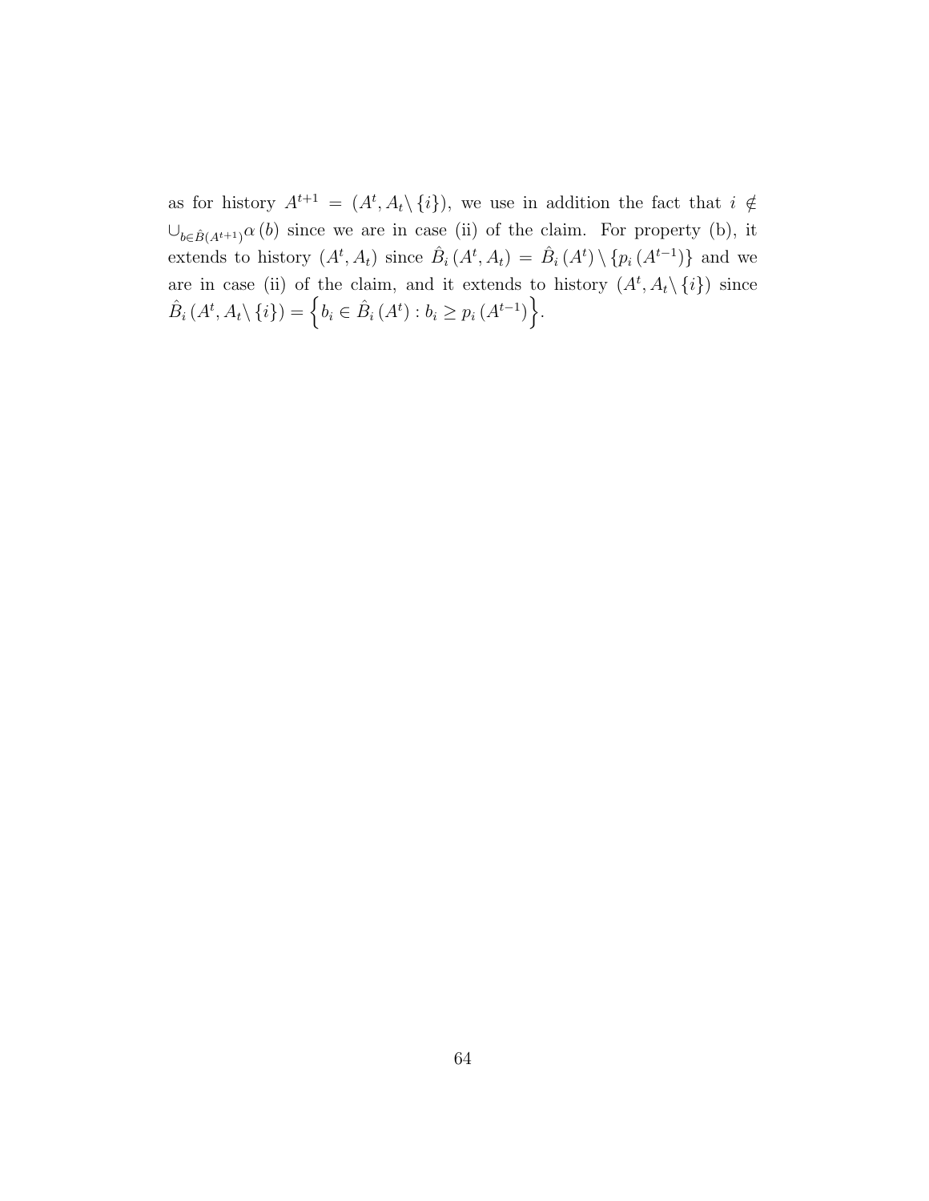as for history $A^{t+1} = (A^t, A_t \setminus \{i\})$, we use in addition the fact that $i \notin \cup_{b \in \hat{B}(A^{t+1})} \alpha(b)$ since we are in case (ii) of the claim. For property (b), it extends to history $(A^t, A_t)$ since $\hat{B}_i(A^t, A_t) = \hat{B}_i(A^t) \setminus \{p_i(A^{t-1})\}$ and we are in case (ii) of the claim, and it extends to history $(A^t, A_t \setminus \{i\})$ since $\hat{B}_i(A^t, A_t \setminus \{i\}) = \left\{ b_i \in \hat{B}_i(A^t) : b_i \geq p_i(A^{t-1}) \right\}$.